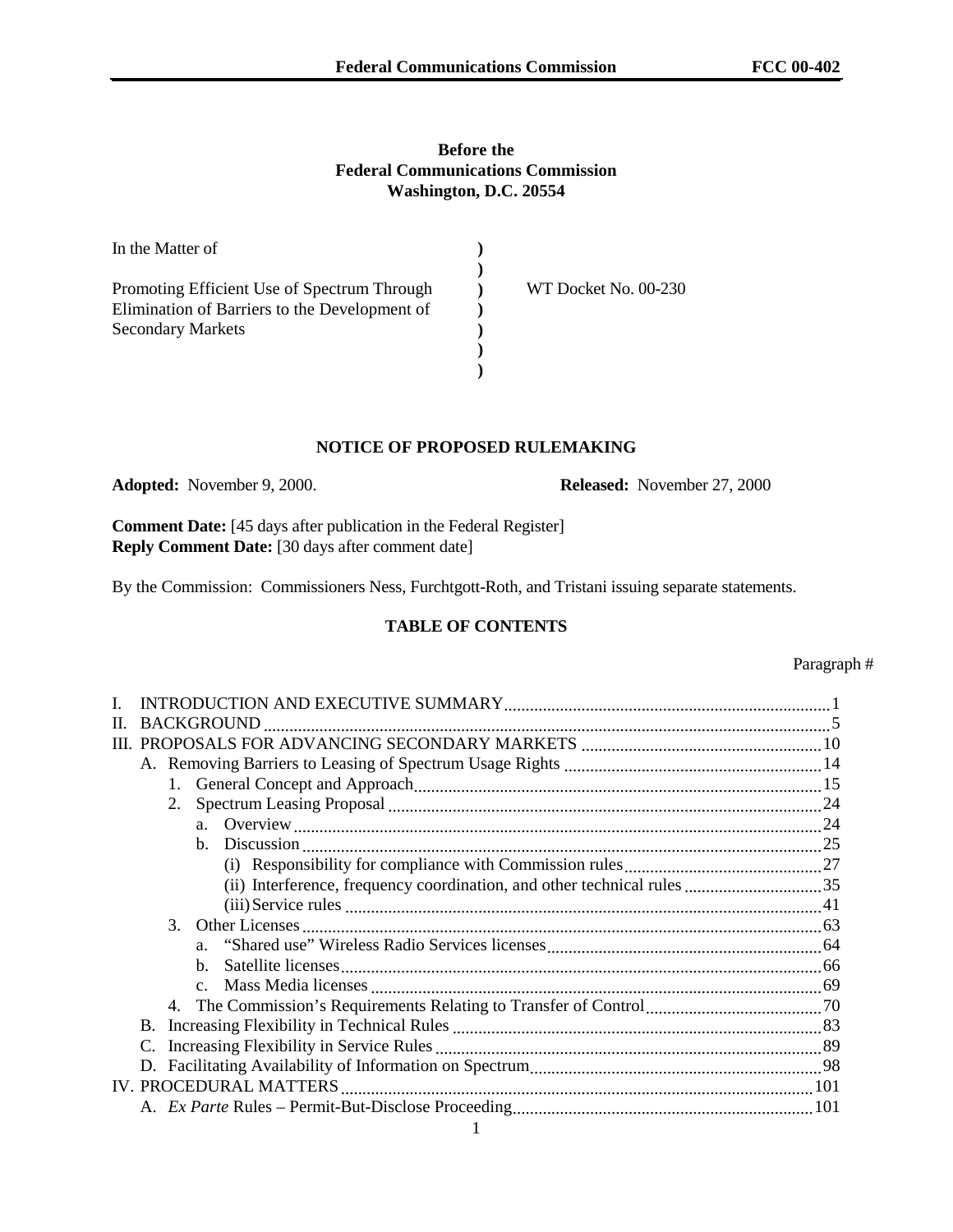**Before the**
**Federal Communications Commission**
**Washington, D.C. 20554**

| | | |
|---|---|---|
| In the Matter of | ) | |
| | ) | |
| Promoting Efficient Use of Spectrum Through Elimination of Barriers to the Development of Secondary Markets | ) | WT Docket No. 00-230 |
| | ) | |
| | ) | |

## NOTICE OF PROPOSED RULEMAKING

**Adopted:** November 9, 2000. **Released:** November 27, 2000

**Comment Date:** [45 days after publication in the Federal Register]
**Reply Comment Date:** [30 days after comment date]

By the Commission: Commissioners Ness, Furchtgott-Roth, and Tristani issuing separate statements.

### TABLE OF CONTENTS

| | Paragraph # |
|---|---|
| I. INTRODUCTION AND EXECUTIVE SUMMARY | 1 |
| II. BACKGROUND | 5 |
| III. PROPOSALS FOR ADVANCING SECONDARY MARKETS | 10 |
| A. Removing Barriers to Leasing of Spectrum Usage Rights | 14 |
| 1. General Concept and Approach | 15 |
| 2. Spectrum Leasing Proposal | 24 |
| a. Overview | 24 |
| b. Discussion | 25 |
| (i) Responsibility for compliance with Commission rules | 27 |
| (ii) Interference, frequency coordination, and other technical rules | 35 |
| (iii) Service rules | 41 |
| 3. Other Licenses | 63 |
| a. "Shared use" Wireless Radio Services licenses | 64 |
| b. Satellite licenses | 66 |
| c. Mass Media licenses | 69 |
| 4. The Commission's Requirements Relating to Transfer of Control | 70 |
| B. Increasing Flexibility in Technical Rules | 83 |
| C. Increasing Flexibility in Service Rules | 89 |
| D. Facilitating Availability of Information on Spectrum | 98 |
| IV. PROCEDURAL MATTERS | 101 |
| A. *Ex Parte* Rules – Permit-But-Disclose Proceeding | 101 |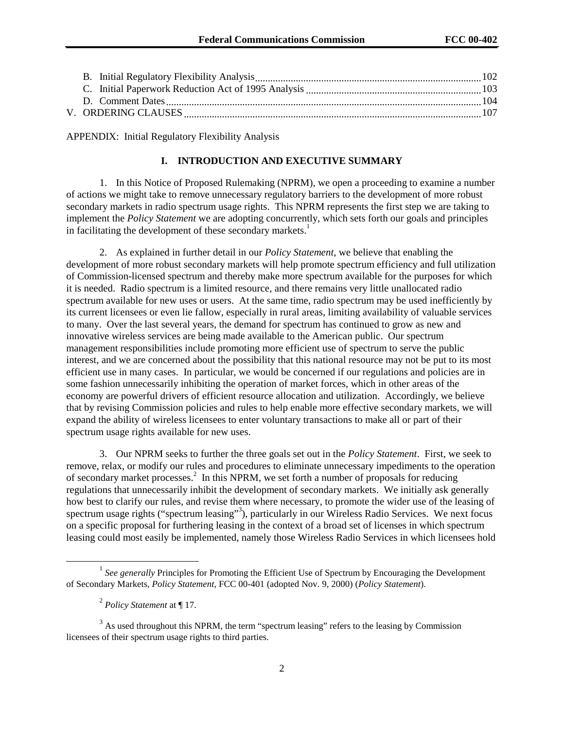B. Initial Regulatory Flexibility Analysis ..... 102
C. Initial Paperwork Reduction Act of 1995 Analysis ..... 103
D. Comment Dates ..... 104
V. ORDERING CLAUSES ..... 107

APPENDIX: Initial Regulatory Flexibility Analysis

## I. INTRODUCTION AND EXECUTIVE SUMMARY

1. In this Notice of Proposed Rulemaking (NPRM), we open a proceeding to examine a number of actions we might take to remove unnecessary regulatory barriers to the development of more robust secondary markets in radio spectrum usage rights. This NPRM represents the first step we are taking to implement the *Policy Statement* we are adopting concurrently, which sets forth our goals and principles in facilitating the development of these secondary markets.[1]

2. As explained in further detail in our *Policy Statement*, we believe that enabling the development of more robust secondary markets will help promote spectrum efficiency and full utilization of Commission-licensed spectrum and thereby make more spectrum available for the purposes for which it is needed. Radio spectrum is a limited resource, and there remains very little unallocated radio spectrum available for new uses or users. At the same time, radio spectrum may be used inefficiently by its current licensees or even lie fallow, especially in rural areas, limiting availability of valuable services to many. Over the last several years, the demand for spectrum has continued to grow as new and innovative wireless services are being made available to the American public. Our spectrum management responsibilities include promoting more efficient use of spectrum to serve the public interest, and we are concerned about the possibility that this national resource may not be put to its most efficient use in many cases. In particular, we would be concerned if our regulations and policies are in some fashion unnecessarily inhibiting the operation of market forces, which in other areas of the economy are powerful drivers of efficient resource allocation and utilization. Accordingly, we believe that by revising Commission policies and rules to help enable more effective secondary markets, we will expand the ability of wireless licensees to enter voluntary transactions to make all or part of their spectrum usage rights available for new uses.

3. Our NPRM seeks to further the three goals set out in the *Policy Statement*. First, we seek to remove, relax, or modify our rules and procedures to eliminate unnecessary impediments to the operation of secondary market processes.[2] In this NPRM, we set forth a number of proposals for reducing regulations that unnecessarily inhibit the development of secondary markets. We initially ask generally how best to clarify our rules, and revise them where necessary, to promote the wider use of the leasing of spectrum usage rights ("spectrum leasing"[3]), particularly in our Wireless Radio Services. We next focus on a specific proposal for furthering leasing in the context of a broad set of licenses in which spectrum leasing could most easily be implemented, namely those Wireless Radio Services in which licensees hold

---

[1] *See generally* Principles for Promoting the Efficient Use of Spectrum by Encouraging the Development of Secondary Markets, *Policy Statement*, FCC 00-401 (adopted Nov. 9, 2000) (*Policy Statement*).

[2] *Policy Statement* at ¶ 17.

[3] As used throughout this NPRM, the term "spectrum leasing" refers to the leasing by Commission licensees of their spectrum usage rights to third parties.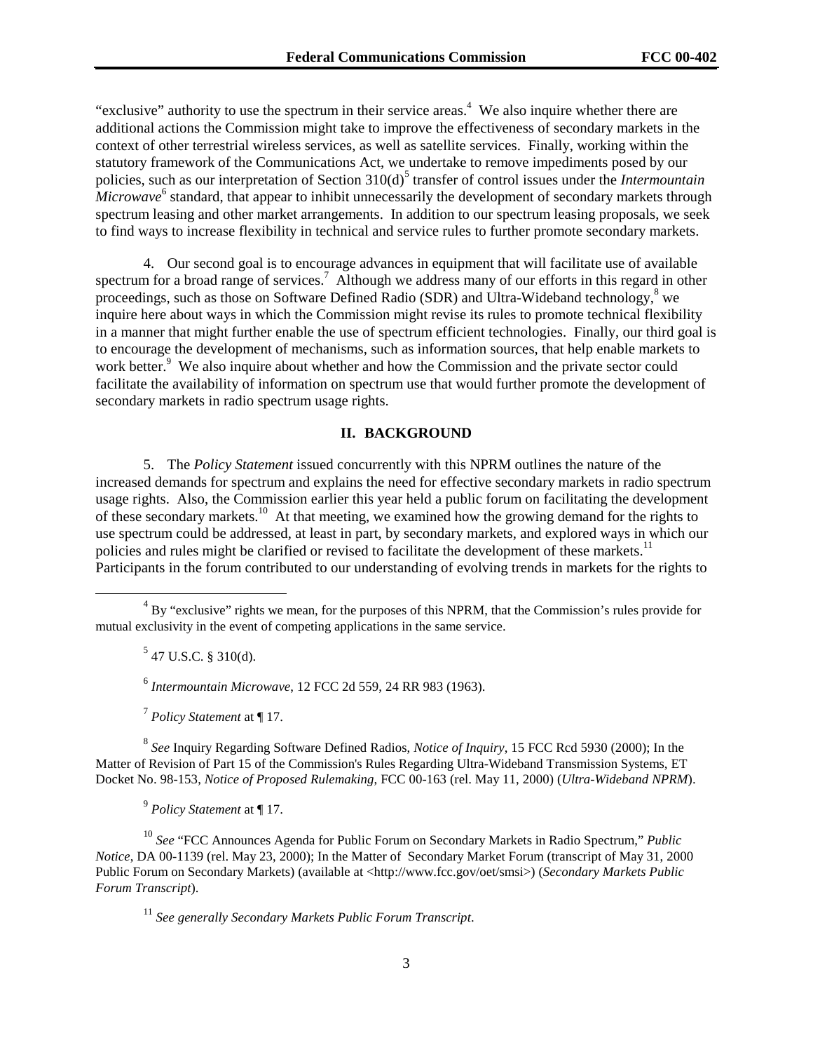"exclusive" authority to use the spectrum in their service areas.[4] We also inquire whether there are additional actions the Commission might take to improve the effectiveness of secondary markets in the context of other terrestrial wireless services, as well as satellite services. Finally, working within the statutory framework of the Communications Act, we undertake to remove impediments posed by our policies, such as our interpretation of Section 310(d)[5] transfer of control issues under the *Intermountain Microwave*[6] standard, that appear to inhibit unnecessarily the development of secondary markets through spectrum leasing and other market arrangements. In addition to our spectrum leasing proposals, we seek to find ways to increase flexibility in technical and service rules to further promote secondary markets.

4. Our second goal is to encourage advances in equipment that will facilitate use of available spectrum for a broad range of services.[7] Although we address many of our efforts in this regard in other proceedings, such as those on Software Defined Radio (SDR) and Ultra-Wideband technology,[8] we inquire here about ways in which the Commission might revise its rules to promote technical flexibility in a manner that might further enable the use of spectrum efficient technologies. Finally, our third goal is to encourage the development of mechanisms, such as information sources, that help enable markets to work better.[9] We also inquire about whether and how the Commission and the private sector could facilitate the availability of information on spectrum use that would further promote the development of secondary markets in radio spectrum usage rights.

## II. BACKGROUND

5. The *Policy Statement* issued concurrently with this NPRM outlines the nature of the increased demands for spectrum and explains the need for effective secondary markets in radio spectrum usage rights. Also, the Commission earlier this year held a public forum on facilitating the development of these secondary markets.[10] At that meeting, we examined how the growing demand for the rights to use spectrum could be addressed, at least in part, by secondary markets, and explored ways in which our policies and rules might be clarified or revised to facilitate the development of these markets.[11] Participants in the forum contributed to our understanding of evolving trends in markets for the rights to

---

[4] By "exclusive" rights we mean, for the purposes of this NPRM, that the Commission's rules provide for mutual exclusivity in the event of competing applications in the same service.

[5] 47 U.S.C. § 310(d).

[6] *Intermountain Microwave*, 12 FCC 2d 559, 24 RR 983 (1963).

[7] *Policy Statement* at ¶ 17.

[8] *See* Inquiry Regarding Software Defined Radios, *Notice of Inquiry*, 15 FCC Rcd 5930 (2000); In the Matter of Revision of Part 15 of the Commission's Rules Regarding Ultra-Wideband Transmission Systems, ET Docket No. 98-153, *Notice of Proposed Rulemaking*, FCC 00-163 (rel. May 11, 2000) (*Ultra-Wideband NPRM*).

[9] *Policy Statement* at ¶ 17.

[10] *See* "FCC Announces Agenda for Public Forum on Secondary Markets in Radio Spectrum," *Public Notice*, DA 00-1139 (rel. May 23, 2000); In the Matter of Secondary Market Forum (transcript of May 31, 2000 Public Forum on Secondary Markets) (available at <http://www.fcc.gov/oet/smsi>) (*Secondary Markets Public Forum Transcript*).

[11] *See generally Secondary Markets Public Forum Transcript*.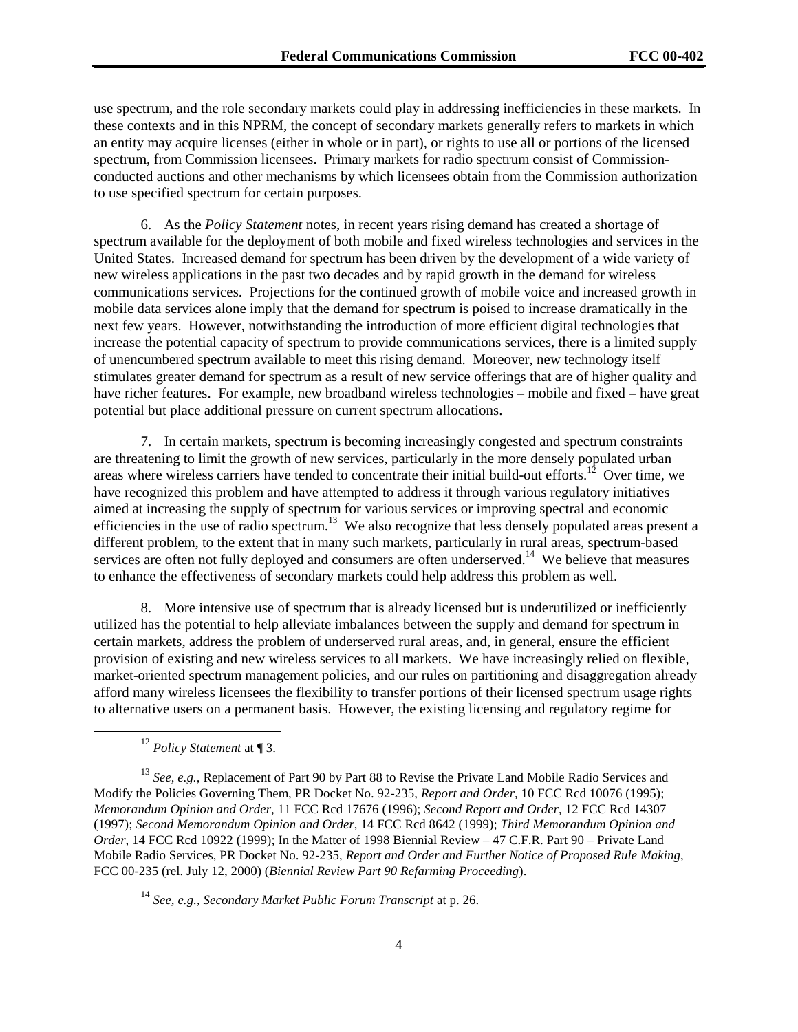use spectrum, and the role secondary markets could play in addressing inefficiencies in these markets. In these contexts and in this NPRM, the concept of secondary markets generally refers to markets in which an entity may acquire licenses (either in whole or in part), or rights to use all or portions of the licensed spectrum, from Commission licensees. Primary markets for radio spectrum consist of Commission-conducted auctions and other mechanisms by which licensees obtain from the Commission authorization to use specified spectrum for certain purposes.

6. As the *Policy Statement* notes, in recent years rising demand has created a shortage of spectrum available for the deployment of both mobile and fixed wireless technologies and services in the United States. Increased demand for spectrum has been driven by the development of a wide variety of new wireless applications in the past two decades and by rapid growth in the demand for wireless communications services. Projections for the continued growth of mobile voice and increased growth in mobile data services alone imply that the demand for spectrum is poised to increase dramatically in the next few years. However, notwithstanding the introduction of more efficient digital technologies that increase the potential capacity of spectrum to provide communications services, there is a limited supply of unencumbered spectrum available to meet this rising demand. Moreover, new technology itself stimulates greater demand for spectrum as a result of new service offerings that are of higher quality and have richer features. For example, new broadband wireless technologies – mobile and fixed – have great potential but place additional pressure on current spectrum allocations.

7. In certain markets, spectrum is becoming increasingly congested and spectrum constraints are threatening to limit the growth of new services, particularly in the more densely populated urban areas where wireless carriers have tended to concentrate their initial build-out efforts.[12] Over time, we have recognized this problem and have attempted to address it through various regulatory initiatives aimed at increasing the supply of spectrum for various services or improving spectral and economic efficiencies in the use of radio spectrum.[13] We also recognize that less densely populated areas present a different problem, to the extent that in many such markets, particularly in rural areas, spectrum-based services are often not fully deployed and consumers are often underserved.[14] We believe that measures to enhance the effectiveness of secondary markets could help address this problem as well.

8. More intensive use of spectrum that is already licensed but is underutilized or inefficiently utilized has the potential to help alleviate imbalances between the supply and demand for spectrum in certain markets, address the problem of underserved rural areas, and, in general, ensure the efficient provision of existing and new wireless services to all markets. We have increasingly relied on flexible, market-oriented spectrum management policies, and our rules on partitioning and disaggregation already afford many wireless licensees the flexibility to transfer portions of their licensed spectrum usage rights to alternative users on a permanent basis. However, the existing licensing and regulatory regime for

---

[12] *Policy Statement* at ¶ 3.

[13] *See, e.g.,* Replacement of Part 90 by Part 88 to Revise the Private Land Mobile Radio Services and Modify the Policies Governing Them, PR Docket No. 92-235, *Report and Order,* 10 FCC Rcd 10076 (1995); *Memorandum Opinion and Order*, 11 FCC Rcd 17676 (1996); *Second Report and Order*, 12 FCC Rcd 14307 (1997); *Second Memorandum Opinion and Order*, 14 FCC Rcd 8642 (1999); *Third Memorandum Opinion and Order*, 14 FCC Rcd 10922 (1999); In the Matter of 1998 Biennial Review – 47 C.F.R. Part 90 – Private Land Mobile Radio Services, PR Docket No. 92-235, *Report and Order and Further Notice of Proposed Rule Making*, FCC 00-235 (rel. July 12, 2000) (*Biennial Review Part 90 Refarming Proceeding*).

[14] *See, e.g., Secondary Market Public Forum Transcript* at p. 26.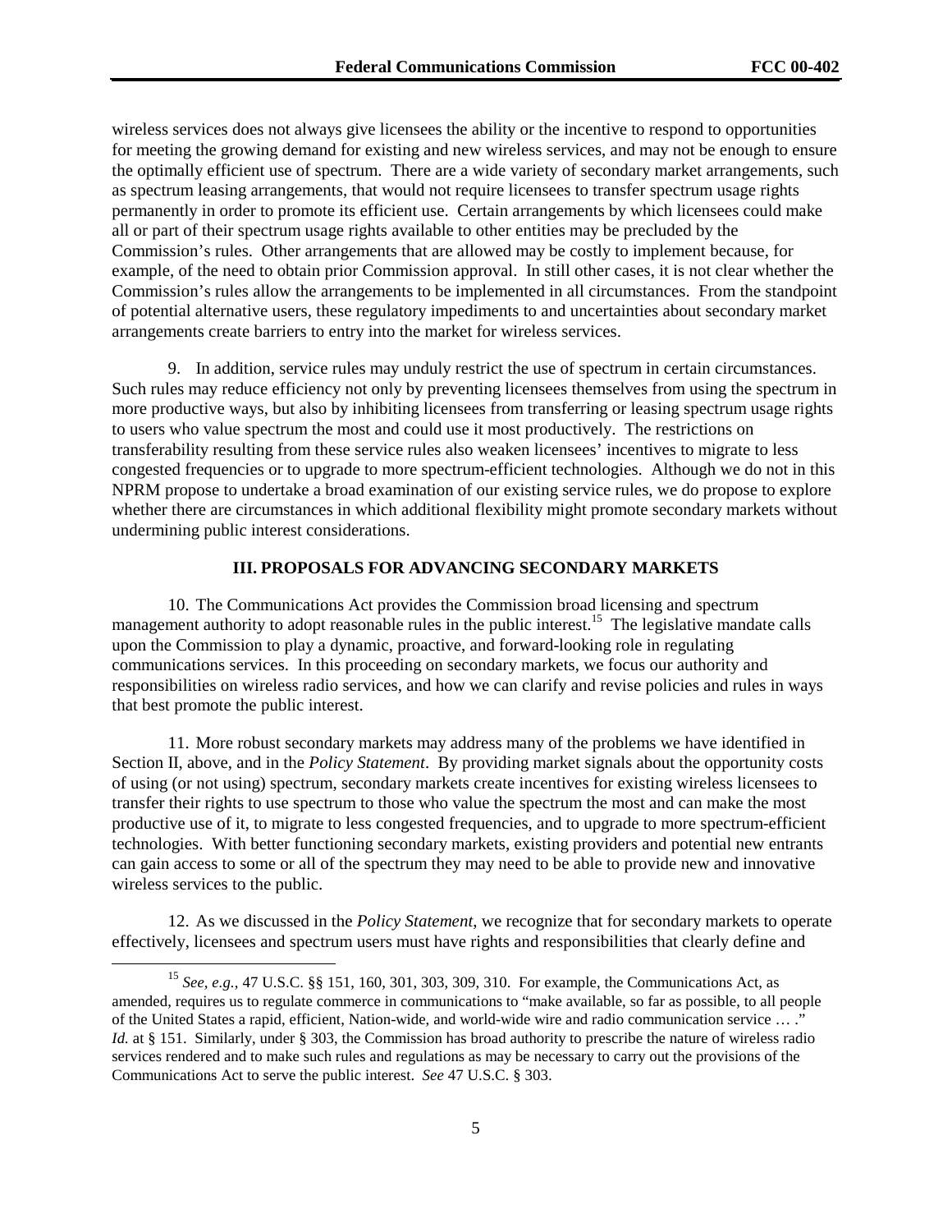wireless services does not always give licensees the ability or the incentive to respond to opportunities for meeting the growing demand for existing and new wireless services, and may not be enough to ensure the optimally efficient use of spectrum. There are a wide variety of secondary market arrangements, such as spectrum leasing arrangements, that would not require licensees to transfer spectrum usage rights permanently in order to promote its efficient use. Certain arrangements by which licensees could make all or part of their spectrum usage rights available to other entities may be precluded by the Commission's rules. Other arrangements that are allowed may be costly to implement because, for example, of the need to obtain prior Commission approval. In still other cases, it is not clear whether the Commission's rules allow the arrangements to be implemented in all circumstances. From the standpoint of potential alternative users, these regulatory impediments to and uncertainties about secondary market arrangements create barriers to entry into the market for wireless services.

9. In addition, service rules may unduly restrict the use of spectrum in certain circumstances. Such rules may reduce efficiency not only by preventing licensees themselves from using the spectrum in more productive ways, but also by inhibiting licensees from transferring or leasing spectrum usage rights to users who value spectrum the most and could use it most productively. The restrictions on transferability resulting from these service rules also weaken licensees' incentives to migrate to less congested frequencies or to upgrade to more spectrum-efficient technologies. Although we do not in this NPRM propose to undertake a broad examination of our existing service rules, we do propose to explore whether there are circumstances in which additional flexibility might promote secondary markets without undermining public interest considerations.

## III. PROPOSALS FOR ADVANCING SECONDARY MARKETS

10. The Communications Act provides the Commission broad licensing and spectrum management authority to adopt reasonable rules in the public interest.[15] The legislative mandate calls upon the Commission to play a dynamic, proactive, and forward-looking role in regulating communications services. In this proceeding on secondary markets, we focus our authority and responsibilities on wireless radio services, and how we can clarify and revise policies and rules in ways that best promote the public interest.

11. More robust secondary markets may address many of the problems we have identified in Section II, above, and in the *Policy Statement*. By providing market signals about the opportunity costs of using (or not using) spectrum, secondary markets create incentives for existing wireless licensees to transfer their rights to use spectrum to those who value the spectrum the most and can make the most productive use of it, to migrate to less congested frequencies, and to upgrade to more spectrum-efficient technologies. With better functioning secondary markets, existing providers and potential new entrants can gain access to some or all of the spectrum they may need to be able to provide new and innovative wireless services to the public.

12. As we discussed in the *Policy Statement*, we recognize that for secondary markets to operate effectively, licensees and spectrum users must have rights and responsibilities that clearly define and

[15] *See, e.g.,* 47 U.S.C. §§ 151, 160, 301, 303, 309, 310. For example, the Communications Act, as amended, requires us to regulate commerce in communications to "make available, so far as possible, to all people of the United States a rapid, efficient, Nation-wide, and world-wide wire and radio communication service … ." *Id.* at § 151. Similarly, under § 303, the Commission has broad authority to prescribe the nature of wireless radio services rendered and to make such rules and regulations as may be necessary to carry out the provisions of the Communications Act to serve the public interest. *See* 47 U.S.C. § 303.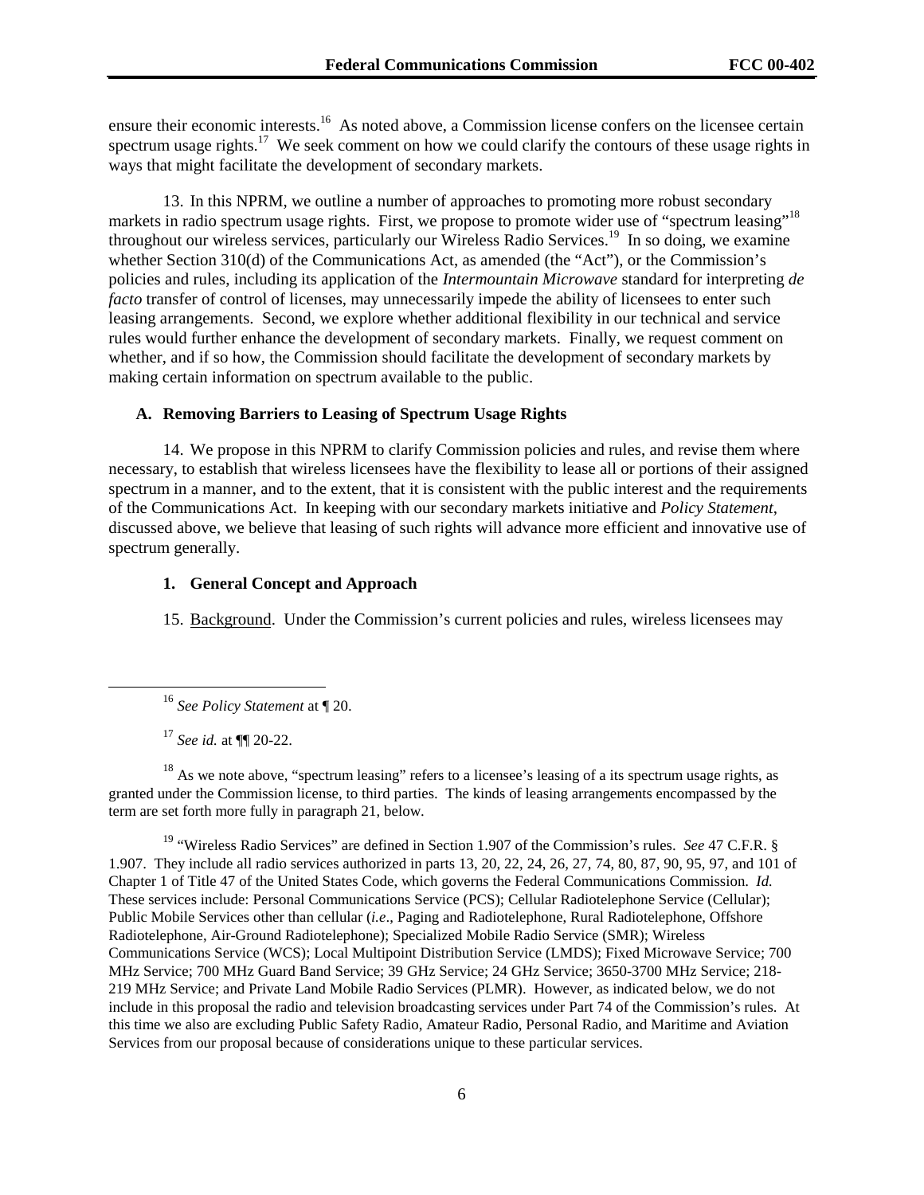ensure their economic interests.[16] As noted above, a Commission license confers on the licensee certain spectrum usage rights.[17] We seek comment on how we could clarify the contours of these usage rights in ways that might facilitate the development of secondary markets.

13. In this NPRM, we outline a number of approaches to promoting more robust secondary markets in radio spectrum usage rights. First, we propose to promote wider use of "spectrum leasing"[18] throughout our wireless services, particularly our Wireless Radio Services.[19] In so doing, we examine whether Section 310(d) of the Communications Act, as amended (the "Act"), or the Commission's policies and rules, including its application of the *Intermountain Microwave* standard for interpreting *de facto* transfer of control of licenses, may unnecessarily impede the ability of licensees to enter such leasing arrangements. Second, we explore whether additional flexibility in our technical and service rules would further enhance the development of secondary markets. Finally, we request comment on whether, and if so how, the Commission should facilitate the development of secondary markets by making certain information on spectrum available to the public.

### A. Removing Barriers to Leasing of Spectrum Usage Rights

14. We propose in this NPRM to clarify Commission policies and rules, and revise them where necessary, to establish that wireless licensees have the flexibility to lease all or portions of their assigned spectrum in a manner, and to the extent, that it is consistent with the public interest and the requirements of the Communications Act. In keeping with our secondary markets initiative and *Policy Statement*, discussed above, we believe that leasing of such rights will advance more efficient and innovative use of spectrum generally.

#### 1. General Concept and Approach

15. Background. Under the Commission's current policies and rules, wireless licensees may

---

[16] *See Policy Statement* at ¶ 20.

[17] *See id.* at ¶¶ 20-22.

[18] As we note above, "spectrum leasing" refers to a licensee's leasing of a its spectrum usage rights, as granted under the Commission license, to third parties. The kinds of leasing arrangements encompassed by the term are set forth more fully in paragraph 21, below.

[19] "Wireless Radio Services" are defined in Section 1.907 of the Commission's rules. *See* 47 C.F.R. § 1.907. They include all radio services authorized in parts 13, 20, 22, 24, 26, 27, 74, 80, 87, 90, 95, 97, and 101 of Chapter 1 of Title 47 of the United States Code, which governs the Federal Communications Commission. *Id.* These services include: Personal Communications Service (PCS); Cellular Radiotelephone Service (Cellular); Public Mobile Services other than cellular (*i.e*., Paging and Radiotelephone, Rural Radiotelephone, Offshore Radiotelephone, Air-Ground Radiotelephone); Specialized Mobile Radio Service (SMR); Wireless Communications Service (WCS); Local Multipoint Distribution Service (LMDS); Fixed Microwave Service; 700 MHz Service; 700 MHz Guard Band Service; 39 GHz Service; 24 GHz Service; 3650-3700 MHz Service; 218-219 MHz Service; and Private Land Mobile Radio Services (PLMR). However, as indicated below, we do not include in this proposal the radio and television broadcasting services under Part 74 of the Commission's rules. At this time we also are excluding Public Safety Radio, Amateur Radio, Personal Radio, and Maritime and Aviation Services from our proposal because of considerations unique to these particular services.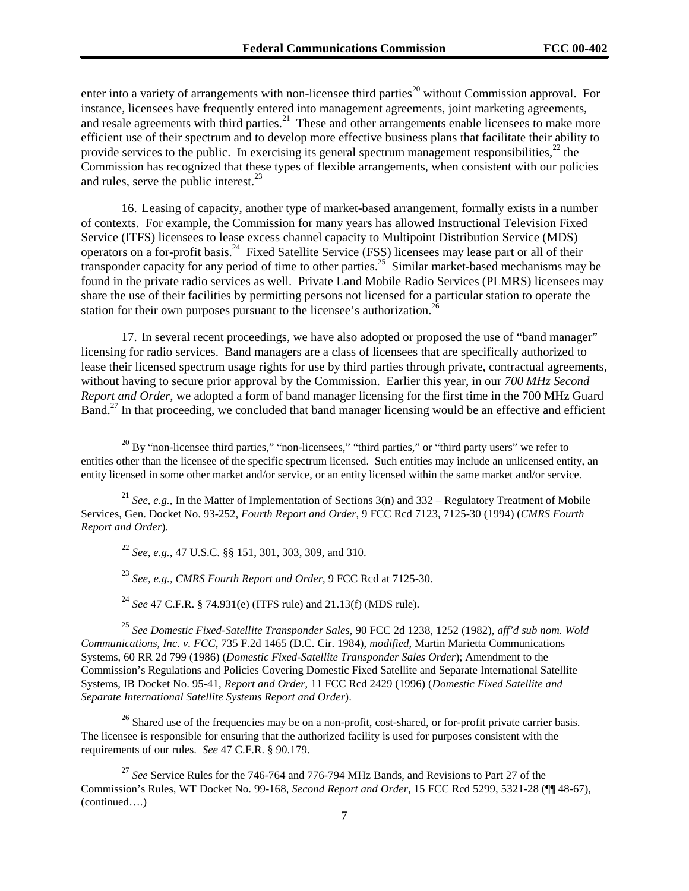enter into a variety of arrangements with non-licensee third parties[20] without Commission approval. For instance, licensees have frequently entered into management agreements, joint marketing agreements, and resale agreements with third parties.[21] These and other arrangements enable licensees to make more efficient use of their spectrum and to develop more effective business plans that facilitate their ability to provide services to the public. In exercising its general spectrum management responsibilities,[22] the Commission has recognized that these types of flexible arrangements, when consistent with our policies and rules, serve the public interest.[23]

16. Leasing of capacity, another type of market-based arrangement, formally exists in a number of contexts. For example, the Commission for many years has allowed Instructional Television Fixed Service (ITFS) licensees to lease excess channel capacity to Multipoint Distribution Service (MDS) operators on a for-profit basis.[24] Fixed Satellite Service (FSS) licensees may lease part or all of their transponder capacity for any period of time to other parties.[25] Similar market-based mechanisms may be found in the private radio services as well. Private Land Mobile Radio Services (PLMRS) licensees may share the use of their facilities by permitting persons not licensed for a particular station to operate the station for their own purposes pursuant to the licensee's authorization.[26]

17. In several recent proceedings, we have also adopted or proposed the use of "band manager" licensing for radio services. Band managers are a class of licensees that are specifically authorized to lease their licensed spectrum usage rights for use by third parties through private, contractual agreements, without having to secure prior approval by the Commission. Earlier this year, in our *700 MHz Second Report and Order*, we adopted a form of band manager licensing for the first time in the 700 MHz Guard Band.[27] In that proceeding, we concluded that band manager licensing would be an effective and efficient

---

[20] By "non-licensee third parties," "non-licensees," "third parties," or "third party users" we refer to entities other than the licensee of the specific spectrum licensed. Such entities may include an unlicensed entity, an entity licensed in some other market and/or service, or an entity licensed within the same market and/or service.

[21] *See, e.g.,* In the Matter of Implementation of Sections 3(n) and 332 – Regulatory Treatment of Mobile Services, Gen. Docket No. 93-252, *Fourth Report and Order*, 9 FCC Rcd 7123, 7125-30 (1994) (*CMRS Fourth Report and Order*).

[22] *See, e.g.,* 47 U.S.C. §§ 151, 301, 303, 309, and 310.

[23] *See, e.g., CMRS Fourth Report and Order*, 9 FCC Rcd at 7125-30.

[24] *See* 47 C.F.R. § 74.931(e) (ITFS rule) and 21.13(f) (MDS rule).

[25] *See Domestic Fixed-Satellite Transponder Sales*, 90 FCC 2d 1238, 1252 (1982), *aff'd sub nom. Wold Communications, Inc. v. FCC*, 735 F.2d 1465 (D.C. Cir. 1984), *modified*, Martin Marietta Communications Systems, 60 RR 2d 799 (1986) (*Domestic Fixed-Satellite Transponder Sales Order*); Amendment to the Commission's Regulations and Policies Covering Domestic Fixed Satellite and Separate International Satellite Systems, IB Docket No. 95-41, *Report and Order*, 11 FCC Rcd 2429 (1996) (*Domestic Fixed Satellite and Separate International Satellite Systems Report and Order*).

[26] Shared use of the frequencies may be on a non-profit, cost-shared, or for-profit private carrier basis. The licensee is responsible for ensuring that the authorized facility is used for purposes consistent with the requirements of our rules. *See* 47 C.F.R. § 90.179.

[27] *See* Service Rules for the 746-764 and 776-794 MHz Bands, and Revisions to Part 27 of the Commission's Rules, WT Docket No. 99-168, *Second Report and Order*, 15 FCC Rcd 5299, 5321-28 (¶¶ 48-67), (continued….)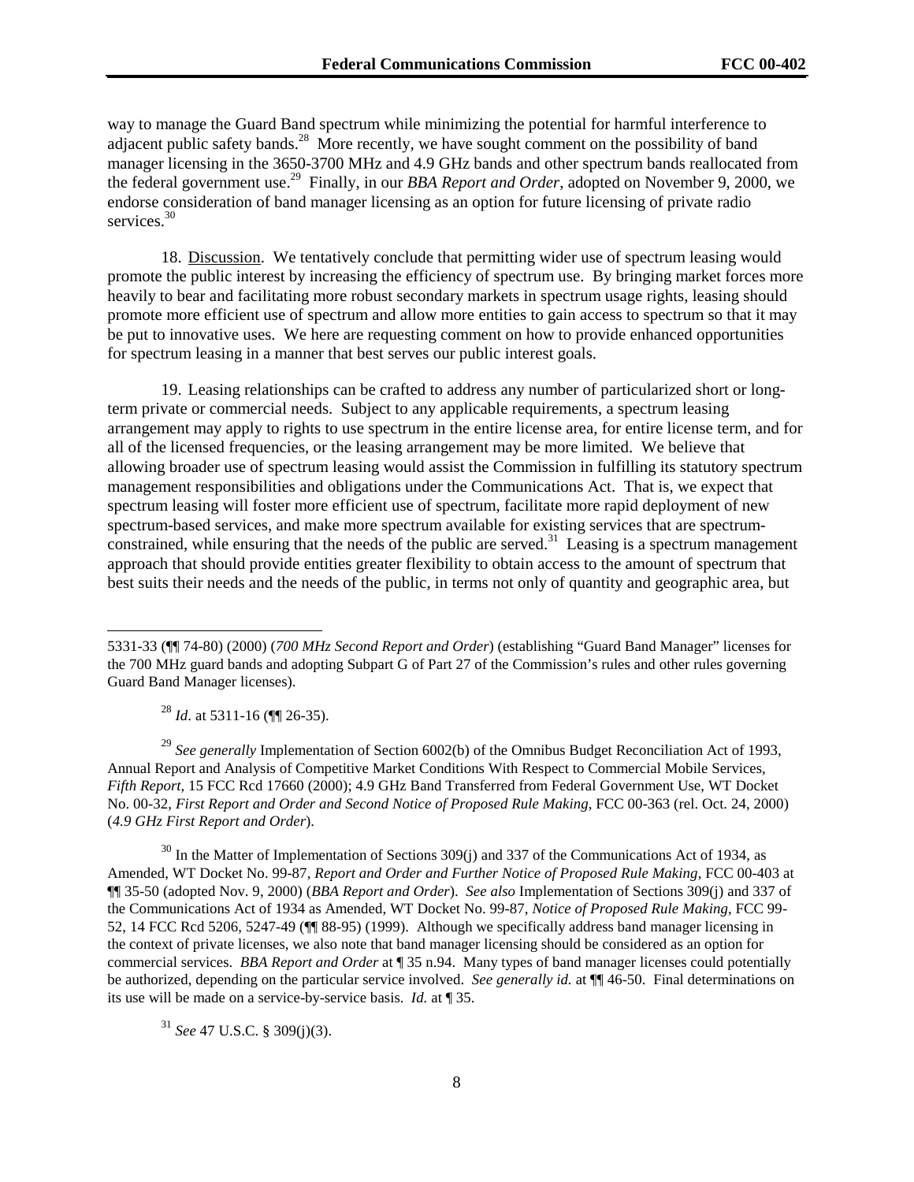way to manage the Guard Band spectrum while minimizing the potential for harmful interference to adjacent public safety bands.[28] More recently, we have sought comment on the possibility of band manager licensing in the 3650-3700 MHz and 4.9 GHz bands and other spectrum bands reallocated from the federal government use.[29] Finally, in our *BBA Report and Order*, adopted on November 9, 2000, we endorse consideration of band manager licensing as an option for future licensing of private radio services.[30]

18. Discussion. We tentatively conclude that permitting wider use of spectrum leasing would promote the public interest by increasing the efficiency of spectrum use. By bringing market forces more heavily to bear and facilitating more robust secondary markets in spectrum usage rights, leasing should promote more efficient use of spectrum and allow more entities to gain access to spectrum so that it may be put to innovative uses. We here are requesting comment on how to provide enhanced opportunities for spectrum leasing in a manner that best serves our public interest goals.

19. Leasing relationships can be crafted to address any number of particularized short or long-term private or commercial needs. Subject to any applicable requirements, a spectrum leasing arrangement may apply to rights to use spectrum in the entire license area, for entire license term, and for all of the licensed frequencies, or the leasing arrangement may be more limited. We believe that allowing broader use of spectrum leasing would assist the Commission in fulfilling its statutory spectrum management responsibilities and obligations under the Communications Act. That is, we expect that spectrum leasing will foster more efficient use of spectrum, facilitate more rapid deployment of new spectrum-based services, and make more spectrum available for existing services that are spectrum-constrained, while ensuring that the needs of the public are served.[31] Leasing is a spectrum management approach that should provide entities greater flexibility to obtain access to the amount of spectrum that best suits their needs and the needs of the public, in terms not only of quantity and geographic area, but

---

5331-33 (¶¶ 74-80) (2000) (*700 MHz Second Report and Order*) (establishing "Guard Band Manager" licenses for the 700 MHz guard bands and adopting Subpart G of Part 27 of the Commission's rules and other rules governing Guard Band Manager licenses).

[28] *Id*. at 5311-16 (¶¶ 26-35).

[29] *See generally* Implementation of Section 6002(b) of the Omnibus Budget Reconciliation Act of 1993, Annual Report and Analysis of Competitive Market Conditions With Respect to Commercial Mobile Services, *Fifth Report*, 15 FCC Rcd 17660 (2000); 4.9 GHz Band Transferred from Federal Government Use, WT Docket No. 00-32, *First Report and Order and Second Notice of Proposed Rule Making*, FCC 00-363 (rel. Oct. 24, 2000) (*4.9 GHz First Report and Order*).

[30] In the Matter of Implementation of Sections 309(j) and 337 of the Communications Act of 1934, as Amended, WT Docket No. 99-87, *Report and Order and Further Notice of Proposed Rule Making*, FCC 00-403 at ¶¶ 35-50 (adopted Nov. 9, 2000) (*BBA Report and Order*). *See also* Implementation of Sections 309(j) and 337 of the Communications Act of 1934 as Amended, WT Docket No. 99-87, *Notice of Proposed Rule Making*, FCC 99-52, 14 FCC Rcd 5206, 5247-49 (¶¶ 88-95) (1999). Although we specifically address band manager licensing in the context of private licenses, we also note that band manager licensing should be considered as an option for commercial services. *BBA Report and Order* at ¶ 35 n.94. Many types of band manager licenses could potentially be authorized, depending on the particular service involved. *See generally id.* at ¶¶ 46-50. Final determinations on its use will be made on a service-by-service basis. *Id.* at ¶ 35.

[31] *See* 47 U.S.C. § 309(j)(3).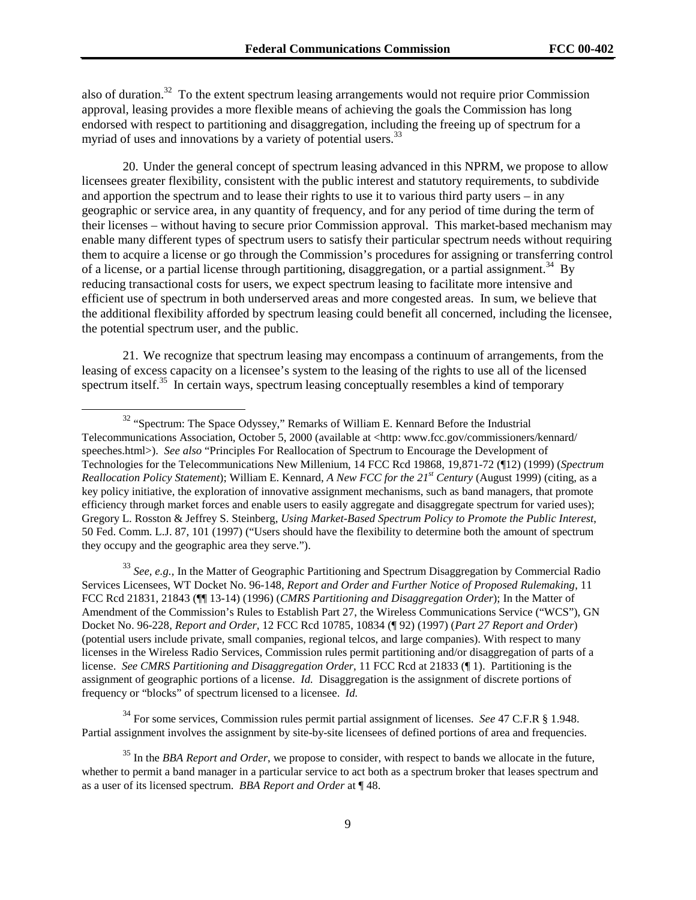also of duration.[32] To the extent spectrum leasing arrangements would not require prior Commission approval, leasing provides a more flexible means of achieving the goals the Commission has long endorsed with respect to partitioning and disaggregation, including the freeing up of spectrum for a myriad of uses and innovations by a variety of potential users.[33]

20. Under the general concept of spectrum leasing advanced in this NPRM, we propose to allow licensees greater flexibility, consistent with the public interest and statutory requirements, to subdivide and apportion the spectrum and to lease their rights to use it to various third party users – in any geographic or service area, in any quantity of frequency, and for any period of time during the term of their licenses – without having to secure prior Commission approval. This market-based mechanism may enable many different types of spectrum users to satisfy their particular spectrum needs without requiring them to acquire a license or go through the Commission's procedures for assigning or transferring control of a license, or a partial license through partitioning, disaggregation, or a partial assignment.[34] By reducing transactional costs for users, we expect spectrum leasing to facilitate more intensive and efficient use of spectrum in both underserved areas and more congested areas. In sum, we believe that the additional flexibility afforded by spectrum leasing could benefit all concerned, including the licensee, the potential spectrum user, and the public.

21. We recognize that spectrum leasing may encompass a continuum of arrangements, from the leasing of excess capacity on a licensee's system to the leasing of the rights to use all of the licensed spectrum itself.[35] In certain ways, spectrum leasing conceptually resembles a kind of temporary

---

[32] "Spectrum: The Space Odyssey," Remarks of William E. Kennard Before the Industrial Telecommunications Association, October 5, 2000 (available at <http: www.fcc.gov/commissioners/kennard/ speeches.html>). *See also* "Principles For Reallocation of Spectrum to Encourage the Development of Technologies for the Telecommunications New Millenium, 14 FCC Rcd 19868, 19,871-72 (¶12) (1999) (*Spectrum Reallocation Policy Statement*); William E. Kennard, *A New FCC for the 21st Century* (August 1999) (citing, as a key policy initiative, the exploration of innovative assignment mechanisms, such as band managers, that promote efficiency through market forces and enable users to easily aggregate and disaggregate spectrum for varied uses); Gregory L. Rosston & Jeffrey S. Steinberg, *Using Market-Based Spectrum Policy to Promote the Public Interest*, 50 Fed. Comm. L.J. 87, 101 (1997) ("Users should have the flexibility to determine both the amount of spectrum they occupy and the geographic area they serve.").

[33] *See, e.g.,* In the Matter of Geographic Partitioning and Spectrum Disaggregation by Commercial Radio Services Licensees, WT Docket No. 96-148, *Report and Order and Further Notice of Proposed Rulemaking*, 11 FCC Rcd 21831, 21843 (¶¶ 13-14) (1996) (*CMRS Partitioning and Disaggregation Order*); In the Matter of Amendment of the Commission's Rules to Establish Part 27, the Wireless Communications Service ("WCS"), GN Docket No. 96-228, *Report and Order,* 12 FCC Rcd 10785, 10834 (¶ 92) (1997) (*Part 27 Report and Order*) (potential users include private, small companies, regional telcos, and large companies). With respect to many licenses in the Wireless Radio Services, Commission rules permit partitioning and/or disaggregation of parts of a license. *See CMRS Partitioning and Disaggregation Order*, 11 FCC Rcd at 21833 (¶ 1). Partitioning is the assignment of geographic portions of a license. *Id.* Disaggregation is the assignment of discrete portions of frequency or "blocks" of spectrum licensed to a licensee. *Id.*

[34] For some services, Commission rules permit partial assignment of licenses. *See* 47 C.F.R § 1.948. Partial assignment involves the assignment by site-by-site licensees of defined portions of area and frequencies.

[35] In the *BBA Report and Order*, we propose to consider, with respect to bands we allocate in the future, whether to permit a band manager in a particular service to act both as a spectrum broker that leases spectrum and as a user of its licensed spectrum. *BBA Report and Order* at ¶ 48.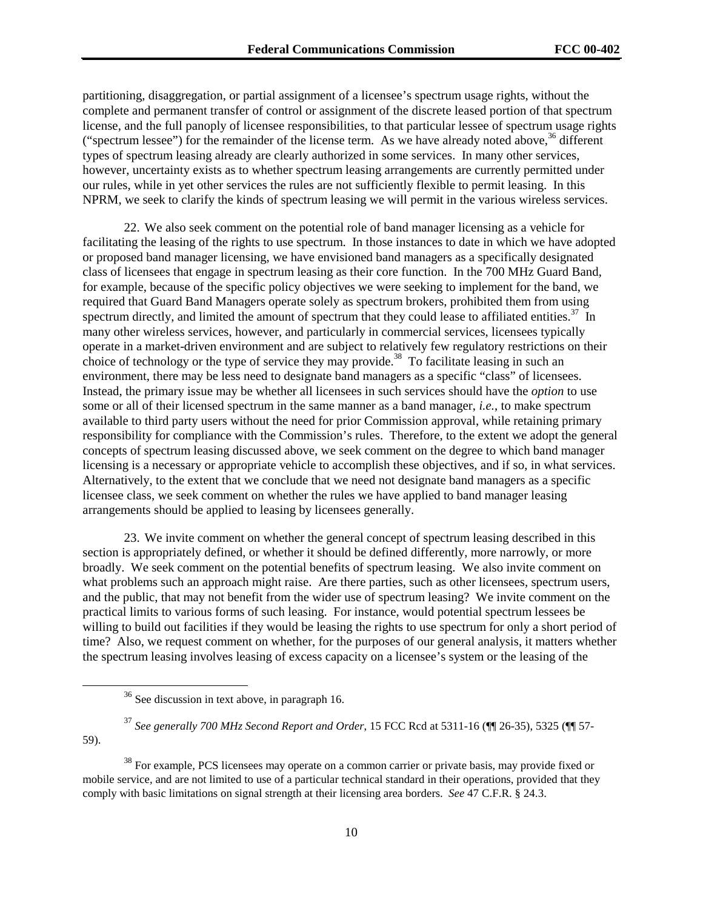partitioning, disaggregation, or partial assignment of a licensee's spectrum usage rights, without the complete and permanent transfer of control or assignment of the discrete leased portion of that spectrum license, and the full panoply of licensee responsibilities, to that particular lessee of spectrum usage rights ("spectrum lessee") for the remainder of the license term. As we have already noted above,[36] different types of spectrum leasing already are clearly authorized in some services. In many other services, however, uncertainty exists as to whether spectrum leasing arrangements are currently permitted under our rules, while in yet other services the rules are not sufficiently flexible to permit leasing. In this NPRM, we seek to clarify the kinds of spectrum leasing we will permit in the various wireless services.

22. We also seek comment on the potential role of band manager licensing as a vehicle for facilitating the leasing of the rights to use spectrum. In those instances to date in which we have adopted or proposed band manager licensing, we have envisioned band managers as a specifically designated class of licensees that engage in spectrum leasing as their core function. In the 700 MHz Guard Band, for example, because of the specific policy objectives we were seeking to implement for the band, we required that Guard Band Managers operate solely as spectrum brokers, prohibited them from using spectrum directly, and limited the amount of spectrum that they could lease to affiliated entities.[37] In many other wireless services, however, and particularly in commercial services, licensees typically operate in a market-driven environment and are subject to relatively few regulatory restrictions on their choice of technology or the type of service they may provide.[38] To facilitate leasing in such an environment, there may be less need to designate band managers as a specific "class" of licensees. Instead, the primary issue may be whether all licensees in such services should have the *option* to use some or all of their licensed spectrum in the same manner as a band manager, *i.e.*, to make spectrum available to third party users without the need for prior Commission approval, while retaining primary responsibility for compliance with the Commission's rules. Therefore, to the extent we adopt the general concepts of spectrum leasing discussed above, we seek comment on the degree to which band manager licensing is a necessary or appropriate vehicle to accomplish these objectives, and if so, in what services. Alternatively, to the extent that we conclude that we need not designate band managers as a specific licensee class, we seek comment on whether the rules we have applied to band manager leasing arrangements should be applied to leasing by licensees generally.

23. We invite comment on whether the general concept of spectrum leasing described in this section is appropriately defined, or whether it should be defined differently, more narrowly, or more broadly. We seek comment on the potential benefits of spectrum leasing. We also invite comment on what problems such an approach might raise. Are there parties, such as other licensees, spectrum users, and the public, that may not benefit from the wider use of spectrum leasing? We invite comment on the practical limits to various forms of such leasing. For instance, would potential spectrum lessees be willing to build out facilities if they would be leasing the rights to use spectrum for only a short period of time? Also, we request comment on whether, for the purposes of our general analysis, it matters whether the spectrum leasing involves leasing of excess capacity on a licensee's system or the leasing of the

---

[36] See discussion in text above, in paragraph 16.

[37] *See generally 700 MHz Second Report and Order*, 15 FCC Rcd at 5311-16 (¶¶ 26-35), 5325 (¶¶ 57-59).

[38] For example, PCS licensees may operate on a common carrier or private basis, may provide fixed or mobile service, and are not limited to use of a particular technical standard in their operations, provided that they comply with basic limitations on signal strength at their licensing area borders. *See* 47 C.F.R. § 24.3.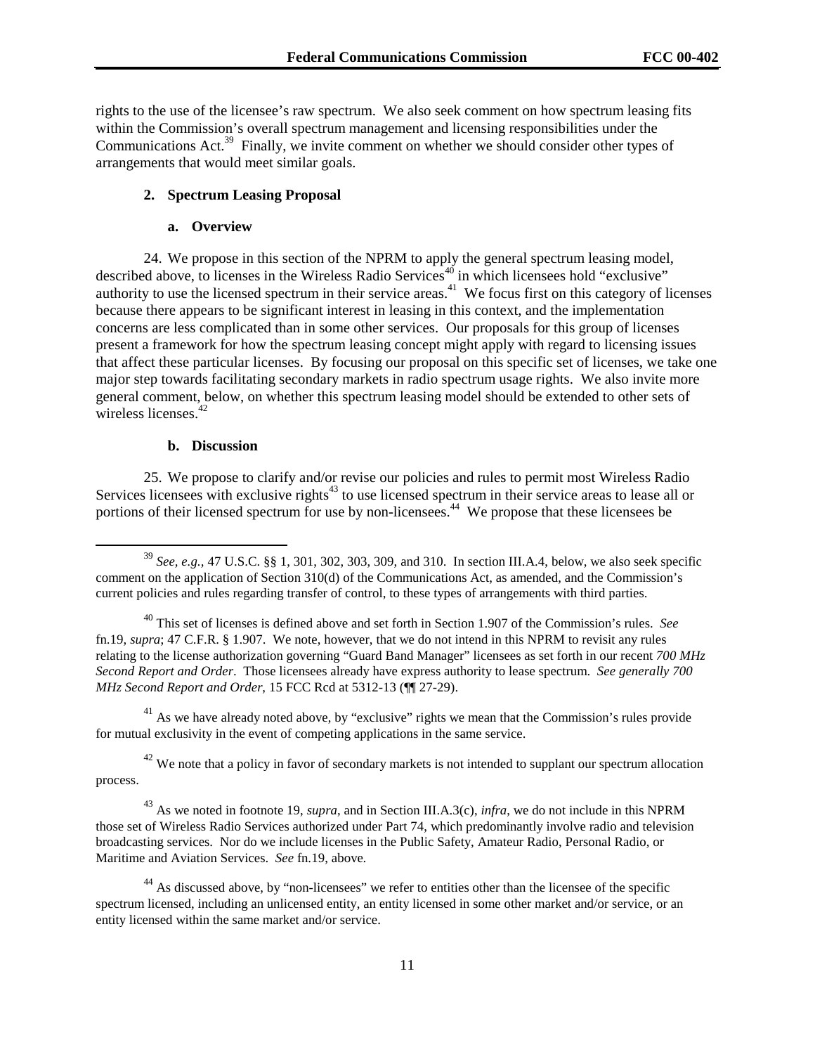rights to the use of the licensee's raw spectrum. We also seek comment on how spectrum leasing fits within the Commission's overall spectrum management and licensing responsibilities under the Communications Act.[39] Finally, we invite comment on whether we should consider other types of arrangements that would meet similar goals.

### 2. Spectrum Leasing Proposal

#### a. Overview

24. We propose in this section of the NPRM to apply the general spectrum leasing model, described above, to licenses in the Wireless Radio Services[40] in which licensees hold "exclusive" authority to use the licensed spectrum in their service areas.[41] We focus first on this category of licenses because there appears to be significant interest in leasing in this context, and the implementation concerns are less complicated than in some other services. Our proposals for this group of licenses present a framework for how the spectrum leasing concept might apply with regard to licensing issues that affect these particular licenses. By focusing our proposal on this specific set of licenses, we take one major step towards facilitating secondary markets in radio spectrum usage rights. We also invite more general comment, below, on whether this spectrum leasing model should be extended to other sets of wireless licenses.[42]

#### b. Discussion

25. We propose to clarify and/or revise our policies and rules to permit most Wireless Radio Services licensees with exclusive rights[43] to use licensed spectrum in their service areas to lease all or portions of their licensed spectrum for use by non-licensees.[44] We propose that these licensees be

---

[39] *See, e.g.*, 47 U.S.C. §§ 1, 301, 302, 303, 309, and 310. In section III.A.4, below, we also seek specific comment on the application of Section 310(d) of the Communications Act, as amended, and the Commission's current policies and rules regarding transfer of control, to these types of arrangements with third parties.

[40] This set of licenses is defined above and set forth in Section 1.907 of the Commission's rules. *See* fn.19, *supra*; 47 C.F.R. § 1.907. We note, however, that we do not intend in this NPRM to revisit any rules relating to the license authorization governing "Guard Band Manager" licensees as set forth in our recent *700 MHz Second Report and Order*. Those licensees already have express authority to lease spectrum. *See generally 700 MHz Second Report and Order*, 15 FCC Rcd at 5312-13 (¶¶ 27-29).

[41] As we have already noted above, by "exclusive" rights we mean that the Commission's rules provide for mutual exclusivity in the event of competing applications in the same service.

[42] We note that a policy in favor of secondary markets is not intended to supplant our spectrum allocation process.

[43] As we noted in footnote 19, *supra*, and in Section III.A.3(c), *infra*, we do not include in this NPRM those set of Wireless Radio Services authorized under Part 74, which predominantly involve radio and television broadcasting services. Nor do we include licenses in the Public Safety, Amateur Radio, Personal Radio, or Maritime and Aviation Services. *See* fn.19, above.

[44] As discussed above, by "non-licensees" we refer to entities other than the licensee of the specific spectrum licensed, including an unlicensed entity, an entity licensed in some other market and/or service, or an entity licensed within the same market and/or service.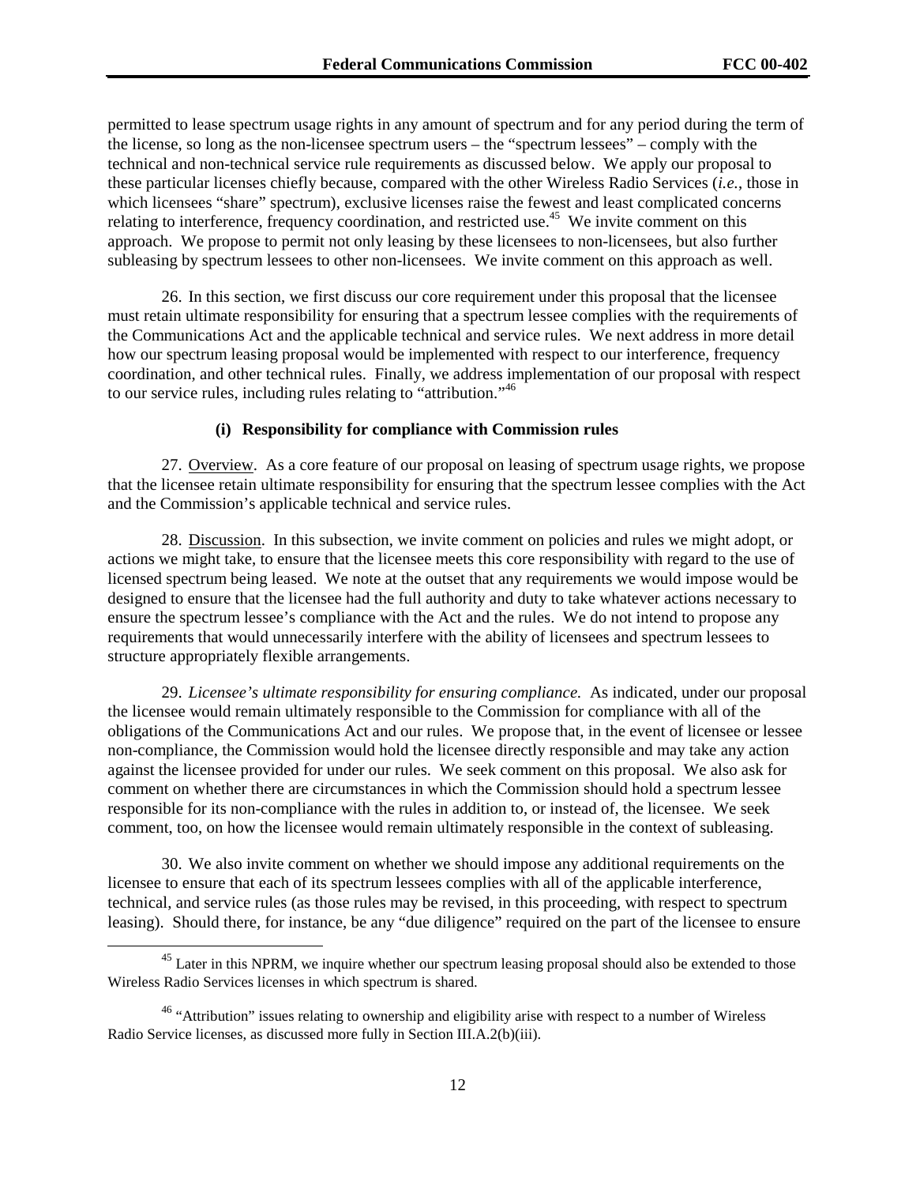permitted to lease spectrum usage rights in any amount of spectrum and for any period during the term of the license, so long as the non-licensee spectrum users – the "spectrum lessees" – comply with the technical and non-technical service rule requirements as discussed below. We apply our proposal to these particular licenses chiefly because, compared with the other Wireless Radio Services (*i.e.*, those in which licensees "share" spectrum), exclusive licenses raise the fewest and least complicated concerns relating to interference, frequency coordination, and restricted use.[45] We invite comment on this approach. We propose to permit not only leasing by these licensees to non-licensees, but also further subleasing by spectrum lessees to other non-licensees. We invite comment on this approach as well.

26. In this section, we first discuss our core requirement under this proposal that the licensee must retain ultimate responsibility for ensuring that a spectrum lessee complies with the requirements of the Communications Act and the applicable technical and service rules. We next address in more detail how our spectrum leasing proposal would be implemented with respect to our interference, frequency coordination, and other technical rules. Finally, we address implementation of our proposal with respect to our service rules, including rules relating to "attribution."[46]

#### (i) Responsibility for compliance with Commission rules

27. Overview. As a core feature of our proposal on leasing of spectrum usage rights, we propose that the licensee retain ultimate responsibility for ensuring that the spectrum lessee complies with the Act and the Commission's applicable technical and service rules.

28. Discussion. In this subsection, we invite comment on policies and rules we might adopt, or actions we might take, to ensure that the licensee meets this core responsibility with regard to the use of licensed spectrum being leased. We note at the outset that any requirements we would impose would be designed to ensure that the licensee had the full authority and duty to take whatever actions necessary to ensure the spectrum lessee's compliance with the Act and the rules. We do not intend to propose any requirements that would unnecessarily interfere with the ability of licensees and spectrum lessees to structure appropriately flexible arrangements.

29. *Licensee's ultimate responsibility for ensuring compliance.* As indicated, under our proposal the licensee would remain ultimately responsible to the Commission for compliance with all of the obligations of the Communications Act and our rules. We propose that, in the event of licensee or lessee non-compliance, the Commission would hold the licensee directly responsible and may take any action against the licensee provided for under our rules. We seek comment on this proposal. We also ask for comment on whether there are circumstances in which the Commission should hold a spectrum lessee responsible for its non-compliance with the rules in addition to, or instead of, the licensee. We seek comment, too, on how the licensee would remain ultimately responsible in the context of subleasing.

30. We also invite comment on whether we should impose any additional requirements on the licensee to ensure that each of its spectrum lessees complies with all of the applicable interference, technical, and service rules (as those rules may be revised, in this proceeding, with respect to spectrum leasing). Should there, for instance, be any "due diligence" required on the part of the licensee to ensure

---

[45] Later in this NPRM, we inquire whether our spectrum leasing proposal should also be extended to those Wireless Radio Services licenses in which spectrum is shared.

[46] "Attribution" issues relating to ownership and eligibility arise with respect to a number of Wireless Radio Service licenses, as discussed more fully in Section III.A.2(b)(iii).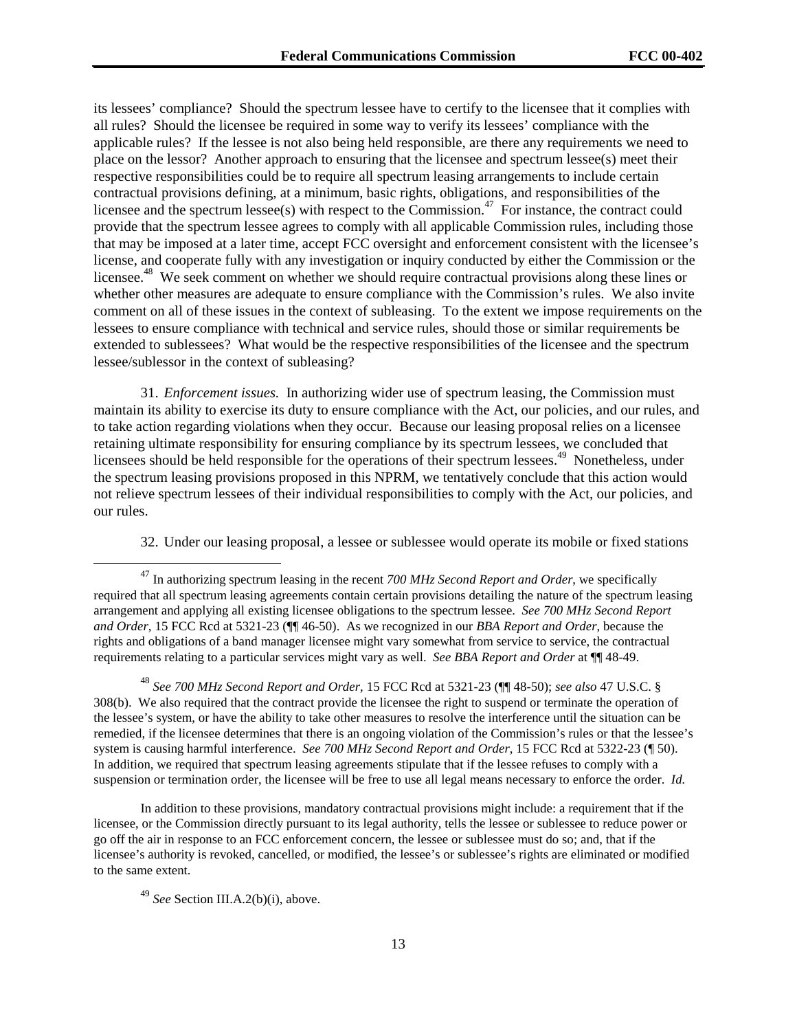its lessees' compliance? Should the spectrum lessee have to certify to the licensee that it complies with all rules? Should the licensee be required in some way to verify its lessees' compliance with the applicable rules? If the lessee is not also being held responsible, are there any requirements we need to place on the lessor? Another approach to ensuring that the licensee and spectrum lessee(s) meet their respective responsibilities could be to require all spectrum leasing arrangements to include certain contractual provisions defining, at a minimum, basic rights, obligations, and responsibilities of the licensee and the spectrum lessee(s) with respect to the Commission.[47] For instance, the contract could provide that the spectrum lessee agrees to comply with all applicable Commission rules, including those that may be imposed at a later time, accept FCC oversight and enforcement consistent with the licensee's license, and cooperate fully with any investigation or inquiry conducted by either the Commission or the licensee.[48] We seek comment on whether we should require contractual provisions along these lines or whether other measures are adequate to ensure compliance with the Commission's rules. We also invite comment on all of these issues in the context of subleasing. To the extent we impose requirements on the lessees to ensure compliance with technical and service rules, should those or similar requirements be extended to sublessees? What would be the respective responsibilities of the licensee and the spectrum lessee/sublessor in the context of subleasing?

31. *Enforcement issues.* In authorizing wider use of spectrum leasing, the Commission must maintain its ability to exercise its duty to ensure compliance with the Act, our policies, and our rules, and to take action regarding violations when they occur. Because our leasing proposal relies on a licensee retaining ultimate responsibility for ensuring compliance by its spectrum lessees, we concluded that licensees should be held responsible for the operations of their spectrum lessees.[49] Nonetheless, under the spectrum leasing provisions proposed in this NPRM, we tentatively conclude that this action would not relieve spectrum lessees of their individual responsibilities to comply with the Act, our policies, and our rules.

32. Under our leasing proposal, a lessee or sublessee would operate its mobile or fixed stations

---

[47] In authorizing spectrum leasing in the recent *700 MHz Second Report and Order*, we specifically required that all spectrum leasing agreements contain certain provisions detailing the nature of the spectrum leasing arrangement and applying all existing licensee obligations to the spectrum lessee. *See 700 MHz Second Report and Order*, 15 FCC Rcd at 5321-23 (¶¶ 46-50). As we recognized in our *BBA Report and Order*, because the rights and obligations of a band manager licensee might vary somewhat from service to service, the contractual requirements relating to a particular services might vary as well. *See BBA Report and Order* at ¶¶ 48-49.

[48] *See 700 MHz Second Report and Order*, 15 FCC Rcd at 5321-23 (¶¶ 48-50); *see also* 47 U.S.C. § 308(b). We also required that the contract provide the licensee the right to suspend or terminate the operation of the lessee's system, or have the ability to take other measures to resolve the interference until the situation can be remedied, if the licensee determines that there is an ongoing violation of the Commission's rules or that the lessee's system is causing harmful interference. *See 700 MHz Second Report and Order*, 15 FCC Rcd at 5322-23 (¶ 50). In addition, we required that spectrum leasing agreements stipulate that if the lessee refuses to comply with a suspension or termination order, the licensee will be free to use all legal means necessary to enforce the order. *Id.*

In addition to these provisions, mandatory contractual provisions might include: a requirement that if the licensee, or the Commission directly pursuant to its legal authority, tells the lessee or sublessee to reduce power or go off the air in response to an FCC enforcement concern, the lessee or sublessee must do so; and, that if the licensee's authority is revoked, cancelled, or modified, the lessee's or sublessee's rights are eliminated or modified to the same extent.

[49] *See* Section III.A.2(b)(i), above.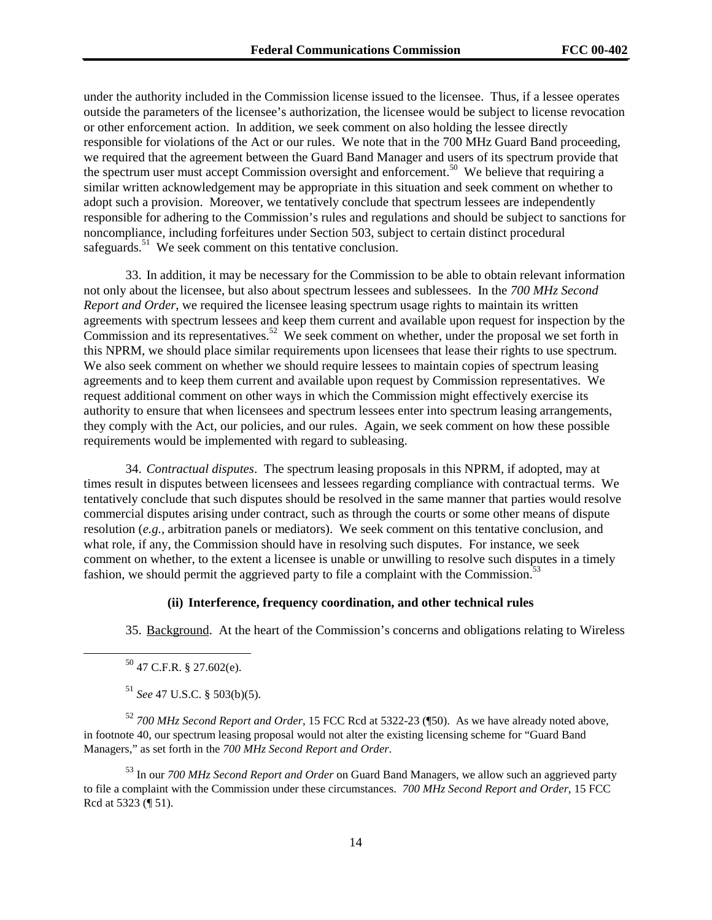under the authority included in the Commission license issued to the licensee. Thus, if a lessee operates outside the parameters of the licensee's authorization, the licensee would be subject to license revocation or other enforcement action. In addition, we seek comment on also holding the lessee directly responsible for violations of the Act or our rules. We note that in the 700 MHz Guard Band proceeding, we required that the agreement between the Guard Band Manager and users of its spectrum provide that the spectrum user must accept Commission oversight and enforcement.[50] We believe that requiring a similar written acknowledgement may be appropriate in this situation and seek comment on whether to adopt such a provision. Moreover, we tentatively conclude that spectrum lessees are independently responsible for adhering to the Commission's rules and regulations and should be subject to sanctions for noncompliance, including forfeitures under Section 503, subject to certain distinct procedural safeguards.[51] We seek comment on this tentative conclusion.

33. In addition, it may be necessary for the Commission to be able to obtain relevant information not only about the licensee, but also about spectrum lessees and sublessees. In the *700 MHz Second Report and Order*, we required the licensee leasing spectrum usage rights to maintain its written agreements with spectrum lessees and keep them current and available upon request for inspection by the Commission and its representatives.[52] We seek comment on whether, under the proposal we set forth in this NPRM, we should place similar requirements upon licensees that lease their rights to use spectrum. We also seek comment on whether we should require lessees to maintain copies of spectrum leasing agreements and to keep them current and available upon request by Commission representatives. We request additional comment on other ways in which the Commission might effectively exercise its authority to ensure that when licensees and spectrum lessees enter into spectrum leasing arrangements, they comply with the Act, our policies, and our rules. Again, we seek comment on how these possible requirements would be implemented with regard to subleasing.

34. *Contractual disputes*. The spectrum leasing proposals in this NPRM, if adopted, may at times result in disputes between licensees and lessees regarding compliance with contractual terms. We tentatively conclude that such disputes should be resolved in the same manner that parties would resolve commercial disputes arising under contract, such as through the courts or some other means of dispute resolution (*e.g.*, arbitration panels or mediators). We seek comment on this tentative conclusion, and what role, if any, the Commission should have in resolving such disputes. For instance, we seek comment on whether, to the extent a licensee is unable or unwilling to resolve such disputes in a timely fashion, we should permit the aggrieved party to file a complaint with the Commission.[53]

#### (ii) Interference, frequency coordination, and other technical rules

35. Background. At the heart of the Commission's concerns and obligations relating to Wireless

---

[50] 47 C.F.R. § 27.602(e).

[51] *See* 47 U.S.C. § 503(b)(5).

[52] *700 MHz Second Report and Order*, 15 FCC Rcd at 5322-23 (¶50). As we have already noted above, in footnote 40, our spectrum leasing proposal would not alter the existing licensing scheme for "Guard Band Managers," as set forth in the *700 MHz Second Report and Order*.

[53] In our *700 MHz Second Report and Order* on Guard Band Managers, we allow such an aggrieved party to file a complaint with the Commission under these circumstances. *700 MHz Second Report and Order*, 15 FCC Rcd at 5323 (¶ 51).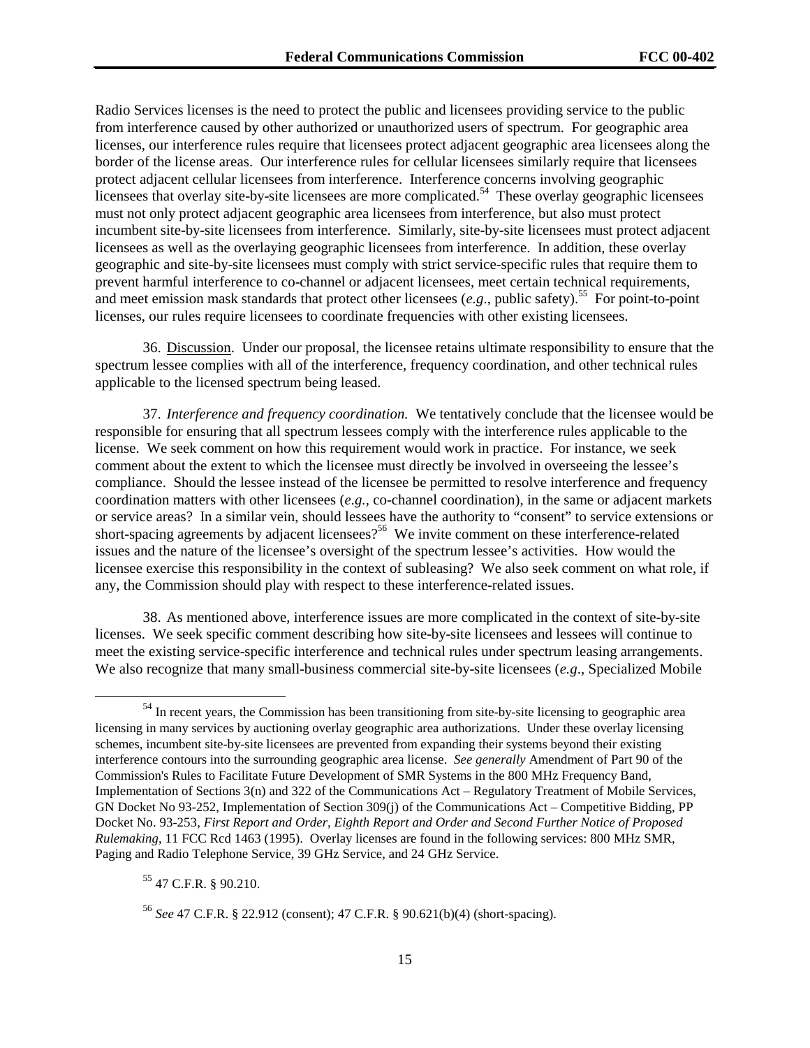Radio Services licenses is the need to protect the public and licensees providing service to the public from interference caused by other authorized or unauthorized users of spectrum. For geographic area licenses, our interference rules require that licensees protect adjacent geographic area licensees along the border of the license areas. Our interference rules for cellular licensees similarly require that licensees protect adjacent cellular licensees from interference. Interference concerns involving geographic licensees that overlay site-by-site licensees are more complicated.[54] These overlay geographic licensees must not only protect adjacent geographic area licensees from interference, but also must protect incumbent site-by-site licensees from interference. Similarly, site-by-site licensees must protect adjacent licensees as well as the overlaying geographic licensees from interference. In addition, these overlay geographic and site-by-site licensees must comply with strict service-specific rules that require them to prevent harmful interference to co-channel or adjacent licensees, meet certain technical requirements, and meet emission mask standards that protect other licensees (*e.g*., public safety).[55] For point-to-point licenses, our rules require licensees to coordinate frequencies with other existing licensees.

36. Discussion. Under our proposal, the licensee retains ultimate responsibility to ensure that the spectrum lessee complies with all of the interference, frequency coordination, and other technical rules applicable to the licensed spectrum being leased.

37. *Interference and frequency coordination.* We tentatively conclude that the licensee would be responsible for ensuring that all spectrum lessees comply with the interference rules applicable to the license. We seek comment on how this requirement would work in practice. For instance, we seek comment about the extent to which the licensee must directly be involved in overseeing the lessee's compliance. Should the lessee instead of the licensee be permitted to resolve interference and frequency coordination matters with other licensees (*e.g.,* co-channel coordination), in the same or adjacent markets or service areas? In a similar vein, should lessees have the authority to "consent" to service extensions or short-spacing agreements by adjacent licensees?[56] We invite comment on these interference-related issues and the nature of the licensee's oversight of the spectrum lessee's activities. How would the licensee exercise this responsibility in the context of subleasing? We also seek comment on what role, if any, the Commission should play with respect to these interference-related issues.

38. As mentioned above, interference issues are more complicated in the context of site-by-site licenses. We seek specific comment describing how site-by-site licensees and lessees will continue to meet the existing service-specific interference and technical rules under spectrum leasing arrangements. We also recognize that many small-business commercial site-by-site licensees (*e.g*., Specialized Mobile

---

[54] In recent years, the Commission has been transitioning from site-by-site licensing to geographic area licensing in many services by auctioning overlay geographic area authorizations. Under these overlay licensing schemes, incumbent site-by-site licensees are prevented from expanding their systems beyond their existing interference contours into the surrounding geographic area license. *See generally* Amendment of Part 90 of the Commission's Rules to Facilitate Future Development of SMR Systems in the 800 MHz Frequency Band, Implementation of Sections 3(n) and 322 of the Communications Act – Regulatory Treatment of Mobile Services, GN Docket No 93-252, Implementation of Section 309(j) of the Communications Act – Competitive Bidding, PP Docket No. 93-253, *First Report and Order, Eighth Report and Order and Second Further Notice of Proposed Rulemaking*, 11 FCC Rcd 1463 (1995). Overlay licenses are found in the following services: 800 MHz SMR, Paging and Radio Telephone Service, 39 GHz Service, and 24 GHz Service.

[55] 47 C.F.R. § 90.210.

[56] *See* 47 C.F.R. § 22.912 (consent); 47 C.F.R. § 90.621(b)(4) (short-spacing).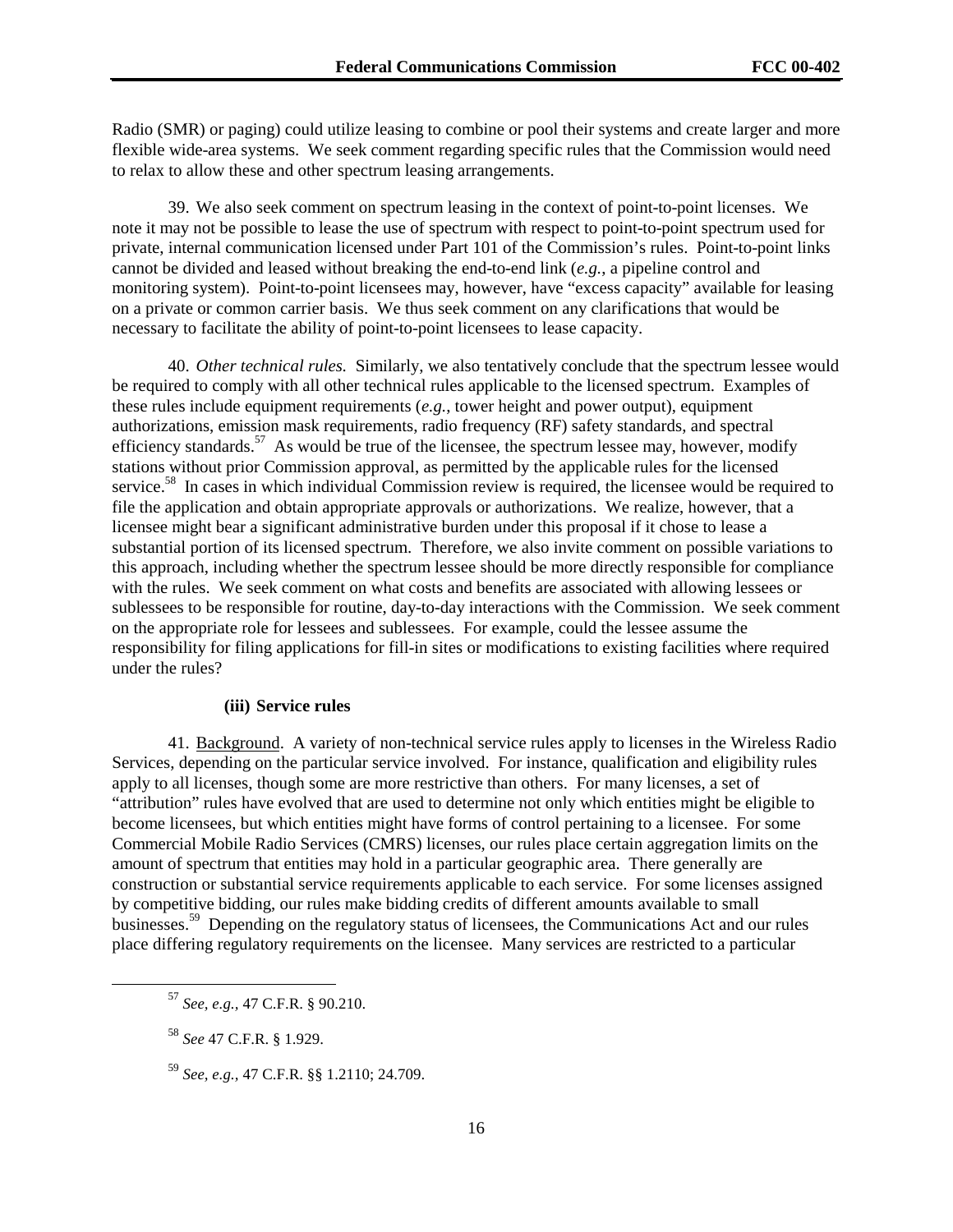Radio (SMR) or paging) could utilize leasing to combine or pool their systems and create larger and more flexible wide-area systems. We seek comment regarding specific rules that the Commission would need to relax to allow these and other spectrum leasing arrangements.

39. We also seek comment on spectrum leasing in the context of point-to-point licenses. We note it may not be possible to lease the use of spectrum with respect to point-to-point spectrum used for private, internal communication licensed under Part 101 of the Commission's rules. Point-to-point links cannot be divided and leased without breaking the end-to-end link (*e.g.*, a pipeline control and monitoring system). Point-to-point licensees may, however, have "excess capacity" available for leasing on a private or common carrier basis. We thus seek comment on any clarifications that would be necessary to facilitate the ability of point-to-point licensees to lease capacity.

40. *Other technical rules.* Similarly, we also tentatively conclude that the spectrum lessee would be required to comply with all other technical rules applicable to the licensed spectrum. Examples of these rules include equipment requirements (*e.g.*, tower height and power output), equipment authorizations, emission mask requirements, radio frequency (RF) safety standards, and spectral efficiency standards.[57] As would be true of the licensee, the spectrum lessee may, however, modify stations without prior Commission approval, as permitted by the applicable rules for the licensed service.[58] In cases in which individual Commission review is required, the licensee would be required to file the application and obtain appropriate approvals or authorizations. We realize, however, that a licensee might bear a significant administrative burden under this proposal if it chose to lease a substantial portion of its licensed spectrum. Therefore, we also invite comment on possible variations to this approach, including whether the spectrum lessee should be more directly responsible for compliance with the rules. We seek comment on what costs and benefits are associated with allowing lessees or sublessees to be responsible for routine, day-to-day interactions with the Commission. We seek comment on the appropriate role for lessees and sublessees. For example, could the lessee assume the responsibility for filing applications for fill-in sites or modifications to existing facilities where required under the rules?

#### (iii) Service rules

41. Background. A variety of non-technical service rules apply to licenses in the Wireless Radio Services, depending on the particular service involved. For instance, qualification and eligibility rules apply to all licenses, though some are more restrictive than others. For many licenses, a set of "attribution" rules have evolved that are used to determine not only which entities might be eligible to become licensees, but which entities might have forms of control pertaining to a licensee. For some Commercial Mobile Radio Services (CMRS) licenses, our rules place certain aggregation limits on the amount of spectrum that entities may hold in a particular geographic area. There generally are construction or substantial service requirements applicable to each service. For some licenses assigned by competitive bidding, our rules make bidding credits of different amounts available to small businesses.[59] Depending on the regulatory status of licensees, the Communications Act and our rules place differing regulatory requirements on the licensee. Many services are restricted to a particular

---

[57] *See, e.g.*, 47 C.F.R. § 90.210.

[58] *See* 47 C.F.R. § 1.929.

[59] *See, e.g.*, 47 C.F.R. §§ 1.2110; 24.709.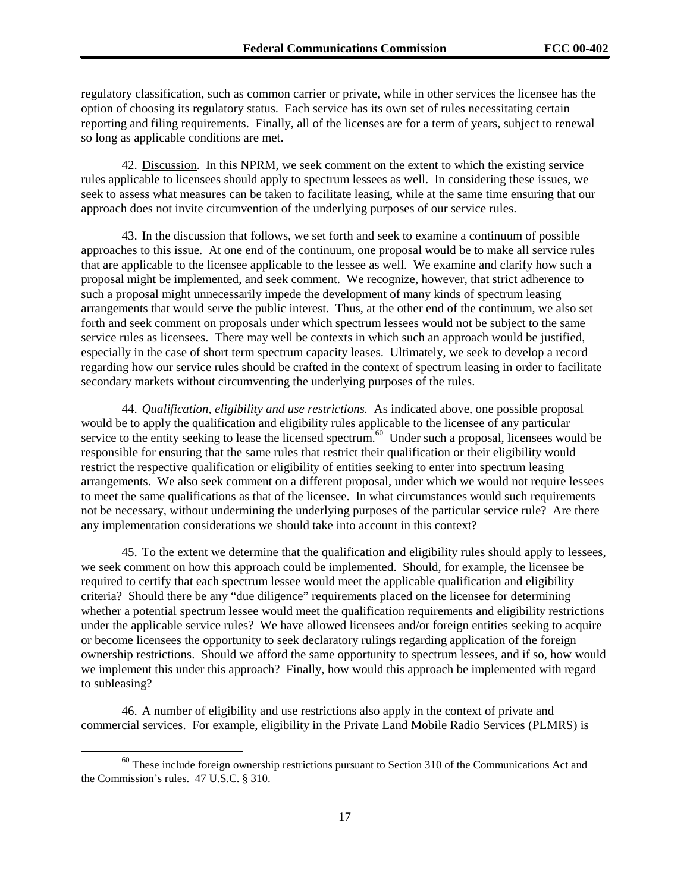regulatory classification, such as common carrier or private, while in other services the licensee has the option of choosing its regulatory status. Each service has its own set of rules necessitating certain reporting and filing requirements. Finally, all of the licenses are for a term of years, subject to renewal so long as applicable conditions are met.

42. Discussion. In this NPRM, we seek comment on the extent to which the existing service rules applicable to licensees should apply to spectrum lessees as well. In considering these issues, we seek to assess what measures can be taken to facilitate leasing, while at the same time ensuring that our approach does not invite circumvention of the underlying purposes of our service rules.

43. In the discussion that follows, we set forth and seek to examine a continuum of possible approaches to this issue. At one end of the continuum, one proposal would be to make all service rules that are applicable to the licensee applicable to the lessee as well. We examine and clarify how such a proposal might be implemented, and seek comment. We recognize, however, that strict adherence to such a proposal might unnecessarily impede the development of many kinds of spectrum leasing arrangements that would serve the public interest. Thus, at the other end of the continuum, we also set forth and seek comment on proposals under which spectrum lessees would not be subject to the same service rules as licensees. There may well be contexts in which such an approach would be justified, especially in the case of short term spectrum capacity leases. Ultimately, we seek to develop a record regarding how our service rules should be crafted in the context of spectrum leasing in order to facilitate secondary markets without circumventing the underlying purposes of the rules.

44. *Qualification, eligibility and use restrictions.* As indicated above, one possible proposal would be to apply the qualification and eligibility rules applicable to the licensee of any particular service to the entity seeking to lease the licensed spectrum.[60] Under such a proposal, licensees would be responsible for ensuring that the same rules that restrict their qualification or their eligibility would restrict the respective qualification or eligibility of entities seeking to enter into spectrum leasing arrangements. We also seek comment on a different proposal, under which we would not require lessees to meet the same qualifications as that of the licensee. In what circumstances would such requirements not be necessary, without undermining the underlying purposes of the particular service rule? Are there any implementation considerations we should take into account in this context?

45. To the extent we determine that the qualification and eligibility rules should apply to lessees, we seek comment on how this approach could be implemented. Should, for example, the licensee be required to certify that each spectrum lessee would meet the applicable qualification and eligibility criteria? Should there be any "due diligence" requirements placed on the licensee for determining whether a potential spectrum lessee would meet the qualification requirements and eligibility restrictions under the applicable service rules? We have allowed licensees and/or foreign entities seeking to acquire or become licensees the opportunity to seek declaratory rulings regarding application of the foreign ownership restrictions. Should we afford the same opportunity to spectrum lessees, and if so, how would we implement this under this approach? Finally, how would this approach be implemented with regard to subleasing?

46. A number of eligibility and use restrictions also apply in the context of private and commercial services. For example, eligibility in the Private Land Mobile Radio Services (PLMRS) is

[60] These include foreign ownership restrictions pursuant to Section 310 of the Communications Act and the Commission's rules. 47 U.S.C. § 310.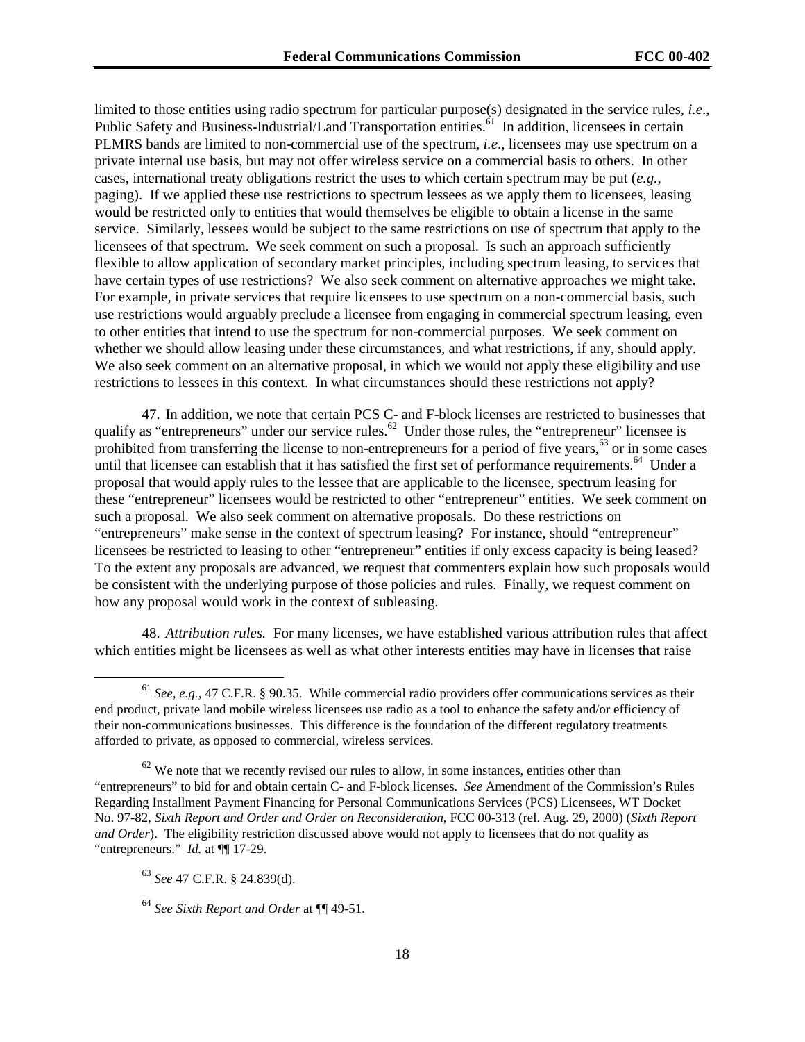limited to those entities using radio spectrum for particular purpose(s) designated in the service rules, *i.e*., Public Safety and Business-Industrial/Land Transportation entities.[61] In addition, licensees in certain PLMRS bands are limited to non-commercial use of the spectrum, *i.e*., licensees may use spectrum on a private internal use basis, but may not offer wireless service on a commercial basis to others. In other cases, international treaty obligations restrict the uses to which certain spectrum may be put (*e.g.*, paging). If we applied these use restrictions to spectrum lessees as we apply them to licensees, leasing would be restricted only to entities that would themselves be eligible to obtain a license in the same service. Similarly, lessees would be subject to the same restrictions on use of spectrum that apply to the licensees of that spectrum. We seek comment on such a proposal. Is such an approach sufficiently flexible to allow application of secondary market principles, including spectrum leasing, to services that have certain types of use restrictions? We also seek comment on alternative approaches we might take. For example, in private services that require licensees to use spectrum on a non-commercial basis, such use restrictions would arguably preclude a licensee from engaging in commercial spectrum leasing, even to other entities that intend to use the spectrum for non-commercial purposes. We seek comment on whether we should allow leasing under these circumstances, and what restrictions, if any, should apply. We also seek comment on an alternative proposal, in which we would not apply these eligibility and use restrictions to lessees in this context. In what circumstances should these restrictions not apply?

47. In addition, we note that certain PCS C- and F-block licenses are restricted to businesses that qualify as "entrepreneurs" under our service rules.[62] Under those rules, the "entrepreneur" licensee is prohibited from transferring the license to non-entrepreneurs for a period of five years,[63] or in some cases until that licensee can establish that it has satisfied the first set of performance requirements.[64] Under a proposal that would apply rules to the lessee that are applicable to the licensee, spectrum leasing for these "entrepreneur" licensees would be restricted to other "entrepreneur" entities. We seek comment on such a proposal. We also seek comment on alternative proposals. Do these restrictions on "entrepreneurs" make sense in the context of spectrum leasing? For instance, should "entrepreneur" licensees be restricted to leasing to other "entrepreneur" entities if only excess capacity is being leased? To the extent any proposals are advanced, we request that commenters explain how such proposals would be consistent with the underlying purpose of those policies and rules. Finally, we request comment on how any proposal would work in the context of subleasing.

48. *Attribution rules.* For many licenses, we have established various attribution rules that affect which entities might be licensees as well as what other interests entities may have in licenses that raise

---

[61] *See, e.g.,* 47 C.F.R. § 90.35. While commercial radio providers offer communications services as their end product, private land mobile wireless licensees use radio as a tool to enhance the safety and/or efficiency of their non-communications businesses. This difference is the foundation of the different regulatory treatments afforded to private, as opposed to commercial, wireless services.

[62] We note that we recently revised our rules to allow, in some instances, entities other than "entrepreneurs" to bid for and obtain certain C- and F-block licenses. *See* Amendment of the Commission's Rules Regarding Installment Payment Financing for Personal Communications Services (PCS) Licensees, WT Docket No. 97-82, *Sixth Report and Order and Order on Reconsideration*, FCC 00-313 (rel. Aug. 29, 2000) (*Sixth Report and Order*). The eligibility restriction discussed above would not apply to licensees that do not quality as "entrepreneurs." *Id.* at ¶¶ 17-29.

[63] *See* 47 C.F.R. § 24.839(d).

[64] *See Sixth Report and Order* at ¶¶ 49-51.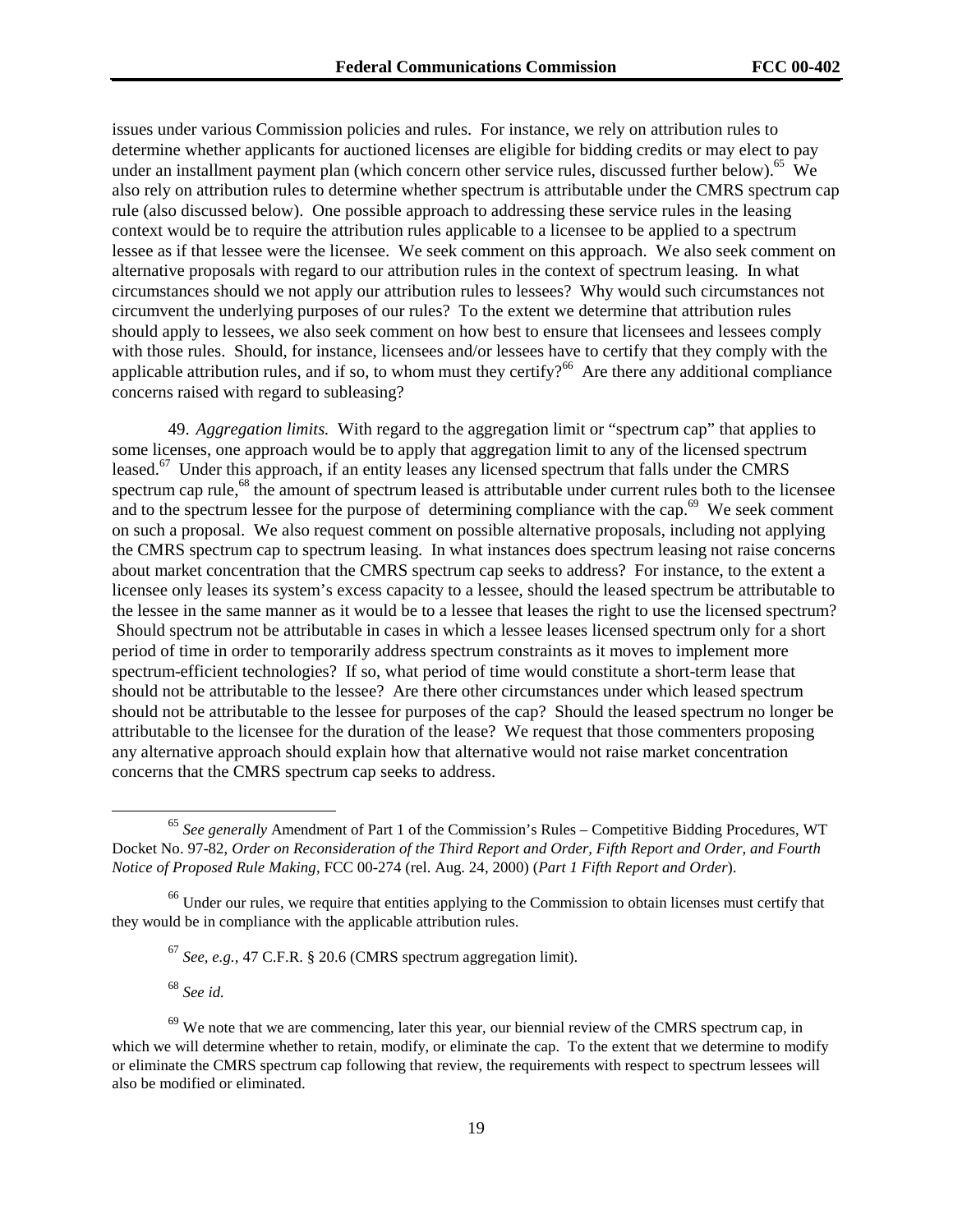issues under various Commission policies and rules. For instance, we rely on attribution rules to determine whether applicants for auctioned licenses are eligible for bidding credits or may elect to pay under an installment payment plan (which concern other service rules, discussed further below).[65] We also rely on attribution rules to determine whether spectrum is attributable under the CMRS spectrum cap rule (also discussed below). One possible approach to addressing these service rules in the leasing context would be to require the attribution rules applicable to a licensee to be applied to a spectrum lessee as if that lessee were the licensee. We seek comment on this approach. We also seek comment on alternative proposals with regard to our attribution rules in the context of spectrum leasing. In what circumstances should we not apply our attribution rules to lessees? Why would such circumstances not circumvent the underlying purposes of our rules? To the extent we determine that attribution rules should apply to lessees, we also seek comment on how best to ensure that licensees and lessees comply with those rules. Should, for instance, licensees and/or lessees have to certify that they comply with the applicable attribution rules, and if so, to whom must they certify?[66] Are there any additional compliance concerns raised with regard to subleasing?

49. *Aggregation limits.* With regard to the aggregation limit or "spectrum cap" that applies to some licenses, one approach would be to apply that aggregation limit to any of the licensed spectrum leased.[67] Under this approach, if an entity leases any licensed spectrum that falls under the CMRS spectrum cap rule,[68] the amount of spectrum leased is attributable under current rules both to the licensee and to the spectrum lessee for the purpose of determining compliance with the cap.[69] We seek comment on such a proposal. We also request comment on possible alternative proposals, including not applying the CMRS spectrum cap to spectrum leasing. In what instances does spectrum leasing not raise concerns about market concentration that the CMRS spectrum cap seeks to address? For instance, to the extent a licensee only leases its system's excess capacity to a lessee, should the leased spectrum be attributable to the lessee in the same manner as it would be to a lessee that leases the right to use the licensed spectrum? Should spectrum not be attributable in cases in which a lessee leases licensed spectrum only for a short period of time in order to temporarily address spectrum constraints as it moves to implement more spectrum-efficient technologies? If so, what period of time would constitute a short-term lease that should not be attributable to the lessee? Are there other circumstances under which leased spectrum should not be attributable to the lessee for purposes of the cap? Should the leased spectrum no longer be attributable to the licensee for the duration of the lease? We request that those commenters proposing any alternative approach should explain how that alternative would not raise market concentration concerns that the CMRS spectrum cap seeks to address.

---

[65] *See generally* Amendment of Part 1 of the Commission's Rules – Competitive Bidding Procedures, WT Docket No. 97-82, *Order on Reconsideration of the Third Report and Order, Fifth Report and Order, and Fourth Notice of Proposed Rule Making*, FCC 00-274 (rel. Aug. 24, 2000) (*Part 1 Fifth Report and Order*).

[66] Under our rules, we require that entities applying to the Commission to obtain licenses must certify that they would be in compliance with the applicable attribution rules.

[67] *See, e.g.,* 47 C.F.R. § 20.6 (CMRS spectrum aggregation limit).

[68] *See id.*

[69] We note that we are commencing, later this year, our biennial review of the CMRS spectrum cap, in which we will determine whether to retain, modify, or eliminate the cap. To the extent that we determine to modify or eliminate the CMRS spectrum cap following that review, the requirements with respect to spectrum lessees will also be modified or eliminated.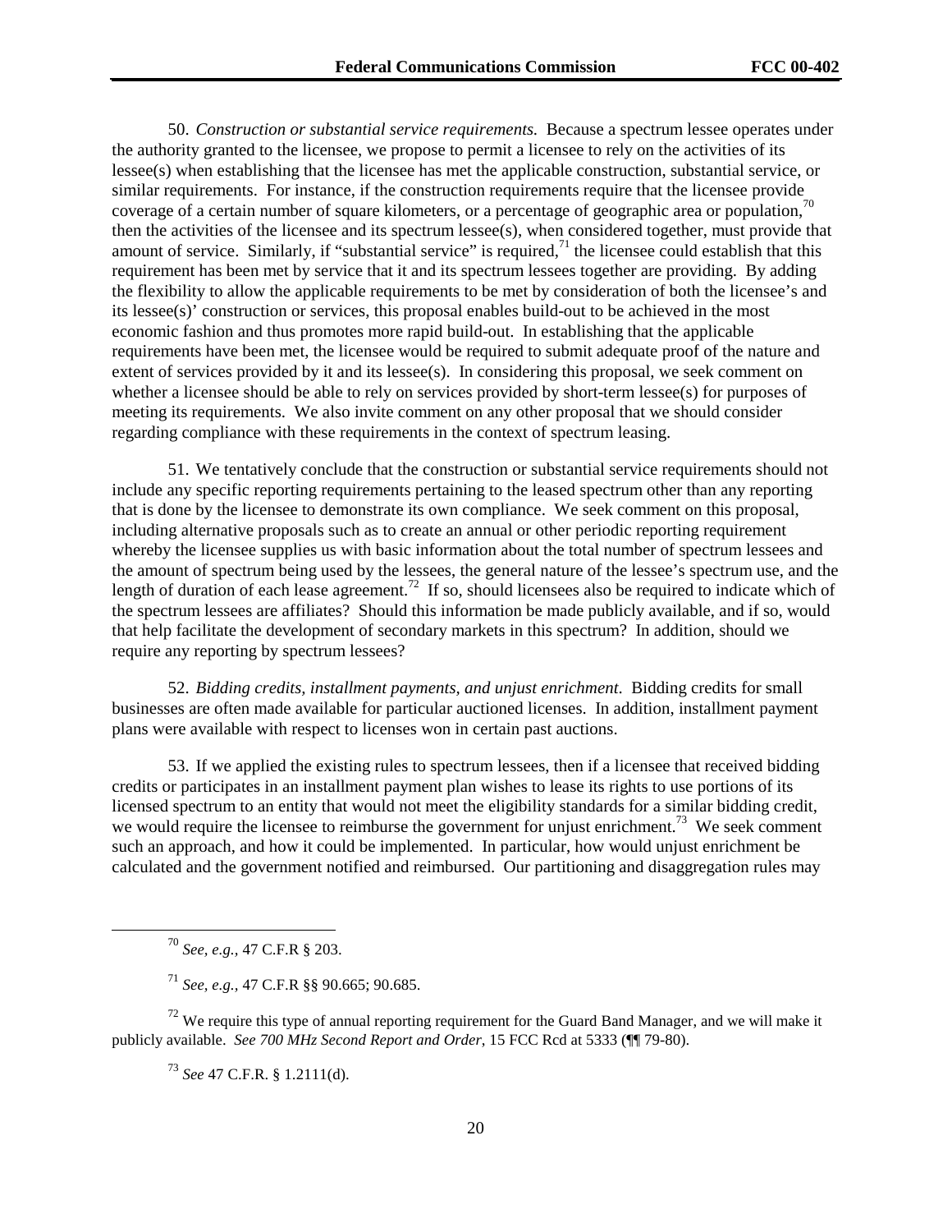50. *Construction or substantial service requirements.* Because a spectrum lessee operates under the authority granted to the licensee, we propose to permit a licensee to rely on the activities of its lessee(s) when establishing that the licensee has met the applicable construction, substantial service, or similar requirements. For instance, if the construction requirements require that the licensee provide coverage of a certain number of square kilometers, or a percentage of geographic area or population,[70] then the activities of the licensee and its spectrum lessee(s), when considered together, must provide that amount of service. Similarly, if "substantial service" is required,[71] the licensee could establish that this requirement has been met by service that it and its spectrum lessees together are providing. By adding the flexibility to allow the applicable requirements to be met by consideration of both the licensee's and its lessee(s)' construction or services, this proposal enables build-out to be achieved in the most economic fashion and thus promotes more rapid build-out. In establishing that the applicable requirements have been met, the licensee would be required to submit adequate proof of the nature and extent of services provided by it and its lessee(s). In considering this proposal, we seek comment on whether a licensee should be able to rely on services provided by short-term lessee(s) for purposes of meeting its requirements. We also invite comment on any other proposal that we should consider regarding compliance with these requirements in the context of spectrum leasing.

51. We tentatively conclude that the construction or substantial service requirements should not include any specific reporting requirements pertaining to the leased spectrum other than any reporting that is done by the licensee to demonstrate its own compliance. We seek comment on this proposal, including alternative proposals such as to create an annual or other periodic reporting requirement whereby the licensee supplies us with basic information about the total number of spectrum lessees and the amount of spectrum being used by the lessees, the general nature of the lessee's spectrum use, and the length of duration of each lease agreement.[72] If so, should licensees also be required to indicate which of the spectrum lessees are affiliates? Should this information be made publicly available, and if so, would that help facilitate the development of secondary markets in this spectrum? In addition, should we require any reporting by spectrum lessees?

52. *Bidding credits, installment payments, and unjust enrichment*. Bidding credits for small businesses are often made available for particular auctioned licenses. In addition, installment payment plans were available with respect to licenses won in certain past auctions.

53. If we applied the existing rules to spectrum lessees, then if a licensee that received bidding credits or participates in an installment payment plan wishes to lease its rights to use portions of its licensed spectrum to an entity that would not meet the eligibility standards for a similar bidding credit, we would require the licensee to reimburse the government for unjust enrichment.[73] We seek comment such an approach, and how it could be implemented. In particular, how would unjust enrichment be calculated and the government notified and reimbursed. Our partitioning and disaggregation rules may

---

[70] *See, e.g.,* 47 C.F.R § 203.

[71] *See, e.g.,* 47 C.F.R §§ 90.665; 90.685.

[72] We require this type of annual reporting requirement for the Guard Band Manager, and we will make it publicly available. *See 700 MHz Second Report and Order*, 15 FCC Rcd at 5333 (¶¶ 79-80).

[73] *See* 47 C.F.R. § 1.2111(d).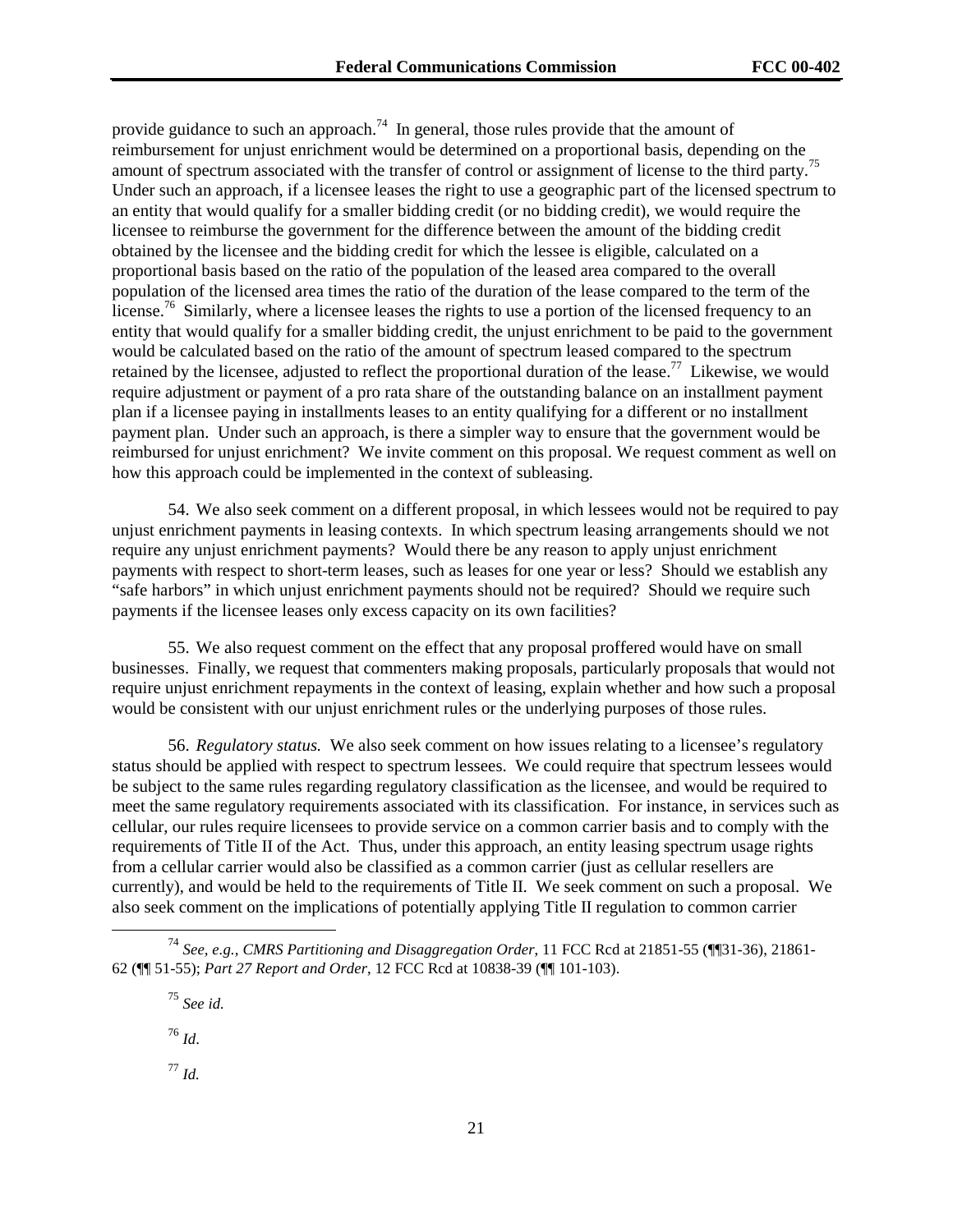provide guidance to such an approach.[74] In general, those rules provide that the amount of reimbursement for unjust enrichment would be determined on a proportional basis, depending on the amount of spectrum associated with the transfer of control or assignment of license to the third party.[75] Under such an approach, if a licensee leases the right to use a geographic part of the licensed spectrum to an entity that would qualify for a smaller bidding credit (or no bidding credit), we would require the licensee to reimburse the government for the difference between the amount of the bidding credit obtained by the licensee and the bidding credit for which the lessee is eligible, calculated on a proportional basis based on the ratio of the population of the leased area compared to the overall population of the licensed area times the ratio of the duration of the lease compared to the term of the license.[76] Similarly, where a licensee leases the rights to use a portion of the licensed frequency to an entity that would qualify for a smaller bidding credit, the unjust enrichment to be paid to the government would be calculated based on the ratio of the amount of spectrum leased compared to the spectrum retained by the licensee, adjusted to reflect the proportional duration of the lease.[77] Likewise, we would require adjustment or payment of a pro rata share of the outstanding balance on an installment payment plan if a licensee paying in installments leases to an entity qualifying for a different or no installment payment plan. Under such an approach, is there a simpler way to ensure that the government would be reimbursed for unjust enrichment? We invite comment on this proposal. We request comment as well on how this approach could be implemented in the context of subleasing.

54. We also seek comment on a different proposal, in which lessees would not be required to pay unjust enrichment payments in leasing contexts. In which spectrum leasing arrangements should we not require any unjust enrichment payments? Would there be any reason to apply unjust enrichment payments with respect to short-term leases, such as leases for one year or less? Should we establish any "safe harbors" in which unjust enrichment payments should not be required? Should we require such payments if the licensee leases only excess capacity on its own facilities?

55. We also request comment on the effect that any proposal proffered would have on small businesses. Finally, we request that commenters making proposals, particularly proposals that would not require unjust enrichment repayments in the context of leasing, explain whether and how such a proposal would be consistent with our unjust enrichment rules or the underlying purposes of those rules.

56. *Regulatory status.* We also seek comment on how issues relating to a licensee's regulatory status should be applied with respect to spectrum lessees. We could require that spectrum lessees would be subject to the same rules regarding regulatory classification as the licensee, and would be required to meet the same regulatory requirements associated with its classification. For instance, in services such as cellular, our rules require licensees to provide service on a common carrier basis and to comply with the requirements of Title II of the Act. Thus, under this approach, an entity leasing spectrum usage rights from a cellular carrier would also be classified as a common carrier (just as cellular resellers are currently), and would be held to the requirements of Title II. We seek comment on such a proposal. We also seek comment on the implications of potentially applying Title II regulation to common carrier

---

[74] *See, e.g., CMRS Partitioning and Disaggregation Order*, 11 FCC Rcd at 21851-55 (¶¶31-36), 21861-62 (¶¶ 51-55); *Part 27 Report and Order*, 12 FCC Rcd at 10838-39 (¶¶ 101-103).

[75] *See id.*

[76] *Id*.

[77] *Id.*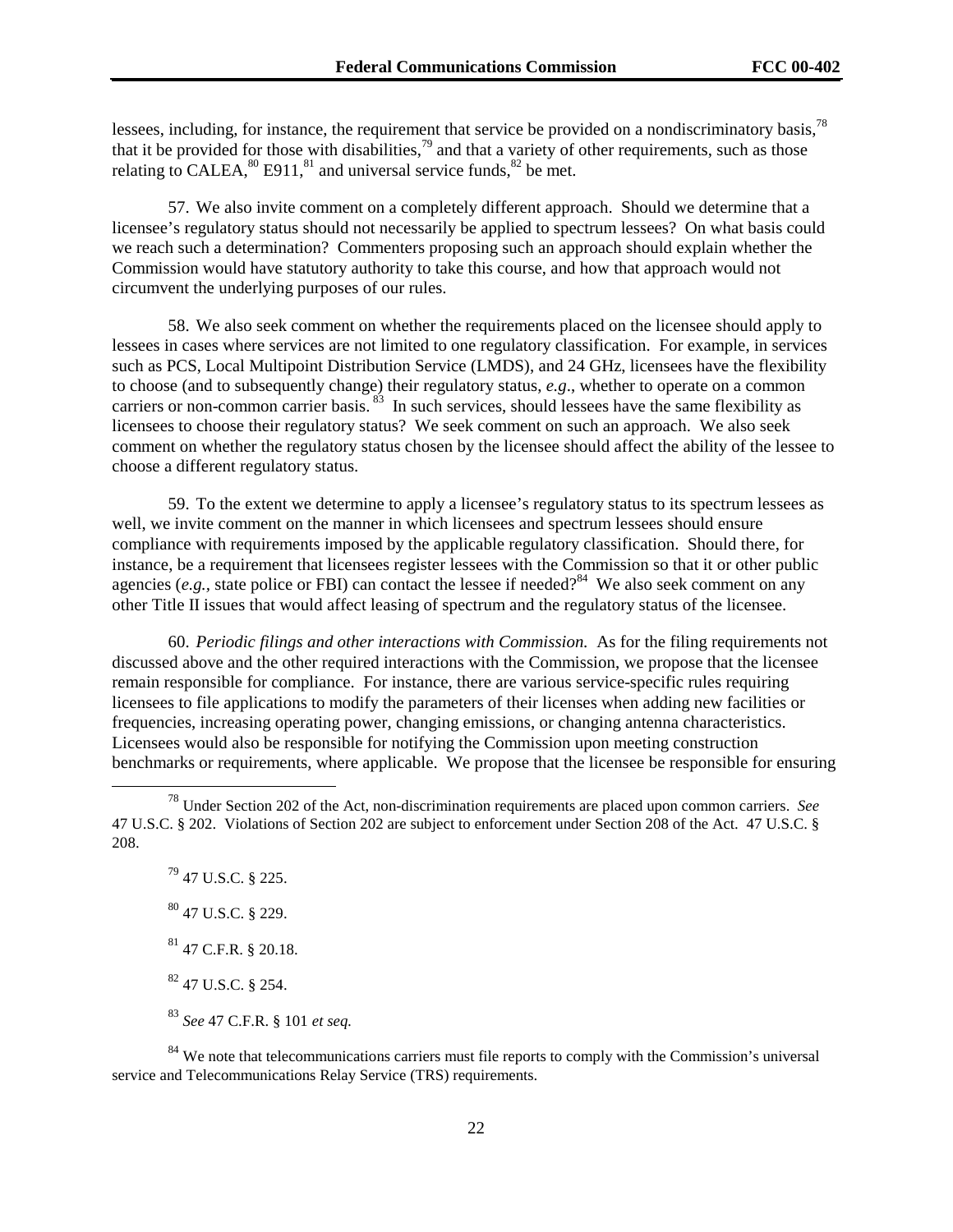lessees, including, for instance, the requirement that service be provided on a nondiscriminatory basis,[78] that it be provided for those with disabilities,[79] and that a variety of other requirements, such as those relating to CALEA,[80] E911,[81] and universal service funds,[82] be met.

57. We also invite comment on a completely different approach. Should we determine that a licensee's regulatory status should not necessarily be applied to spectrum lessees? On what basis could we reach such a determination? Commenters proposing such an approach should explain whether the Commission would have statutory authority to take this course, and how that approach would not circumvent the underlying purposes of our rules.

58. We also seek comment on whether the requirements placed on the licensee should apply to lessees in cases where services are not limited to one regulatory classification. For example, in services such as PCS, Local Multipoint Distribution Service (LMDS), and 24 GHz, licensees have the flexibility to choose (and to subsequently change) their regulatory status, *e.g*., whether to operate on a common carriers or non-common carrier basis.[83] In such services, should lessees have the same flexibility as licensees to choose their regulatory status? We seek comment on such an approach. We also seek comment on whether the regulatory status chosen by the licensee should affect the ability of the lessee to choose a different regulatory status.

59. To the extent we determine to apply a licensee's regulatory status to its spectrum lessees as well, we invite comment on the manner in which licensees and spectrum lessees should ensure compliance with requirements imposed by the applicable regulatory classification. Should there, for instance, be a requirement that licensees register lessees with the Commission so that it or other public agencies (*e.g.*, state police or FBI) can contact the lessee if needed?[84] We also seek comment on any other Title II issues that would affect leasing of spectrum and the regulatory status of the licensee.

60. *Periodic filings and other interactions with Commission.* As for the filing requirements not discussed above and the other required interactions with the Commission, we propose that the licensee remain responsible for compliance. For instance, there are various service-specific rules requiring licensees to file applications to modify the parameters of their licenses when adding new facilities or frequencies, increasing operating power, changing emissions, or changing antenna characteristics. Licensees would also be responsible for notifying the Commission upon meeting construction benchmarks or requirements, where applicable. We propose that the licensee be responsible for ensuring

---

[78] Under Section 202 of the Act, non-discrimination requirements are placed upon common carriers. *See* 47 U.S.C. § 202. Violations of Section 202 are subject to enforcement under Section 208 of the Act. 47 U.S.C. § 208.

[79] 47 U.S.C. § 225.

[80] 47 U.S.C. § 229.

[81] 47 C.F.R. § 20.18.

[82] 47 U.S.C. § 254.

[83] *See* 47 C.F.R. § 101 *et seq.*

[84] We note that telecommunications carriers must file reports to comply with the Commission's universal service and Telecommunications Relay Service (TRS) requirements.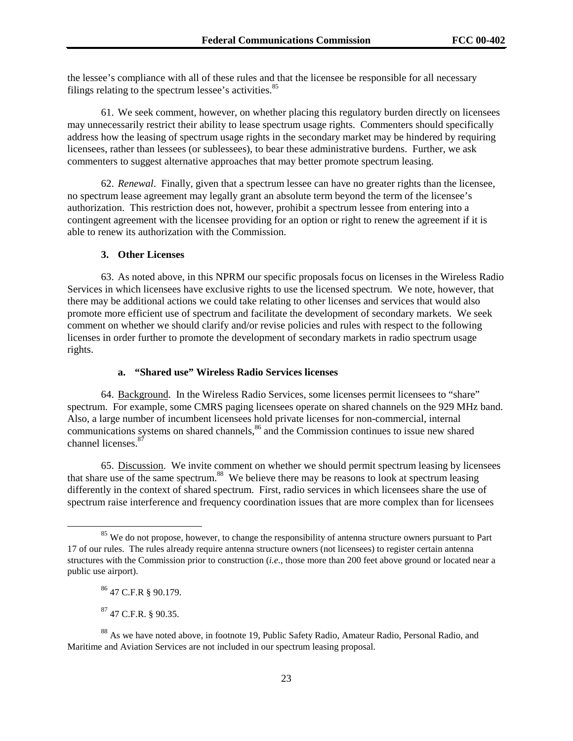the lessee's compliance with all of these rules and that the licensee be responsible for all necessary filings relating to the spectrum lessee's activities.[85]

61. We seek comment, however, on whether placing this regulatory burden directly on licensees may unnecessarily restrict their ability to lease spectrum usage rights. Commenters should specifically address how the leasing of spectrum usage rights in the secondary market may be hindered by requiring licensees, rather than lessees (or sublessees), to bear these administrative burdens. Further, we ask commenters to suggest alternative approaches that may better promote spectrum leasing.

62. *Renewal*. Finally, given that a spectrum lessee can have no greater rights than the licensee, no spectrum lease agreement may legally grant an absolute term beyond the term of the licensee's authorization. This restriction does not, however, prohibit a spectrum lessee from entering into a contingent agreement with the licensee providing for an option or right to renew the agreement if it is able to renew its authorization with the Commission.

### 3. Other Licenses

63. As noted above, in this NPRM our specific proposals focus on licenses in the Wireless Radio Services in which licensees have exclusive rights to use the licensed spectrum. We note, however, that there may be additional actions we could take relating to other licenses and services that would also promote more efficient use of spectrum and facilitate the development of secondary markets. We seek comment on whether we should clarify and/or revise policies and rules with respect to the following licenses in order further to promote the development of secondary markets in radio spectrum usage rights.

#### a. "Shared use" Wireless Radio Services licenses

64. Background. In the Wireless Radio Services, some licenses permit licensees to "share" spectrum. For example, some CMRS paging licensees operate on shared channels on the 929 MHz band. Also, a large number of incumbent licensees hold private licenses for non-commercial, internal communications systems on shared channels,[86] and the Commission continues to issue new shared channel licenses.[87]

65. Discussion. We invite comment on whether we should permit spectrum leasing by licensees that share use of the same spectrum.[88] We believe there may be reasons to look at spectrum leasing differently in the context of shared spectrum. First, radio services in which licensees share the use of spectrum raise interference and frequency coordination issues that are more complex than for licensees

---

[85] We do not propose, however, to change the responsibility of antenna structure owners pursuant to Part 17 of our rules. The rules already require antenna structure owners (not licensees) to register certain antenna structures with the Commission prior to construction (*i.e.*, those more than 200 feet above ground or located near a public use airport).

[86] 47 C.F.R § 90.179.

[87] 47 C.F.R. § 90.35.

[88] As we have noted above, in footnote 19, Public Safety Radio, Amateur Radio, Personal Radio, and Maritime and Aviation Services are not included in our spectrum leasing proposal.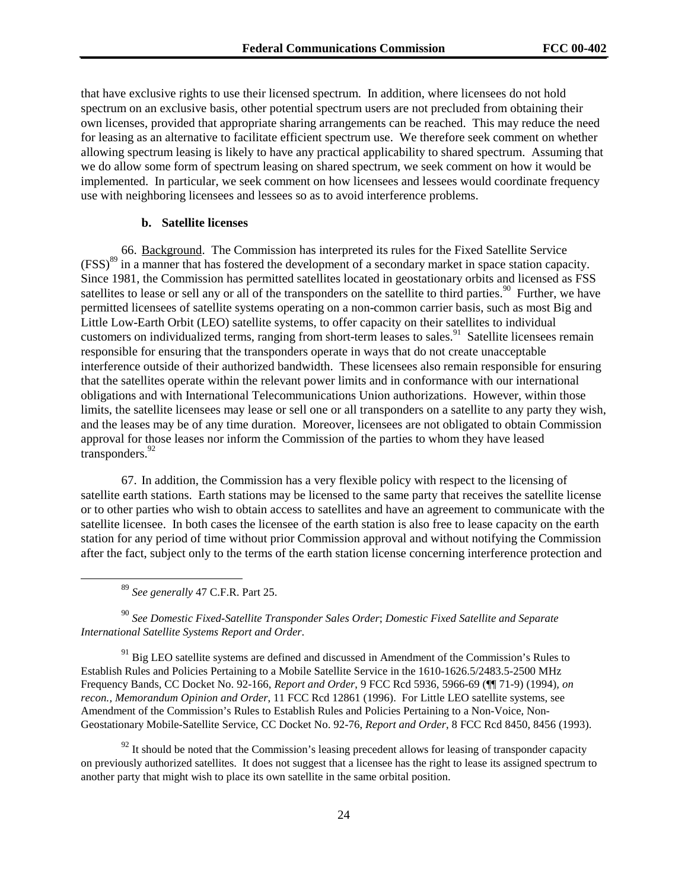that have exclusive rights to use their licensed spectrum. In addition, where licensees do not hold spectrum on an exclusive basis, other potential spectrum users are not precluded from obtaining their own licenses, provided that appropriate sharing arrangements can be reached. This may reduce the need for leasing as an alternative to facilitate efficient spectrum use. We therefore seek comment on whether allowing spectrum leasing is likely to have any practical applicability to shared spectrum. Assuming that we do allow some form of spectrum leasing on shared spectrum, we seek comment on how it would be implemented. In particular, we seek comment on how licensees and lessees would coordinate frequency use with neighboring licensees and lessees so as to avoid interference problems.

#### b. Satellite licenses

66. Background. The Commission has interpreted its rules for the Fixed Satellite Service (FSS)[89] in a manner that has fostered the development of a secondary market in space station capacity. Since 1981, the Commission has permitted satellites located in geostationary orbits and licensed as FSS satellites to lease or sell any or all of the transponders on the satellite to third parties.[90] Further, we have permitted licensees of satellite systems operating on a non-common carrier basis, such as most Big and Little Low-Earth Orbit (LEO) satellite systems, to offer capacity on their satellites to individual customers on individualized terms, ranging from short-term leases to sales.[91] Satellite licensees remain responsible for ensuring that the transponders operate in ways that do not create unacceptable interference outside of their authorized bandwidth. These licensees also remain responsible for ensuring that the satellites operate within the relevant power limits and in conformance with our international obligations and with International Telecommunications Union authorizations. However, within those limits, the satellite licensees may lease or sell one or all transponders on a satellite to any party they wish, and the leases may be of any time duration. Moreover, licensees are not obligated to obtain Commission approval for those leases nor inform the Commission of the parties to whom they have leased transponders.[92]

67. In addition, the Commission has a very flexible policy with respect to the licensing of satellite earth stations. Earth stations may be licensed to the same party that receives the satellite license or to other parties who wish to obtain access to satellites and have an agreement to communicate with the satellite licensee. In both cases the licensee of the earth station is also free to lease capacity on the earth station for any period of time without prior Commission approval and without notifying the Commission after the fact, subject only to the terms of the earth station license concerning interference protection and

---

[89] *See generally* 47 C.F.R. Part 25.

[90] *See Domestic Fixed-Satellite Transponder Sales Order*; *Domestic Fixed Satellite and Separate International Satellite Systems Report and Order*.

[91] Big LEO satellite systems are defined and discussed in Amendment of the Commission's Rules to Establish Rules and Policies Pertaining to a Mobile Satellite Service in the 1610-1626.5/2483.5-2500 MHz Frequency Bands, CC Docket No. 92-166, *Report and Order*, 9 FCC Rcd 5936, 5966-69 (¶¶ 71-9) (1994), *on recon., Memorandum Opinion and Order*, 11 FCC Rcd 12861 (1996). For Little LEO satellite systems, see Amendment of the Commission's Rules to Establish Rules and Policies Pertaining to a Non-Voice, Non-Geostationary Mobile-Satellite Service, CC Docket No. 92-76, *Report and Order*, 8 FCC Rcd 8450, 8456 (1993).

[92] It should be noted that the Commission's leasing precedent allows for leasing of transponder capacity on previously authorized satellites. It does not suggest that a licensee has the right to lease its assigned spectrum to another party that might wish to place its own satellite in the same orbital position.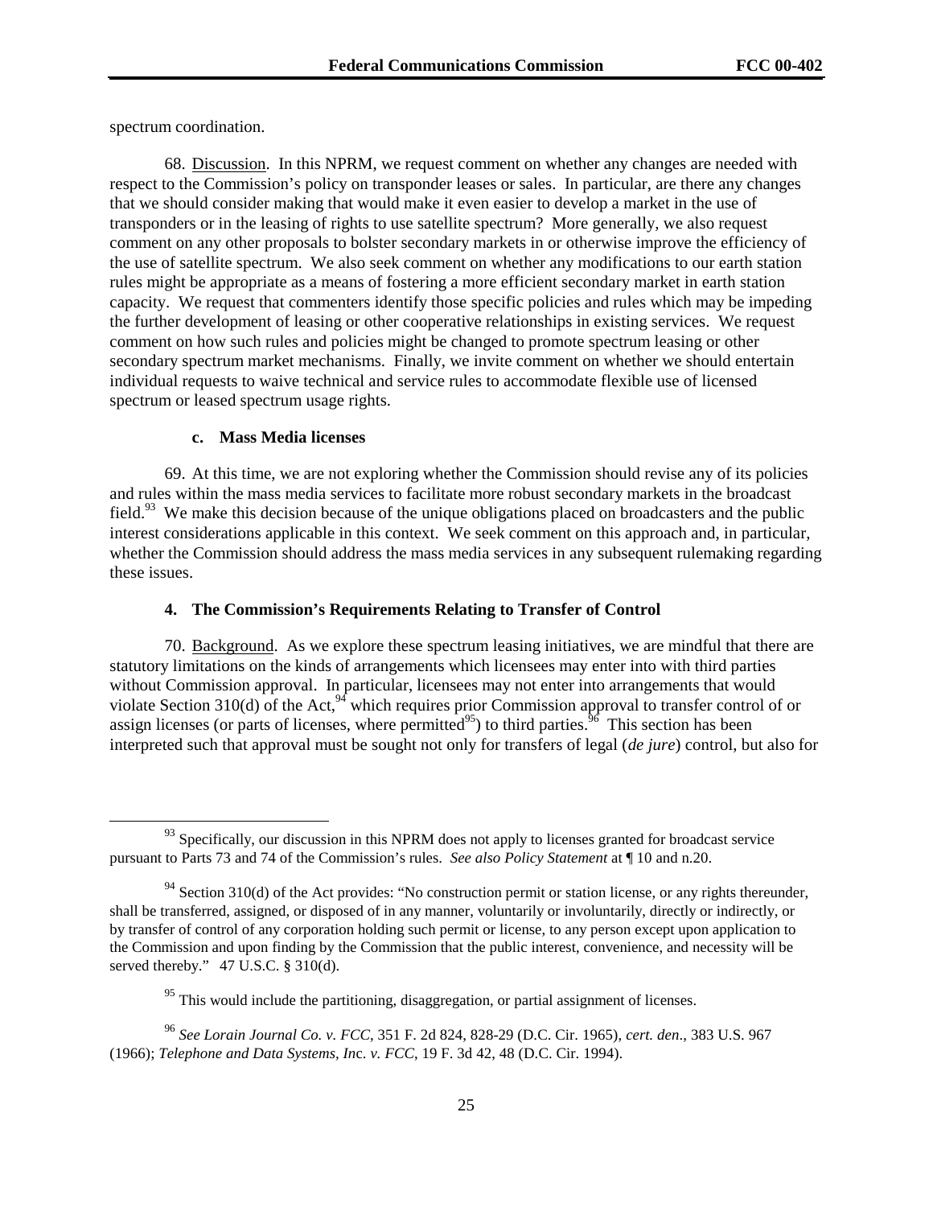spectrum coordination.

68. Discussion. In this NPRM, we request comment on whether any changes are needed with respect to the Commission's policy on transponder leases or sales. In particular, are there any changes that we should consider making that would make it even easier to develop a market in the use of transponders or in the leasing of rights to use satellite spectrum? More generally, we also request comment on any other proposals to bolster secondary markets in or otherwise improve the efficiency of the use of satellite spectrum. We also seek comment on whether any modifications to our earth station rules might be appropriate as a means of fostering a more efficient secondary market in earth station capacity. We request that commenters identify those specific policies and rules which may be impeding the further development of leasing or other cooperative relationships in existing services. We request comment on how such rules and policies might be changed to promote spectrum leasing or other secondary spectrum market mechanisms. Finally, we invite comment on whether we should entertain individual requests to waive technical and service rules to accommodate flexible use of licensed spectrum or leased spectrum usage rights.

#### c. Mass Media licenses

69. At this time, we are not exploring whether the Commission should revise any of its policies and rules within the mass media services to facilitate more robust secondary markets in the broadcast field.[93] We make this decision because of the unique obligations placed on broadcasters and the public interest considerations applicable in this context. We seek comment on this approach and, in particular, whether the Commission should address the mass media services in any subsequent rulemaking regarding these issues.

### 4. The Commission's Requirements Relating to Transfer of Control

70. Background. As we explore these spectrum leasing initiatives, we are mindful that there are statutory limitations on the kinds of arrangements which licensees may enter into with third parties without Commission approval. In particular, licensees may not enter into arrangements that would violate Section 310(d) of the Act,[94] which requires prior Commission approval to transfer control of or assign licenses (or parts of licenses, where permitted[95]) to third parties.[96] This section has been interpreted such that approval must be sought not only for transfers of legal (*de jure*) control, but also for

---

[93] Specifically, our discussion in this NPRM does not apply to licenses granted for broadcast service pursuant to Parts 73 and 74 of the Commission's rules. *See also Policy Statement* at ¶ 10 and n.20.

[94] Section 310(d) of the Act provides: "No construction permit or station license, or any rights thereunder, shall be transferred, assigned, or disposed of in any manner, voluntarily or involuntarily, directly or indirectly, or by transfer of control of any corporation holding such permit or license, to any person except upon application to the Commission and upon finding by the Commission that the public interest, convenience, and necessity will be served thereby." 47 U.S.C. § 310(d).

[95] This would include the partitioning, disaggregation, or partial assignment of licenses.

[96] *See Lorain Journal Co. v. FCC*, 351 F. 2d 824, 828-29 (D.C. Cir. 1965), *cert. den*., 383 U.S. 967 (1966); *Telephone and Data Systems, Inc. v. FCC*, 19 F. 3d 42, 48 (D.C. Cir. 1994).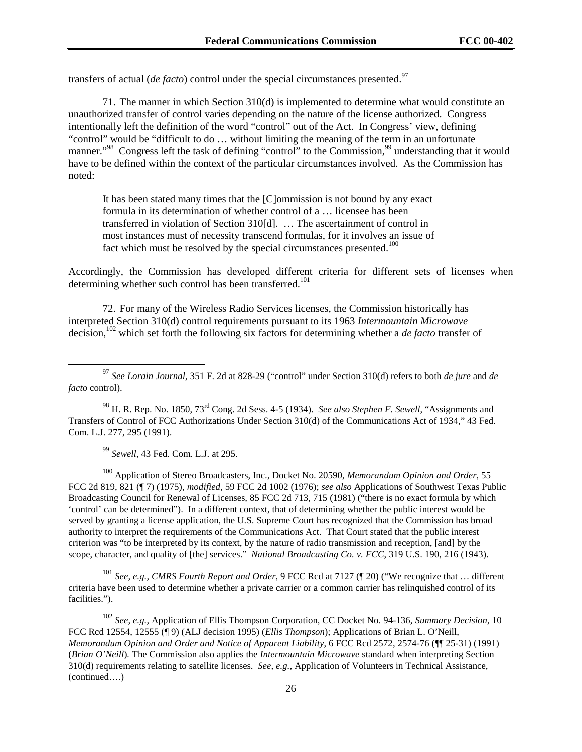transfers of actual (*de facto*) control under the special circumstances presented.[97]

71. The manner in which Section 310(d) is implemented to determine what would constitute an unauthorized transfer of control varies depending on the nature of the license authorized. Congress intentionally left the definition of the word "control" out of the Act. In Congress' view, defining "control" would be "difficult to do … without limiting the meaning of the term in an unfortunate manner."[98] Congress left the task of defining "control" to the Commission,[99] understanding that it would have to be defined within the context of the particular circumstances involved. As the Commission has noted:

> It has been stated many times that the [C]ommission is not bound by any exact formula in its determination of whether control of a … licensee has been transferred in violation of Section 310[d]. … The ascertainment of control in most instances must of necessity transcend formulas, for it involves an issue of fact which must be resolved by the special circumstances presented.[100]

Accordingly, the Commission has developed different criteria for different sets of licenses when determining whether such control has been transferred.[101]

72. For many of the Wireless Radio Services licenses, the Commission historically has interpreted Section 310(d) control requirements pursuant to its 1963 *Intermountain Microwave* decision,[102] which set forth the following six factors for determining whether a *de facto* transfer of

---

[97] *See Lorain Journal*, 351 F. 2d at 828-29 ("control" under Section 310(d) refers to both *de jure* and *de facto* control).

[98] H. R. Rep. No. 1850, 73rd Cong. 2d Sess. 4-5 (1934). *See also Stephen F. Sewell*, "Assignments and Transfers of Control of FCC Authorizations Under Section 310(d) of the Communications Act of 1934," 43 Fed. Com. L.J. 277, 295 (1991).

[99] *Sewell*, 43 Fed. Com. L.J. at 295.

[100] Application of Stereo Broadcasters, Inc., Docket No. 20590, *Memorandum Opinion and Order*, 55 FCC 2d 819, 821 (¶ 7) (1975), *modified*, 59 FCC 2d 1002 (1976); *see also* Applications of Southwest Texas Public Broadcasting Council for Renewal of Licenses, 85 FCC 2d 713, 715 (1981) ("there is no exact formula by which 'control' can be determined"). In a different context, that of determining whether the public interest would be served by granting a license application, the U.S. Supreme Court has recognized that the Commission has broad authority to interpret the requirements of the Communications Act. That Court stated that the public interest criterion was "to be interpreted by its context, by the nature of radio transmission and reception, [and] by the scope, character, and quality of [the] services." *National Broadcasting Co. v. FCC*, 319 U.S. 190, 216 (1943).

[101] *See, e.g., CMRS Fourth Report and Order*, 9 FCC Rcd at 7127 (¶ 20) ("We recognize that … different criteria have been used to determine whether a private carrier or a common carrier has relinquished control of its facilities.").

[102] *See, e.g.,* Application of Ellis Thompson Corporation, CC Docket No. 94-136, *Summary Decision*, 10 FCC Rcd 12554, 12555 (¶ 9) (ALJ decision 1995) (*Ellis Thompson*); Applications of Brian L. O'Neill, *Memorandum Opinion and Order and Notice of Apparent Liability*, 6 FCC Rcd 2572, 2574-76 (¶¶ 25-31) (1991) (*Brian O'Neill*). The Commission also applies the *Intermountain Microwave* standard when interpreting Section 310(d) requirements relating to satellite licenses. *See, e.g.,* Application of Volunteers in Technical Assistance, (continued….)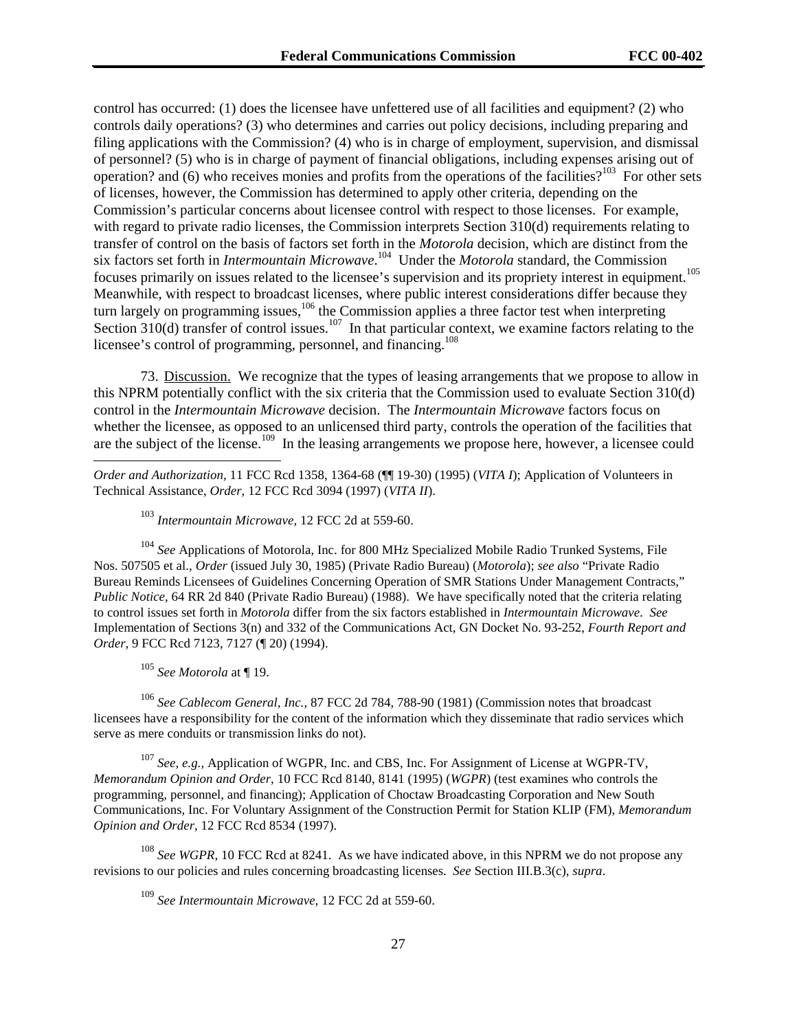control has occurred: (1) does the licensee have unfettered use of all facilities and equipment? (2) who controls daily operations? (3) who determines and carries out policy decisions, including preparing and filing applications with the Commission? (4) who is in charge of employment, supervision, and dismissal of personnel? (5) who is in charge of payment of financial obligations, including expenses arising out of operation? and (6) who receives monies and profits from the operations of the facilities?[103] For other sets of licenses, however, the Commission has determined to apply other criteria, depending on the Commission's particular concerns about licensee control with respect to those licenses. For example, with regard to private radio licenses, the Commission interprets Section 310(d) requirements relating to transfer of control on the basis of factors set forth in the *Motorola* decision, which are distinct from the six factors set forth in *Intermountain Microwave*.[104] Under the *Motorola* standard, the Commission focuses primarily on issues related to the licensee's supervision and its propriety interest in equipment.[105] Meanwhile, with respect to broadcast licenses, where public interest considerations differ because they turn largely on programming issues,[106] the Commission applies a three factor test when interpreting Section 310(d) transfer of control issues.[107] In that particular context, we examine factors relating to the licensee's control of programming, personnel, and financing.[108]

73. Discussion. We recognize that the types of leasing arrangements that we propose to allow in this NPRM potentially conflict with the six criteria that the Commission used to evaluate Section 310(d) control in the *Intermountain Microwave* decision. The *Intermountain Microwave* factors focus on whether the licensee, as opposed to an unlicensed third party, controls the operation of the facilities that are the subject of the license.[109] In the leasing arrangements we propose here, however, a licensee could

---

*Order and Authorization*, 11 FCC Rcd 1358, 1364-68 (¶¶ 19-30) (1995) (*VITA I*); Application of Volunteers in Technical Assistance, *Order*, 12 FCC Rcd 3094 (1997) (*VITA II*).

[103] *Intermountain Microwave*, 12 FCC 2d at 559-60.

[104] *See* Applications of Motorola, Inc. for 800 MHz Specialized Mobile Radio Trunked Systems, File Nos. 507505 et al., *Order* (issued July 30, 1985) (Private Radio Bureau) (*Motorola*); *see also* "Private Radio Bureau Reminds Licensees of Guidelines Concerning Operation of SMR Stations Under Management Contracts," *Public Notice*, 64 RR 2d 840 (Private Radio Bureau) (1988). We have specifically noted that the criteria relating to control issues set forth in *Motorola* differ from the six factors established in *Intermountain Microwave*. *See* Implementation of Sections 3(n) and 332 of the Communications Act, GN Docket No. 93-252, *Fourth Report and Order*, 9 FCC Rcd 7123, 7127 (¶ 20) (1994).

[105] *See Motorola* at ¶ 19.

[106] *See Cablecom General, Inc.*, 87 FCC 2d 784, 788-90 (1981) (Commission notes that broadcast licensees have a responsibility for the content of the information which they disseminate that radio services which serve as mere conduits or transmission links do not).

[107] *See, e.g.,* Application of WGPR, Inc. and CBS, Inc. For Assignment of License at WGPR-TV, *Memorandum Opinion and Order*, 10 FCC Rcd 8140, 8141 (1995) (*WGPR*) (test examines who controls the programming, personnel, and financing); Application of Choctaw Broadcasting Corporation and New South Communications, Inc. For Voluntary Assignment of the Construction Permit for Station KLIP (FM), *Memorandum Opinion and Order*, 12 FCC Rcd 8534 (1997).

[108] *See WGPR*, 10 FCC Rcd at 8241. As we have indicated above, in this NPRM we do not propose any revisions to our policies and rules concerning broadcasting licenses. *See* Section III.B.3(c), *supra*.

[109] *See Intermountain Microwave*, 12 FCC 2d at 559-60.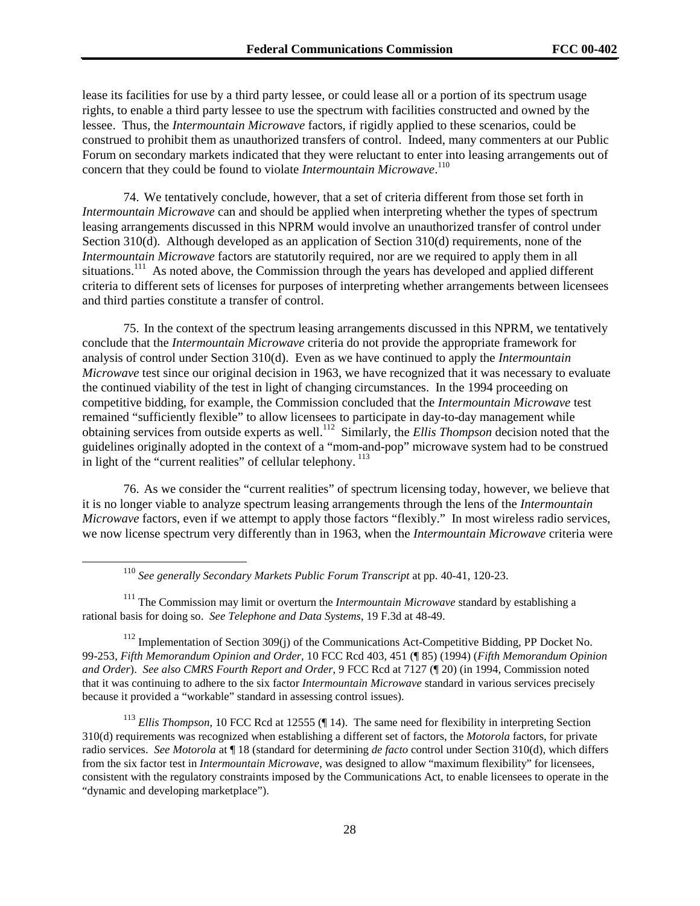lease its facilities for use by a third party lessee, or could lease all or a portion of its spectrum usage rights, to enable a third party lessee to use the spectrum with facilities constructed and owned by the lessee. Thus, the *Intermountain Microwave* factors, if rigidly applied to these scenarios, could be construed to prohibit them as unauthorized transfers of control. Indeed, many commenters at our Public Forum on secondary markets indicated that they were reluctant to enter into leasing arrangements out of concern that they could be found to violate *Intermountain Microwave*.[110]

74. We tentatively conclude, however, that a set of criteria different from those set forth in *Intermountain Microwave* can and should be applied when interpreting whether the types of spectrum leasing arrangements discussed in this NPRM would involve an unauthorized transfer of control under Section 310(d). Although developed as an application of Section 310(d) requirements, none of the *Intermountain Microwave* factors are statutorily required, nor are we required to apply them in all situations.[111] As noted above, the Commission through the years has developed and applied different criteria to different sets of licenses for purposes of interpreting whether arrangements between licensees and third parties constitute a transfer of control.

75. In the context of the spectrum leasing arrangements discussed in this NPRM, we tentatively conclude that the *Intermountain Microwave* criteria do not provide the appropriate framework for analysis of control under Section 310(d). Even as we have continued to apply the *Intermountain Microwave* test since our original decision in 1963, we have recognized that it was necessary to evaluate the continued viability of the test in light of changing circumstances. In the 1994 proceeding on competitive bidding, for example, the Commission concluded that the *Intermountain Microwave* test remained "sufficiently flexible" to allow licensees to participate in day-to-day management while obtaining services from outside experts as well.[112] Similarly, the *Ellis Thompson* decision noted that the guidelines originally adopted in the context of a "mom-and-pop" microwave system had to be construed in light of the "current realities" of cellular telephony.[113]

76. As we consider the "current realities" of spectrum licensing today, however, we believe that it is no longer viable to analyze spectrum leasing arrangements through the lens of the *Intermountain Microwave* factors, even if we attempt to apply those factors "flexibly." In most wireless radio services, we now license spectrum very differently than in 1963, when the *Intermountain Microwave* criteria were

---

[110] *See generally Secondary Markets Public Forum Transcript* at pp. 40-41, 120-23.

[111] The Commission may limit or overturn the *Intermountain Microwave* standard by establishing a rational basis for doing so. *See Telephone and Data Systems*, 19 F.3d at 48-49.

[112] Implementation of Section 309(j) of the Communications Act-Competitive Bidding, PP Docket No. 99-253, *Fifth Memorandum Opinion and Order*, 10 FCC Rcd 403, 451 (¶ 85) (1994) (*Fifth Memorandum Opinion and Order*). *See also CMRS Fourth Report and Order*, 9 FCC Rcd at 7127 (¶ 20) (in 1994, Commission noted that it was continuing to adhere to the six factor *Intermountain Microwave* standard in various services precisely because it provided a "workable" standard in assessing control issues).

[113] *Ellis Thompson*, 10 FCC Rcd at 12555 (¶ 14). The same need for flexibility in interpreting Section 310(d) requirements was recognized when establishing a different set of factors, the *Motorola* factors, for private radio services. *See Motorola* at ¶ 18 (standard for determining *de facto* control under Section 310(d), which differs from the six factor test in *Intermountain Microwave*, was designed to allow "maximum flexibility" for licensees, consistent with the regulatory constraints imposed by the Communications Act, to enable licensees to operate in the "dynamic and developing marketplace").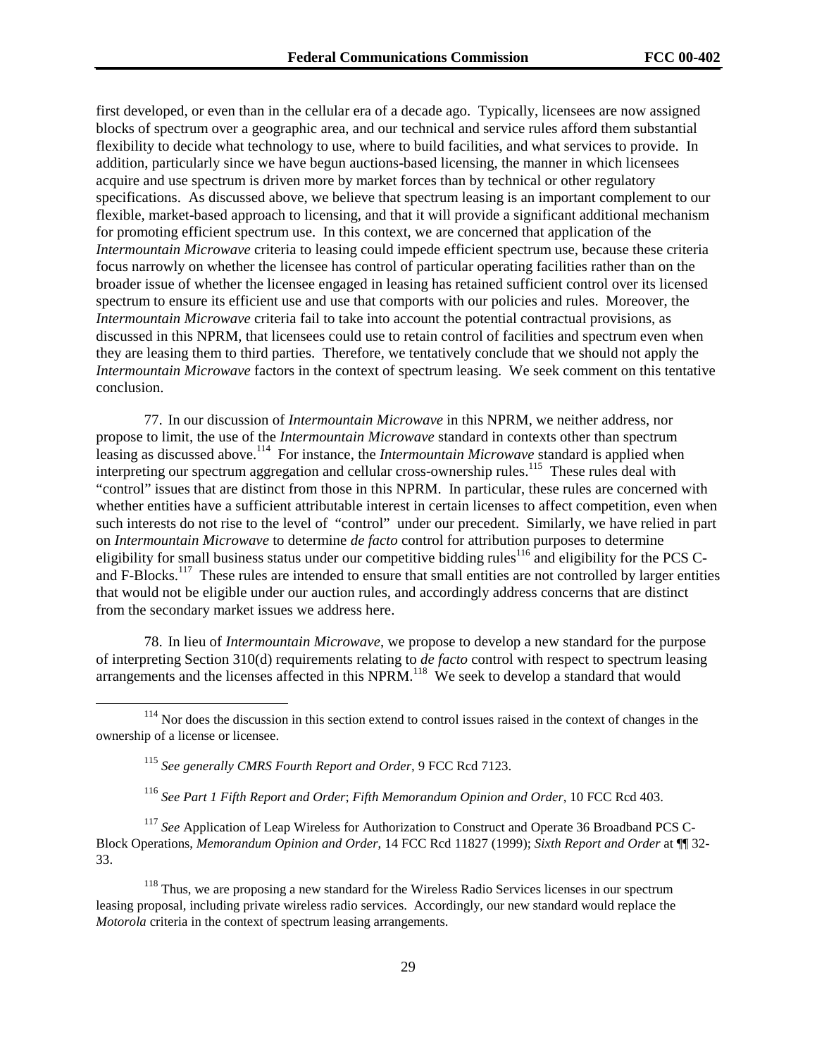first developed, or even than in the cellular era of a decade ago. Typically, licensees are now assigned blocks of spectrum over a geographic area, and our technical and service rules afford them substantial flexibility to decide what technology to use, where to build facilities, and what services to provide. In addition, particularly since we have begun auctions-based licensing, the manner in which licensees acquire and use spectrum is driven more by market forces than by technical or other regulatory specifications. As discussed above, we believe that spectrum leasing is an important complement to our flexible, market-based approach to licensing, and that it will provide a significant additional mechanism for promoting efficient spectrum use. In this context, we are concerned that application of the *Intermountain Microwave* criteria to leasing could impede efficient spectrum use, because these criteria focus narrowly on whether the licensee has control of particular operating facilities rather than on the broader issue of whether the licensee engaged in leasing has retained sufficient control over its licensed spectrum to ensure its efficient use and use that comports with our policies and rules. Moreover, the *Intermountain Microwave* criteria fail to take into account the potential contractual provisions, as discussed in this NPRM, that licensees could use to retain control of facilities and spectrum even when they are leasing them to third parties. Therefore, we tentatively conclude that we should not apply the *Intermountain Microwave* factors in the context of spectrum leasing. We seek comment on this tentative conclusion.

77. In our discussion of *Intermountain Microwave* in this NPRM, we neither address, nor propose to limit, the use of the *Intermountain Microwave* standard in contexts other than spectrum leasing as discussed above.[114] For instance, the *Intermountain Microwave* standard is applied when interpreting our spectrum aggregation and cellular cross-ownership rules.[115] These rules deal with "control" issues that are distinct from those in this NPRM. In particular, these rules are concerned with whether entities have a sufficient attributable interest in certain licenses to affect competition, even when such interests do not rise to the level of "control" under our precedent. Similarly, we have relied in part on *Intermountain Microwave* to determine *de facto* control for attribution purposes to determine eligibility for small business status under our competitive bidding rules[116] and eligibility for the PCS C- and F-Blocks.[117] These rules are intended to ensure that small entities are not controlled by larger entities that would not be eligible under our auction rules, and accordingly address concerns that are distinct from the secondary market issues we address here.

78. In lieu of *Intermountain Microwave*, we propose to develop a new standard for the purpose of interpreting Section 310(d) requirements relating to *de facto* control with respect to spectrum leasing arrangements and the licenses affected in this NPRM.[118] We seek to develop a standard that would

---

[114] Nor does the discussion in this section extend to control issues raised in the context of changes in the ownership of a license or licensee.

[115] *See generally CMRS Fourth Report and Order*, 9 FCC Rcd 7123.

[116] *See Part 1 Fifth Report and Order*; *Fifth Memorandum Opinion and Order*, 10 FCC Rcd 403.

[117] *See* Application of Leap Wireless for Authorization to Construct and Operate 36 Broadband PCS C-Block Operations, *Memorandum Opinion and Order*, 14 FCC Rcd 11827 (1999); *Sixth Report and Order* at ¶¶ 32-33.

[118] Thus, we are proposing a new standard for the Wireless Radio Services licenses in our spectrum leasing proposal, including private wireless radio services. Accordingly, our new standard would replace the *Motorola* criteria in the context of spectrum leasing arrangements.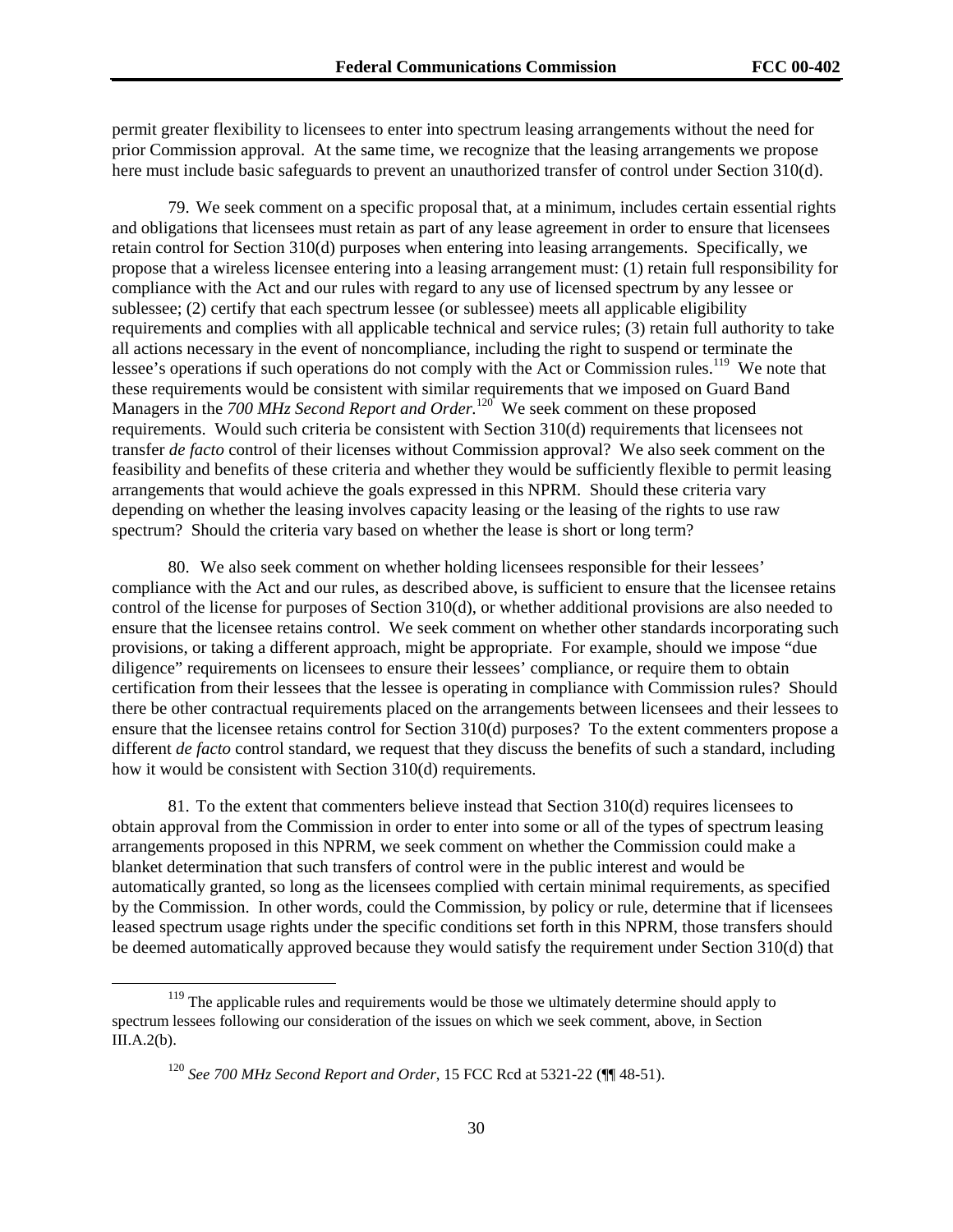permit greater flexibility to licensees to enter into spectrum leasing arrangements without the need for prior Commission approval. At the same time, we recognize that the leasing arrangements we propose here must include basic safeguards to prevent an unauthorized transfer of control under Section 310(d).

79. We seek comment on a specific proposal that, at a minimum, includes certain essential rights and obligations that licensees must retain as part of any lease agreement in order to ensure that licensees retain control for Section 310(d) purposes when entering into leasing arrangements. Specifically, we propose that a wireless licensee entering into a leasing arrangement must: (1) retain full responsibility for compliance with the Act and our rules with regard to any use of licensed spectrum by any lessee or sublessee; (2) certify that each spectrum lessee (or sublessee) meets all applicable eligibility requirements and complies with all applicable technical and service rules; (3) retain full authority to take all actions necessary in the event of noncompliance, including the right to suspend or terminate the lessee's operations if such operations do not comply with the Act or Commission rules.[119] We note that these requirements would be consistent with similar requirements that we imposed on Guard Band Managers in the *700 MHz Second Report and Order.*[120] We seek comment on these proposed requirements. Would such criteria be consistent with Section 310(d) requirements that licensees not transfer *de facto* control of their licenses without Commission approval? We also seek comment on the feasibility and benefits of these criteria and whether they would be sufficiently flexible to permit leasing arrangements that would achieve the goals expressed in this NPRM. Should these criteria vary depending on whether the leasing involves capacity leasing or the leasing of the rights to use raw spectrum? Should the criteria vary based on whether the lease is short or long term?

80. We also seek comment on whether holding licensees responsible for their lessees' compliance with the Act and our rules, as described above, is sufficient to ensure that the licensee retains control of the license for purposes of Section 310(d), or whether additional provisions are also needed to ensure that the licensee retains control. We seek comment on whether other standards incorporating such provisions, or taking a different approach, might be appropriate. For example, should we impose "due diligence" requirements on licensees to ensure their lessees' compliance, or require them to obtain certification from their lessees that the lessee is operating in compliance with Commission rules? Should there be other contractual requirements placed on the arrangements between licensees and their lessees to ensure that the licensee retains control for Section 310(d) purposes? To the extent commenters propose a different *de facto* control standard, we request that they discuss the benefits of such a standard, including how it would be consistent with Section 310(d) requirements.

81. To the extent that commenters believe instead that Section 310(d) requires licensees to obtain approval from the Commission in order to enter into some or all of the types of spectrum leasing arrangements proposed in this NPRM, we seek comment on whether the Commission could make a blanket determination that such transfers of control were in the public interest and would be automatically granted, so long as the licensees complied with certain minimal requirements, as specified by the Commission. In other words, could the Commission, by policy or rule, determine that if licensees leased spectrum usage rights under the specific conditions set forth in this NPRM, those transfers should be deemed automatically approved because they would satisfy the requirement under Section 310(d) that

---

[119] The applicable rules and requirements would be those we ultimately determine should apply to spectrum lessees following our consideration of the issues on which we seek comment, above, in Section III.A.2(b).

[120] *See 700 MHz Second Report and Order*, 15 FCC Rcd at 5321-22 (¶¶ 48-51).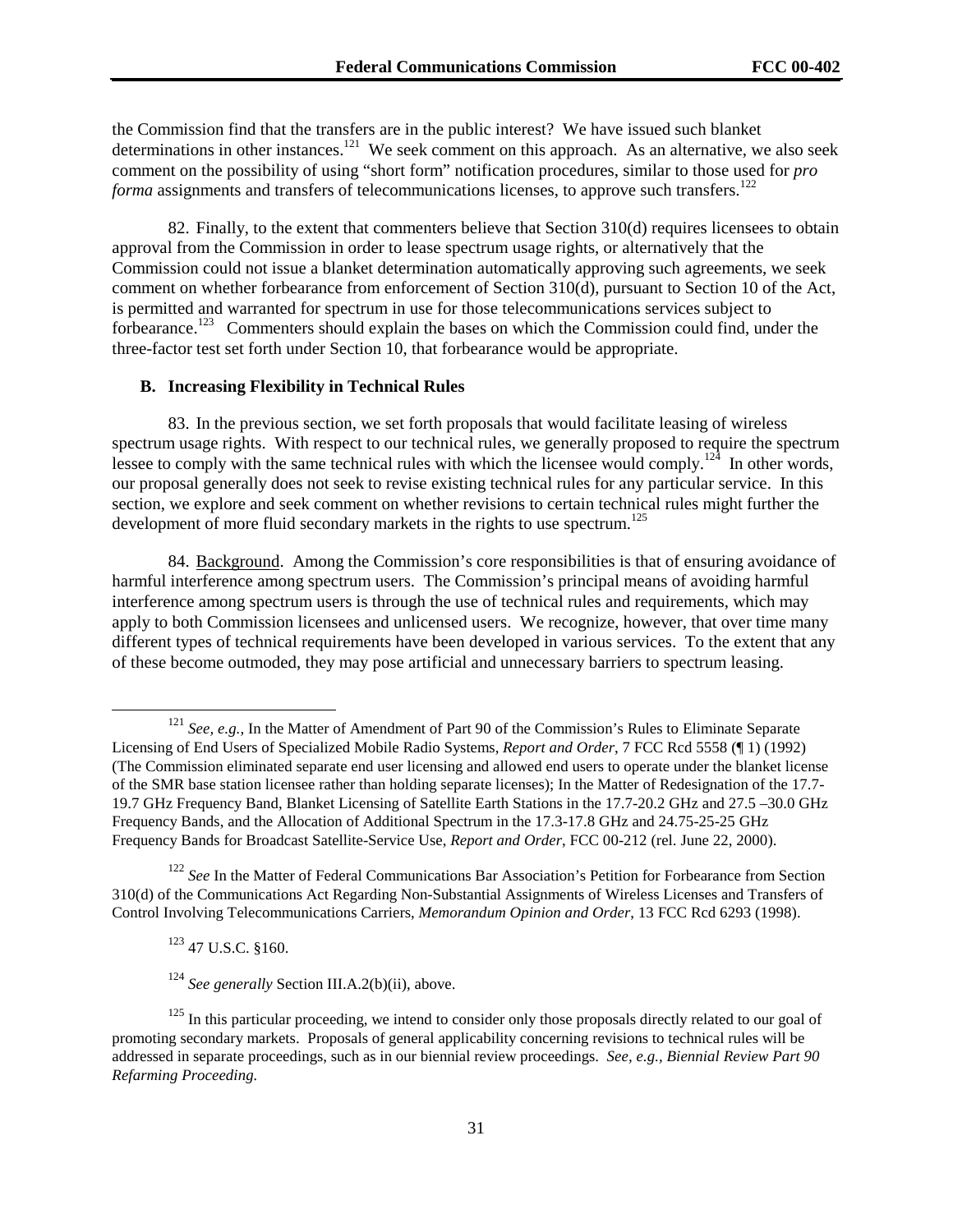the Commission find that the transfers are in the public interest? We have issued such blanket determinations in other instances.[121] We seek comment on this approach. As an alternative, we also seek comment on the possibility of using "short form" notification procedures, similar to those used for *pro forma* assignments and transfers of telecommunications licenses, to approve such transfers.[122]

82. Finally, to the extent that commenters believe that Section 310(d) requires licensees to obtain approval from the Commission in order to lease spectrum usage rights, or alternatively that the Commission could not issue a blanket determination automatically approving such agreements, we seek comment on whether forbearance from enforcement of Section 310(d), pursuant to Section 10 of the Act, is permitted and warranted for spectrum in use for those telecommunications services subject to forbearance.[123] Commenters should explain the bases on which the Commission could find, under the three-factor test set forth under Section 10, that forbearance would be appropriate.

### B. Increasing Flexibility in Technical Rules

83. In the previous section, we set forth proposals that would facilitate leasing of wireless spectrum usage rights. With respect to our technical rules, we generally proposed to require the spectrum lessee to comply with the same technical rules with which the licensee would comply.[124] In other words, our proposal generally does not seek to revise existing technical rules for any particular service. In this section, we explore and seek comment on whether revisions to certain technical rules might further the development of more fluid secondary markets in the rights to use spectrum.[125]

84. Background. Among the Commission's core responsibilities is that of ensuring avoidance of harmful interference among spectrum users. The Commission's principal means of avoiding harmful interference among spectrum users is through the use of technical rules and requirements, which may apply to both Commission licensees and unlicensed users. We recognize, however, that over time many different types of technical requirements have been developed in various services. To the extent that any of these become outmoded, they may pose artificial and unnecessary barriers to spectrum leasing.

---

[121] *See, e.g.,* In the Matter of Amendment of Part 90 of the Commission's Rules to Eliminate Separate Licensing of End Users of Specialized Mobile Radio Systems, *Report and Order*, 7 FCC Rcd 5558 (¶ 1) (1992) (The Commission eliminated separate end user licensing and allowed end users to operate under the blanket license of the SMR base station licensee rather than holding separate licenses); In the Matter of Redesignation of the 17.7-19.7 GHz Frequency Band, Blanket Licensing of Satellite Earth Stations in the 17.7-20.2 GHz and 27.5 –30.0 GHz Frequency Bands, and the Allocation of Additional Spectrum in the 17.3-17.8 GHz and 24.75-25-25 GHz Frequency Bands for Broadcast Satellite-Service Use, *Report and Order*, FCC 00-212 (rel. June 22, 2000).

[122] *See* In the Matter of Federal Communications Bar Association's Petition for Forbearance from Section 310(d) of the Communications Act Regarding Non-Substantial Assignments of Wireless Licenses and Transfers of Control Involving Telecommunications Carriers, *Memorandum Opinion and Order*, 13 FCC Rcd 6293 (1998).

[123] 47 U.S.C. §160.

[124] *See generally* Section III.A.2(b)(ii), above.

[125] In this particular proceeding, we intend to consider only those proposals directly related to our goal of promoting secondary markets. Proposals of general applicability concerning revisions to technical rules will be addressed in separate proceedings, such as in our biennial review proceedings. *See, e.g., Biennial Review Part 90 Refarming Proceeding.*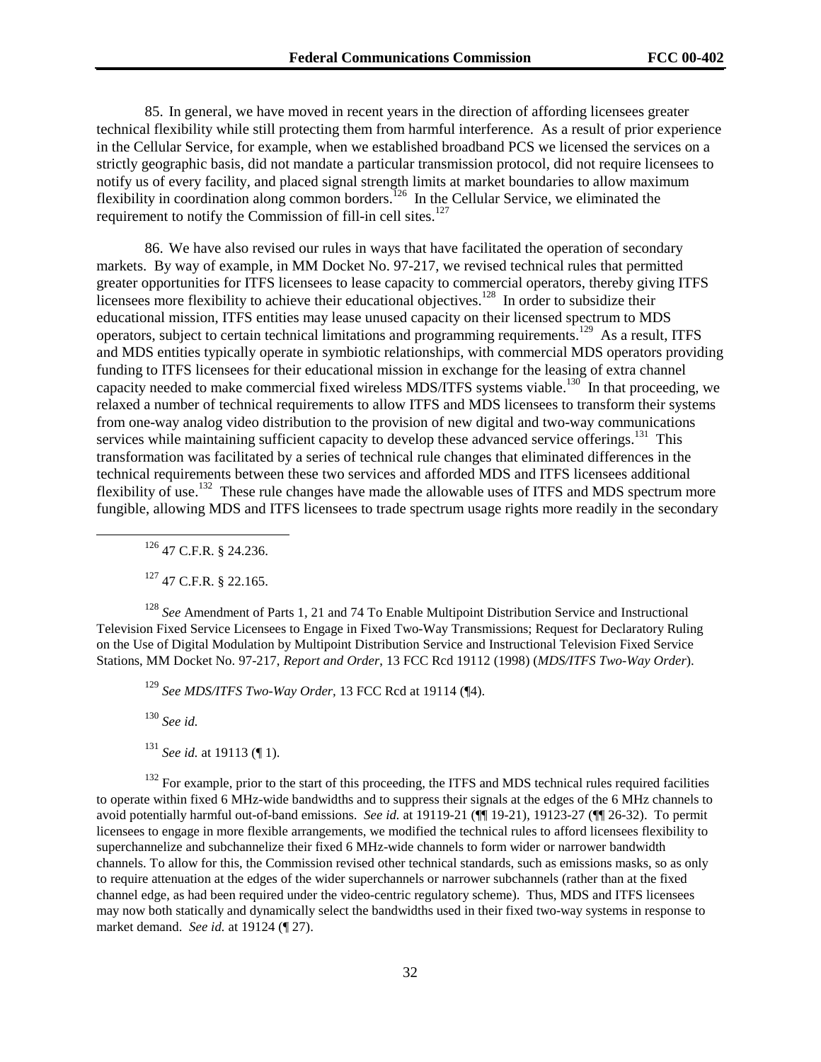85. In general, we have moved in recent years in the direction of affording licensees greater technical flexibility while still protecting them from harmful interference. As a result of prior experience in the Cellular Service, for example, when we established broadband PCS we licensed the services on a strictly geographic basis, did not mandate a particular transmission protocol, did not require licensees to notify us of every facility, and placed signal strength limits at market boundaries to allow maximum flexibility in coordination along common borders.[126] In the Cellular Service, we eliminated the requirement to notify the Commission of fill-in cell sites.[127]

86. We have also revised our rules in ways that have facilitated the operation of secondary markets. By way of example, in MM Docket No. 97-217, we revised technical rules that permitted greater opportunities for ITFS licensees to lease capacity to commercial operators, thereby giving ITFS licensees more flexibility to achieve their educational objectives.[128] In order to subsidize their educational mission, ITFS entities may lease unused capacity on their licensed spectrum to MDS operators, subject to certain technical limitations and programming requirements.[129] As a result, ITFS and MDS entities typically operate in symbiotic relationships, with commercial MDS operators providing funding to ITFS licensees for their educational mission in exchange for the leasing of extra channel capacity needed to make commercial fixed wireless MDS/ITFS systems viable.[130] In that proceeding, we relaxed a number of technical requirements to allow ITFS and MDS licensees to transform their systems from one-way analog video distribution to the provision of new digital and two-way communications services while maintaining sufficient capacity to develop these advanced service offerings.[131] This transformation was facilitated by a series of technical rule changes that eliminated differences in the technical requirements between these two services and afforded MDS and ITFS licensees additional flexibility of use.[132] These rule changes have made the allowable uses of ITFS and MDS spectrum more fungible, allowing MDS and ITFS licensees to trade spectrum usage rights more readily in the secondary

---

[126] 47 C.F.R. § 24.236.

[127] 47 C.F.R. § 22.165.

[128] *See* Amendment of Parts 1, 21 and 74 To Enable Multipoint Distribution Service and Instructional Television Fixed Service Licensees to Engage in Fixed Two-Way Transmissions; Request for Declaratory Ruling on the Use of Digital Modulation by Multipoint Distribution Service and Instructional Television Fixed Service Stations, MM Docket No. 97-217, *Report and Order*, 13 FCC Rcd 19112 (1998) (*MDS/ITFS Two-Way Order*).

[129] *See MDS/ITFS Two-Way Order,* 13 FCC Rcd at 19114 (¶4).

[130] *See id.*

[131] *See id.* at 19113 (¶ 1).

[132] For example, prior to the start of this proceeding, the ITFS and MDS technical rules required facilities to operate within fixed 6 MHz-wide bandwidths and to suppress their signals at the edges of the 6 MHz channels to avoid potentially harmful out-of-band emissions. *See id.* at 19119-21 (¶¶ 19-21), 19123-27 (¶¶ 26-32). To permit licensees to engage in more flexible arrangements, we modified the technical rules to afford licensees flexibility to superchannelize and subchannelize their fixed 6 MHz-wide channels to form wider or narrower bandwidth channels. To allow for this, the Commission revised other technical standards, such as emissions masks, so as only to require attenuation at the edges of the wider superchannels or narrower subchannels (rather than at the fixed channel edge, as had been required under the video-centric regulatory scheme). Thus, MDS and ITFS licensees may now both statically and dynamically select the bandwidths used in their fixed two-way systems in response to market demand. *See id.* at 19124 (¶ 27).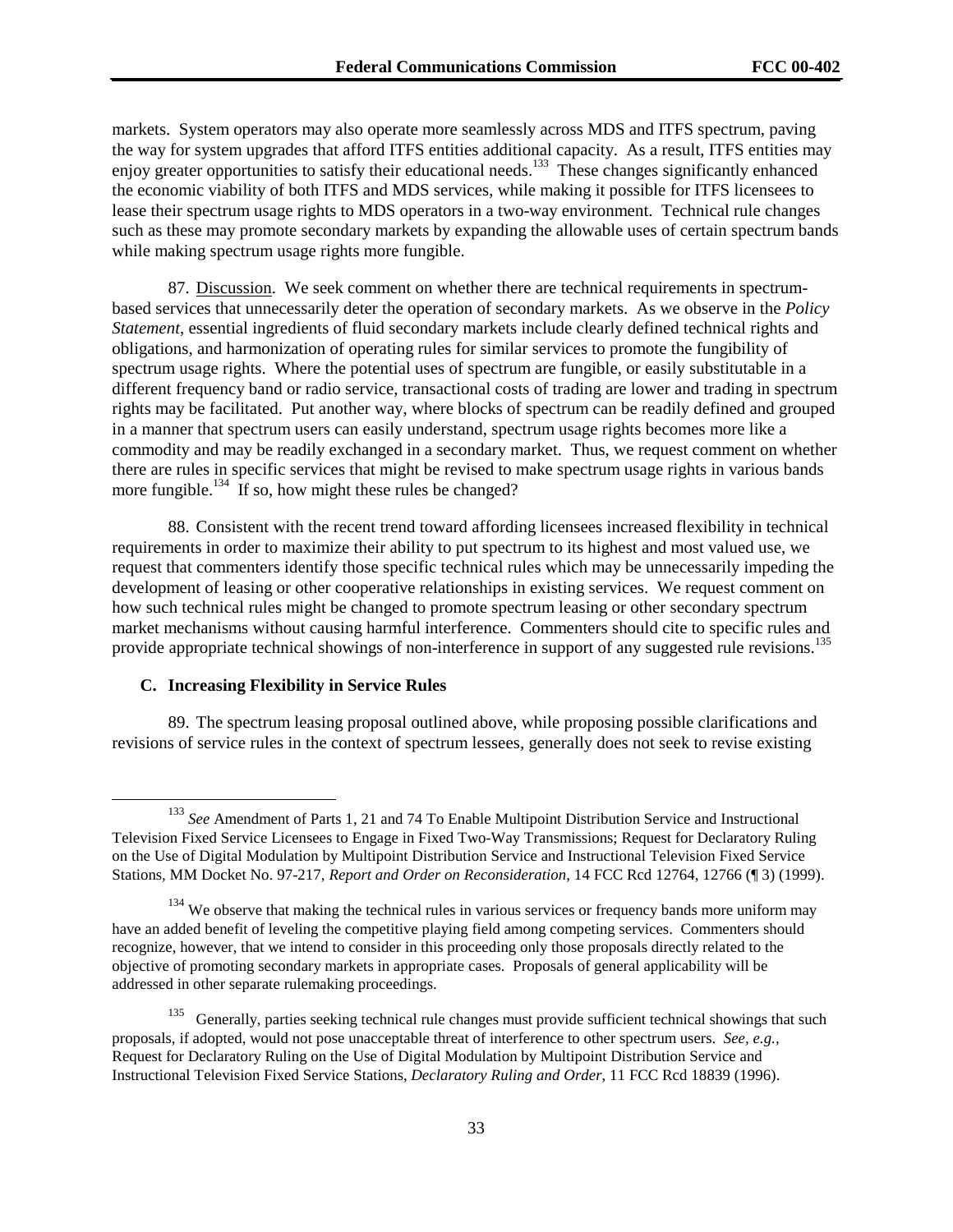markets. System operators may also operate more seamlessly across MDS and ITFS spectrum, paving the way for system upgrades that afford ITFS entities additional capacity. As a result, ITFS entities may enjoy greater opportunities to satisfy their educational needs.[133] These changes significantly enhanced the economic viability of both ITFS and MDS services, while making it possible for ITFS licensees to lease their spectrum usage rights to MDS operators in a two-way environment. Technical rule changes such as these may promote secondary markets by expanding the allowable uses of certain spectrum bands while making spectrum usage rights more fungible.

87. Discussion. We seek comment on whether there are technical requirements in spectrum-based services that unnecessarily deter the operation of secondary markets. As we observe in the *Policy Statement*, essential ingredients of fluid secondary markets include clearly defined technical rights and obligations, and harmonization of operating rules for similar services to promote the fungibility of spectrum usage rights. Where the potential uses of spectrum are fungible, or easily substitutable in a different frequency band or radio service, transactional costs of trading are lower and trading in spectrum rights may be facilitated. Put another way, where blocks of spectrum can be readily defined and grouped in a manner that spectrum users can easily understand, spectrum usage rights becomes more like a commodity and may be readily exchanged in a secondary market. Thus, we request comment on whether there are rules in specific services that might be revised to make spectrum usage rights in various bands more fungible.[134] If so, how might these rules be changed?

88. Consistent with the recent trend toward affording licensees increased flexibility in technical requirements in order to maximize their ability to put spectrum to its highest and most valued use, we request that commenters identify those specific technical rules which may be unnecessarily impeding the development of leasing or other cooperative relationships in existing services. We request comment on how such technical rules might be changed to promote spectrum leasing or other secondary spectrum market mechanisms without causing harmful interference. Commenters should cite to specific rules and provide appropriate technical showings of non-interference in support of any suggested rule revisions.[135]

### C. Increasing Flexibility in Service Rules

89. The spectrum leasing proposal outlined above, while proposing possible clarifications and revisions of service rules in the context of spectrum lessees, generally does not seek to revise existing

---

[133] *See* Amendment of Parts 1, 21 and 74 To Enable Multipoint Distribution Service and Instructional Television Fixed Service Licensees to Engage in Fixed Two-Way Transmissions; Request for Declaratory Ruling on the Use of Digital Modulation by Multipoint Distribution Service and Instructional Television Fixed Service Stations, MM Docket No. 97-217, *Report and Order on Reconsideration*, 14 FCC Rcd 12764, 12766 (¶ 3) (1999).

[134] We observe that making the technical rules in various services or frequency bands more uniform may have an added benefit of leveling the competitive playing field among competing services. Commenters should recognize, however, that we intend to consider in this proceeding only those proposals directly related to the objective of promoting secondary markets in appropriate cases. Proposals of general applicability will be addressed in other separate rulemaking proceedings.

[135] Generally, parties seeking technical rule changes must provide sufficient technical showings that such proposals, if adopted, would not pose unacceptable threat of interference to other spectrum users. *See, e.g.*, Request for Declaratory Ruling on the Use of Digital Modulation by Multipoint Distribution Service and Instructional Television Fixed Service Stations, *Declaratory Ruling and Order*, 11 FCC Rcd 18839 (1996).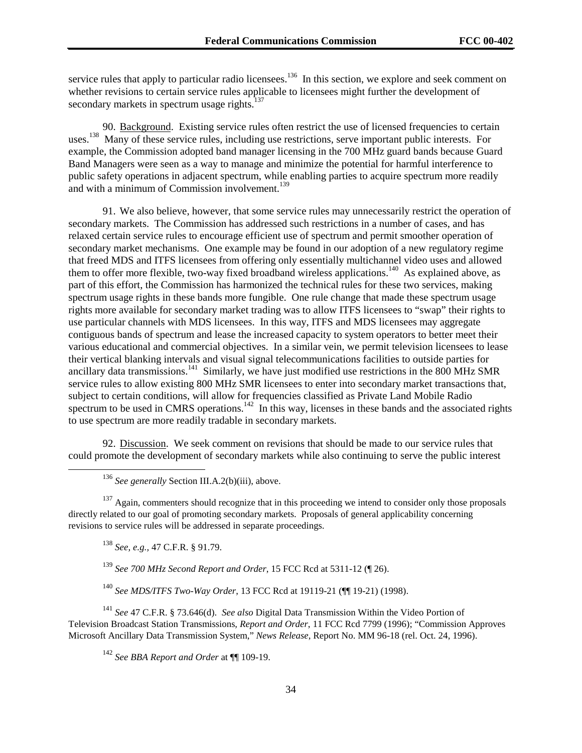service rules that apply to particular radio licensees.[136] In this section, we explore and seek comment on whether revisions to certain service rules applicable to licensees might further the development of secondary markets in spectrum usage rights.[137]

90. Background. Existing service rules often restrict the use of licensed frequencies to certain uses.[138] Many of these service rules, including use restrictions, serve important public interests. For example, the Commission adopted band manager licensing in the 700 MHz guard bands because Guard Band Managers were seen as a way to manage and minimize the potential for harmful interference to public safety operations in adjacent spectrum, while enabling parties to acquire spectrum more readily and with a minimum of Commission involvement.[139]

91. We also believe, however, that some service rules may unnecessarily restrict the operation of secondary markets. The Commission has addressed such restrictions in a number of cases, and has relaxed certain service rules to encourage efficient use of spectrum and permit smoother operation of secondary market mechanisms. One example may be found in our adoption of a new regulatory regime that freed MDS and ITFS licensees from offering only essentially multichannel video uses and allowed them to offer more flexible, two-way fixed broadband wireless applications.[140] As explained above, as part of this effort, the Commission has harmonized the technical rules for these two services, making spectrum usage rights in these bands more fungible. One rule change that made these spectrum usage rights more available for secondary market trading was to allow ITFS licensees to "swap" their rights to use particular channels with MDS licensees. In this way, ITFS and MDS licensees may aggregate contiguous bands of spectrum and lease the increased capacity to system operators to better meet their various educational and commercial objectives. In a similar vein, we permit television licensees to lease their vertical blanking intervals and visual signal telecommunications facilities to outside parties for ancillary data transmissions.[141] Similarly, we have just modified use restrictions in the 800 MHz SMR service rules to allow existing 800 MHz SMR licensees to enter into secondary market transactions that, subject to certain conditions, will allow for frequencies classified as Private Land Mobile Radio spectrum to be used in CMRS operations.[142] In this way, licenses in these bands and the associated rights to use spectrum are more readily tradable in secondary markets.

92. Discussion. We seek comment on revisions that should be made to our service rules that could promote the development of secondary markets while also continuing to serve the public interest

---

[136] *See generally* Section III.A.2(b)(iii), above.

[137] Again, commenters should recognize that in this proceeding we intend to consider only those proposals directly related to our goal of promoting secondary markets. Proposals of general applicability concerning revisions to service rules will be addressed in separate proceedings.

[138] *See, e.g.*, 47 C.F.R. § 91.79.

[139] *See 700 MHz Second Report and Order*, 15 FCC Rcd at 5311-12 (¶ 26).

[140] *See MDS/ITFS Two-Way Order*, 13 FCC Rcd at 19119-21 (¶¶ 19-21) (1998).

[141] *See* 47 C.F.R. § 73.646(d). *See also* Digital Data Transmission Within the Video Portion of Television Broadcast Station Transmissions, *Report and Order*, 11 FCC Rcd 7799 (1996); "Commission Approves Microsoft Ancillary Data Transmission System," *News Release*, Report No. MM 96-18 (rel. Oct. 24, 1996).

[142] *See BBA Report and Order* at ¶¶ 109-19.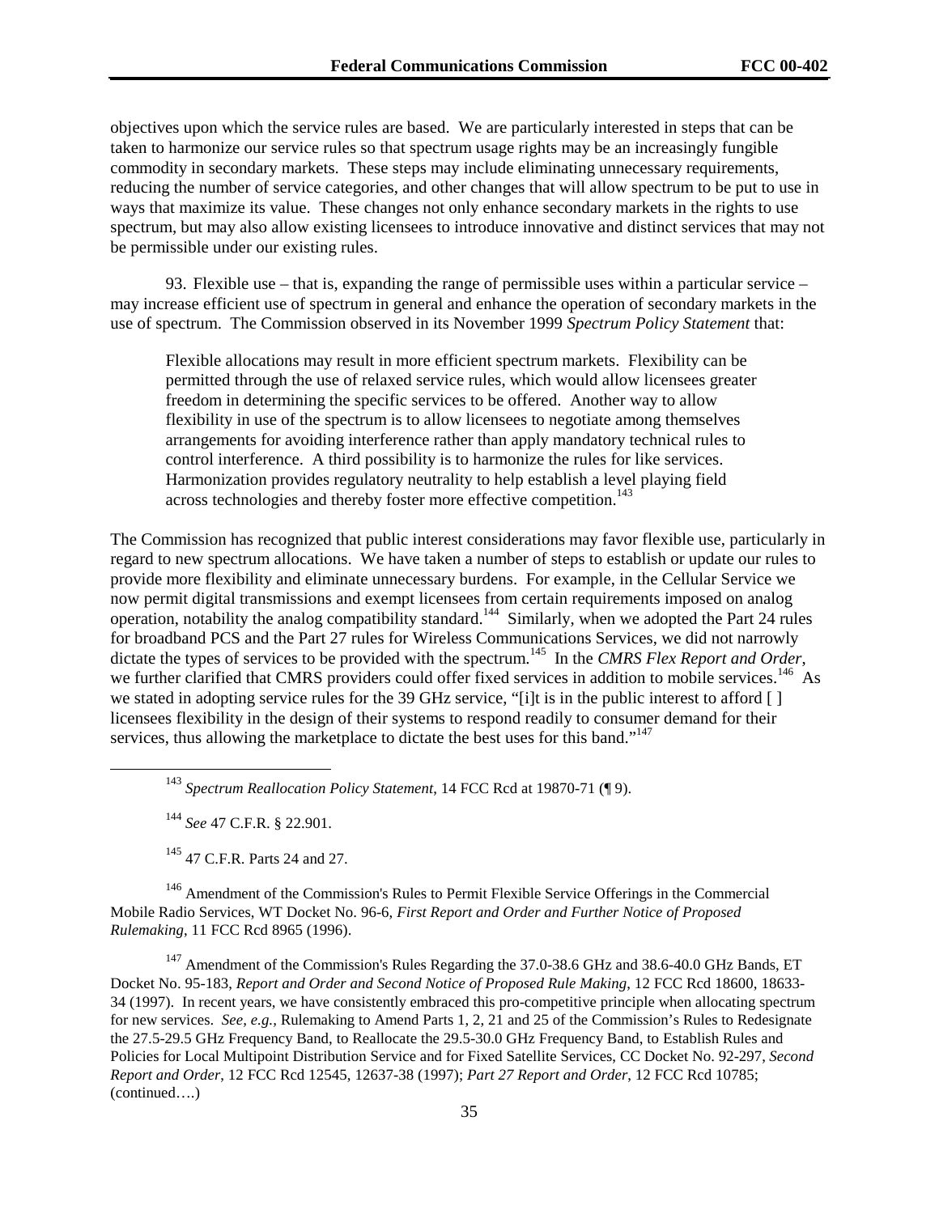objectives upon which the service rules are based. We are particularly interested in steps that can be taken to harmonize our service rules so that spectrum usage rights may be an increasingly fungible commodity in secondary markets. These steps may include eliminating unnecessary requirements, reducing the number of service categories, and other changes that will allow spectrum to be put to use in ways that maximize its value. These changes not only enhance secondary markets in the rights to use spectrum, but may also allow existing licensees to introduce innovative and distinct services that may not be permissible under our existing rules.

93. Flexible use – that is, expanding the range of permissible uses within a particular service – may increase efficient use of spectrum in general and enhance the operation of secondary markets in the use of spectrum. The Commission observed in its November 1999 *Spectrum Policy Statement* that:

> Flexible allocations may result in more efficient spectrum markets. Flexibility can be permitted through the use of relaxed service rules, which would allow licensees greater freedom in determining the specific services to be offered. Another way to allow flexibility in use of the spectrum is to allow licensees to negotiate among themselves arrangements for avoiding interference rather than apply mandatory technical rules to control interference. A third possibility is to harmonize the rules for like services. Harmonization provides regulatory neutrality to help establish a level playing field across technologies and thereby foster more effective competition.[143]

The Commission has recognized that public interest considerations may favor flexible use, particularly in regard to new spectrum allocations. We have taken a number of steps to establish or update our rules to provide more flexibility and eliminate unnecessary burdens. For example, in the Cellular Service we now permit digital transmissions and exempt licensees from certain requirements imposed on analog operation, notability the analog compatibility standard.[144] Similarly, when we adopted the Part 24 rules for broadband PCS and the Part 27 rules for Wireless Communications Services, we did not narrowly dictate the types of services to be provided with the spectrum.[145] In the *CMRS Flex Report and Order*, we further clarified that CMRS providers could offer fixed services in addition to mobile services.[146] As we stated in adopting service rules for the 39 GHz service, "[i]t is in the public interest to afford [ ] licensees flexibility in the design of their systems to respond readily to consumer demand for their services, thus allowing the marketplace to dictate the best uses for this band."[147]

[143] *Spectrum Reallocation Policy Statement*, 14 FCC Rcd at 19870-71 (¶ 9).

[144] *See* 47 C.F.R. § 22.901.

[145] 47 C.F.R. Parts 24 and 27.

[146] Amendment of the Commission's Rules to Permit Flexible Service Offerings in the Commercial Mobile Radio Services, WT Docket No. 96-6, *First Report and Order and Further Notice of Proposed Rulemaking*, 11 FCC Rcd 8965 (1996).

[147] Amendment of the Commission's Rules Regarding the 37.0-38.6 GHz and 38.6-40.0 GHz Bands, ET Docket No. 95-183, *Report and Order and Second Notice of Proposed Rule Making*, 12 FCC Rcd 18600, 18633-34 (1997). In recent years, we have consistently embraced this pro-competitive principle when allocating spectrum for new services. *See, e.g.*, Rulemaking to Amend Parts 1, 2, 21 and 25 of the Commission's Rules to Redesignate the 27.5-29.5 GHz Frequency Band, to Reallocate the 29.5-30.0 GHz Frequency Band, to Establish Rules and Policies for Local Multipoint Distribution Service and for Fixed Satellite Services, CC Docket No. 92-297, *Second Report and Order*, 12 FCC Rcd 12545, 12637-38 (1997); *Part 27 Report and Order*, 12 FCC Rcd 10785; (continued….)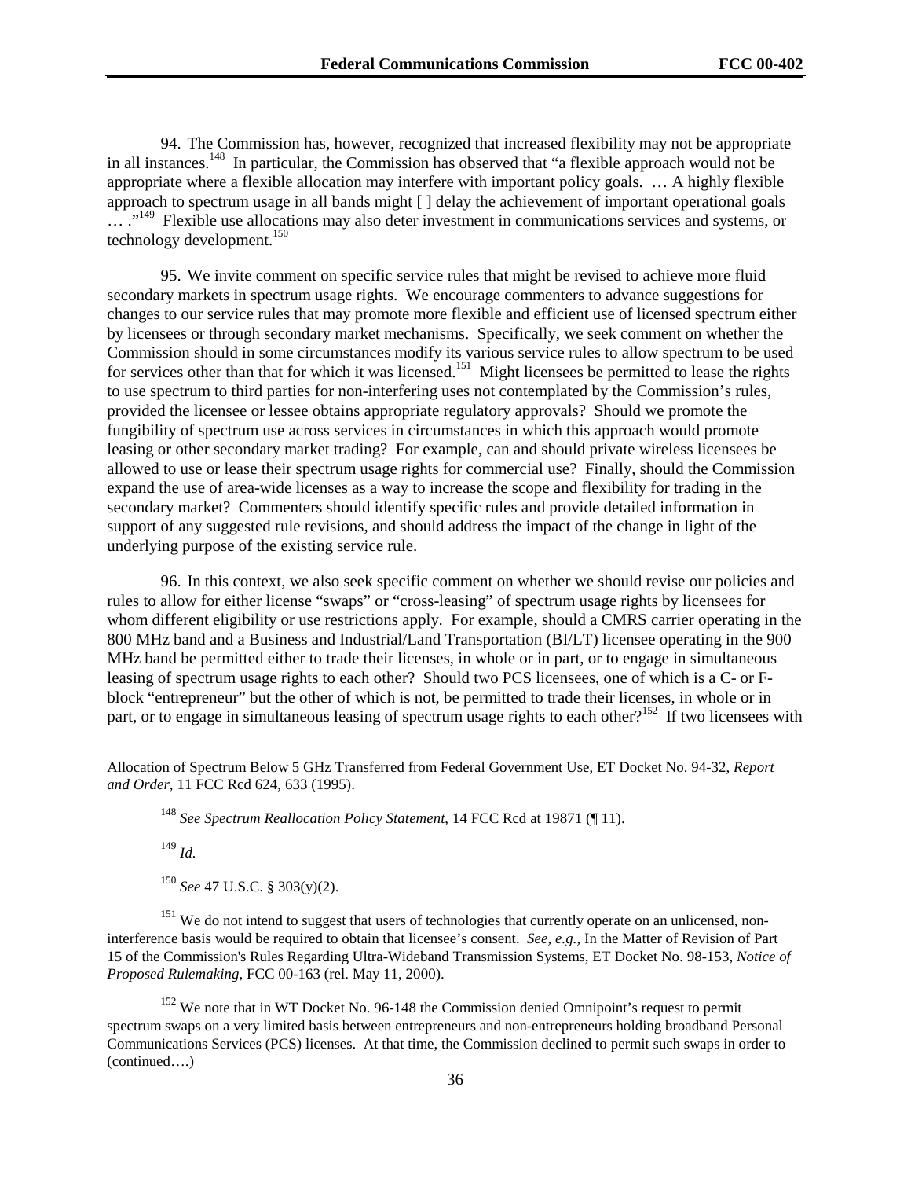94. The Commission has, however, recognized that increased flexibility may not be appropriate in all instances.[148] In particular, the Commission has observed that "a flexible approach would not be appropriate where a flexible allocation may interfere with important policy goals. … A highly flexible approach to spectrum usage in all bands might [ ] delay the achievement of important operational goals … ."[149] Flexible use allocations may also deter investment in communications services and systems, or technology development.[150]

95. We invite comment on specific service rules that might be revised to achieve more fluid secondary markets in spectrum usage rights. We encourage commenters to advance suggestions for changes to our service rules that may promote more flexible and efficient use of licensed spectrum either by licensees or through secondary market mechanisms. Specifically, we seek comment on whether the Commission should in some circumstances modify its various service rules to allow spectrum to be used for services other than that for which it was licensed.[151] Might licensees be permitted to lease the rights to use spectrum to third parties for non-interfering uses not contemplated by the Commission's rules, provided the licensee or lessee obtains appropriate regulatory approvals? Should we promote the fungibility of spectrum use across services in circumstances in which this approach would promote leasing or other secondary market trading? For example, can and should private wireless licensees be allowed to use or lease their spectrum usage rights for commercial use? Finally, should the Commission expand the use of area-wide licenses as a way to increase the scope and flexibility for trading in the secondary market? Commenters should identify specific rules and provide detailed information in support of any suggested rule revisions, and should address the impact of the change in light of the underlying purpose of the existing service rule.

96. In this context, we also seek specific comment on whether we should revise our policies and rules to allow for either license "swaps" or "cross-leasing" of spectrum usage rights by licensees for whom different eligibility or use restrictions apply. For example, should a CMRS carrier operating in the 800 MHz band and a Business and Industrial/Land Transportation (BI/LT) licensee operating in the 900 MHz band be permitted either to trade their licenses, in whole or in part, or to engage in simultaneous leasing of spectrum usage rights to each other? Should two PCS licensees, one of which is a C- or F-block "entrepreneur" but the other of which is not, be permitted to trade their licenses, in whole or in part, or to engage in simultaneous leasing of spectrum usage rights to each other?[152] If two licensees with

---

Allocation of Spectrum Below 5 GHz Transferred from Federal Government Use, ET Docket No. 94-32, *Report and Order*, 11 FCC Rcd 624, 633 (1995).

[148] *See Spectrum Reallocation Policy Statement*, 14 FCC Rcd at 19871 (¶ 11).

[149] *Id.*

[150] *See* 47 U.S.C. § 303(y)(2).

[151] We do not intend to suggest that users of technologies that currently operate on an unlicensed, non-interference basis would be required to obtain that licensee's consent. *See, e.g.,* In the Matter of Revision of Part 15 of the Commission's Rules Regarding Ultra-Wideband Transmission Systems, ET Docket No. 98-153, *Notice of Proposed Rulemaking*, FCC 00-163 (rel. May 11, 2000).

[152] We note that in WT Docket No. 96-148 the Commission denied Omnipoint's request to permit spectrum swaps on a very limited basis between entrepreneurs and non-entrepreneurs holding broadband Personal Communications Services (PCS) licenses. At that time, the Commission declined to permit such swaps in order to (continued….)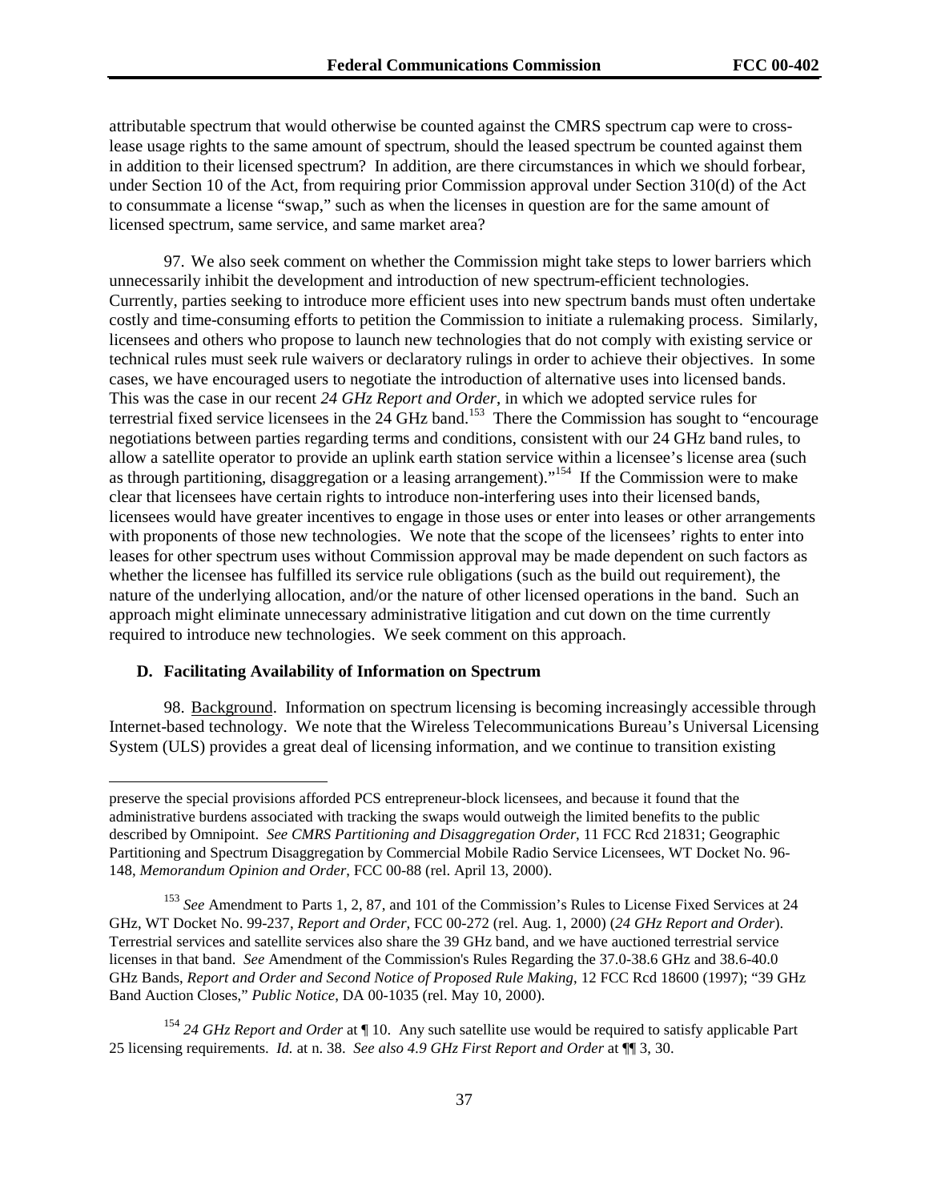attributable spectrum that would otherwise be counted against the CMRS spectrum cap were to cross-lease usage rights to the same amount of spectrum, should the leased spectrum be counted against them in addition to their licensed spectrum? In addition, are there circumstances in which we should forbear, under Section 10 of the Act, from requiring prior Commission approval under Section 310(d) of the Act to consummate a license "swap," such as when the licenses in question are for the same amount of licensed spectrum, same service, and same market area?

97. We also seek comment on whether the Commission might take steps to lower barriers which unnecessarily inhibit the development and introduction of new spectrum-efficient technologies. Currently, parties seeking to introduce more efficient uses into new spectrum bands must often undertake costly and time-consuming efforts to petition the Commission to initiate a rulemaking process. Similarly, licensees and others who propose to launch new technologies that do not comply with existing service or technical rules must seek rule waivers or declaratory rulings in order to achieve their objectives. In some cases, we have encouraged users to negotiate the introduction of alternative uses into licensed bands. This was the case in our recent *24 GHz Report and Order*, in which we adopted service rules for terrestrial fixed service licensees in the 24 GHz band.[153] There the Commission has sought to "encourage negotiations between parties regarding terms and conditions, consistent with our 24 GHz band rules, to allow a satellite operator to provide an uplink earth station service within a licensee's license area (such as through partitioning, disaggregation or a leasing arrangement)."[154] If the Commission were to make clear that licensees have certain rights to introduce non-interfering uses into their licensed bands, licensees would have greater incentives to engage in those uses or enter into leases or other arrangements with proponents of those new technologies. We note that the scope of the licensees' rights to enter into leases for other spectrum uses without Commission approval may be made dependent on such factors as whether the licensee has fulfilled its service rule obligations (such as the build out requirement), the nature of the underlying allocation, and/or the nature of other licensed operations in the band. Such an approach might eliminate unnecessary administrative litigation and cut down on the time currently required to introduce new technologies. We seek comment on this approach.

### D. Facilitating Availability of Information on Spectrum

98. Background. Information on spectrum licensing is becoming increasingly accessible through Internet-based technology. We note that the Wireless Telecommunications Bureau's Universal Licensing System (ULS) provides a great deal of licensing information, and we continue to transition existing

---

preserve the special provisions afforded PCS entrepreneur-block licensees, and because it found that the administrative burdens associated with tracking the swaps would outweigh the limited benefits to the public described by Omnipoint. *See CMRS Partitioning and Disaggregation Order*, 11 FCC Rcd 21831; Geographic Partitioning and Spectrum Disaggregation by Commercial Mobile Radio Service Licensees, WT Docket No. 96-148, *Memorandum Opinion and Order*, FCC 00-88 (rel. April 13, 2000).

[153] *See* Amendment to Parts 1, 2, 87, and 101 of the Commission's Rules to License Fixed Services at 24 GHz, WT Docket No. 99-237, *Report and Order*, FCC 00-272 (rel. Aug. 1, 2000) (*24 GHz Report and Order*). Terrestrial services and satellite services also share the 39 GHz band, and we have auctioned terrestrial service licenses in that band. *See* Amendment of the Commission's Rules Regarding the 37.0-38.6 GHz and 38.6-40.0 GHz Bands, *Report and Order and Second Notice of Proposed Rule Making*, 12 FCC Rcd 18600 (1997); "39 GHz Band Auction Closes," *Public Notice*, DA 00-1035 (rel. May 10, 2000).

[154] *24 GHz Report and Order* at ¶ 10. Any such satellite use would be required to satisfy applicable Part 25 licensing requirements. *Id.* at n. 38. *See also 4.9 GHz First Report and Order* at ¶¶ 3, 30.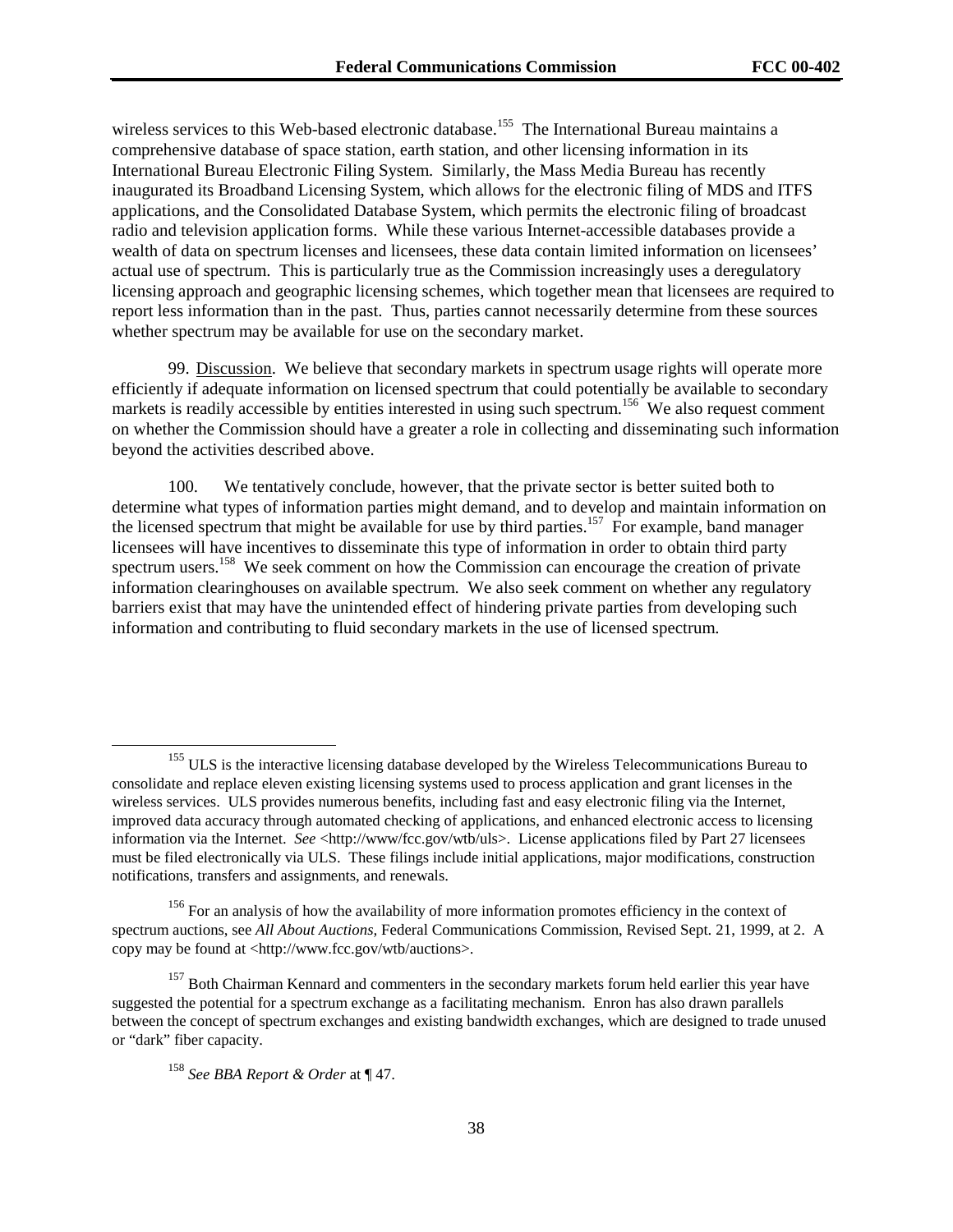wireless services to this Web-based electronic database.[155] The International Bureau maintains a comprehensive database of space station, earth station, and other licensing information in its International Bureau Electronic Filing System. Similarly, the Mass Media Bureau has recently inaugurated its Broadband Licensing System, which allows for the electronic filing of MDS and ITFS applications, and the Consolidated Database System, which permits the electronic filing of broadcast radio and television application forms. While these various Internet-accessible databases provide a wealth of data on spectrum licenses and licensees, these data contain limited information on licensees' actual use of spectrum. This is particularly true as the Commission increasingly uses a deregulatory licensing approach and geographic licensing schemes, which together mean that licensees are required to report less information than in the past. Thus, parties cannot necessarily determine from these sources whether spectrum may be available for use on the secondary market.

99. Discussion. We believe that secondary markets in spectrum usage rights will operate more efficiently if adequate information on licensed spectrum that could potentially be available to secondary markets is readily accessible by entities interested in using such spectrum.[156] We also request comment on whether the Commission should have a greater a role in collecting and disseminating such information beyond the activities described above.

100. We tentatively conclude, however, that the private sector is better suited both to determine what types of information parties might demand, and to develop and maintain information on the licensed spectrum that might be available for use by third parties.[157] For example, band manager licensees will have incentives to disseminate this type of information in order to obtain third party spectrum users.[158] We seek comment on how the Commission can encourage the creation of private information clearinghouses on available spectrum. We also seek comment on whether any regulatory barriers exist that may have the unintended effect of hindering private parties from developing such information and contributing to fluid secondary markets in the use of licensed spectrum.

---

[155] ULS is the interactive licensing database developed by the Wireless Telecommunications Bureau to consolidate and replace eleven existing licensing systems used to process application and grant licenses in the wireless services. ULS provides numerous benefits, including fast and easy electronic filing via the Internet, improved data accuracy through automated checking of applications, and enhanced electronic access to licensing information via the Internet. *See* <http://www/fcc.gov/wtb/uls>. License applications filed by Part 27 licensees must be filed electronically via ULS. These filings include initial applications, major modifications, construction notifications, transfers and assignments, and renewals.

[156] For an analysis of how the availability of more information promotes efficiency in the context of spectrum auctions, see *All About Auctions*, Federal Communications Commission, Revised Sept. 21, 1999, at 2. A copy may be found at <http://www.fcc.gov/wtb/auctions>.

[157] Both Chairman Kennard and commenters in the secondary markets forum held earlier this year have suggested the potential for a spectrum exchange as a facilitating mechanism. Enron has also drawn parallels between the concept of spectrum exchanges and existing bandwidth exchanges, which are designed to trade unused or "dark" fiber capacity.

[158] *See BBA Report & Order* at ¶ 47.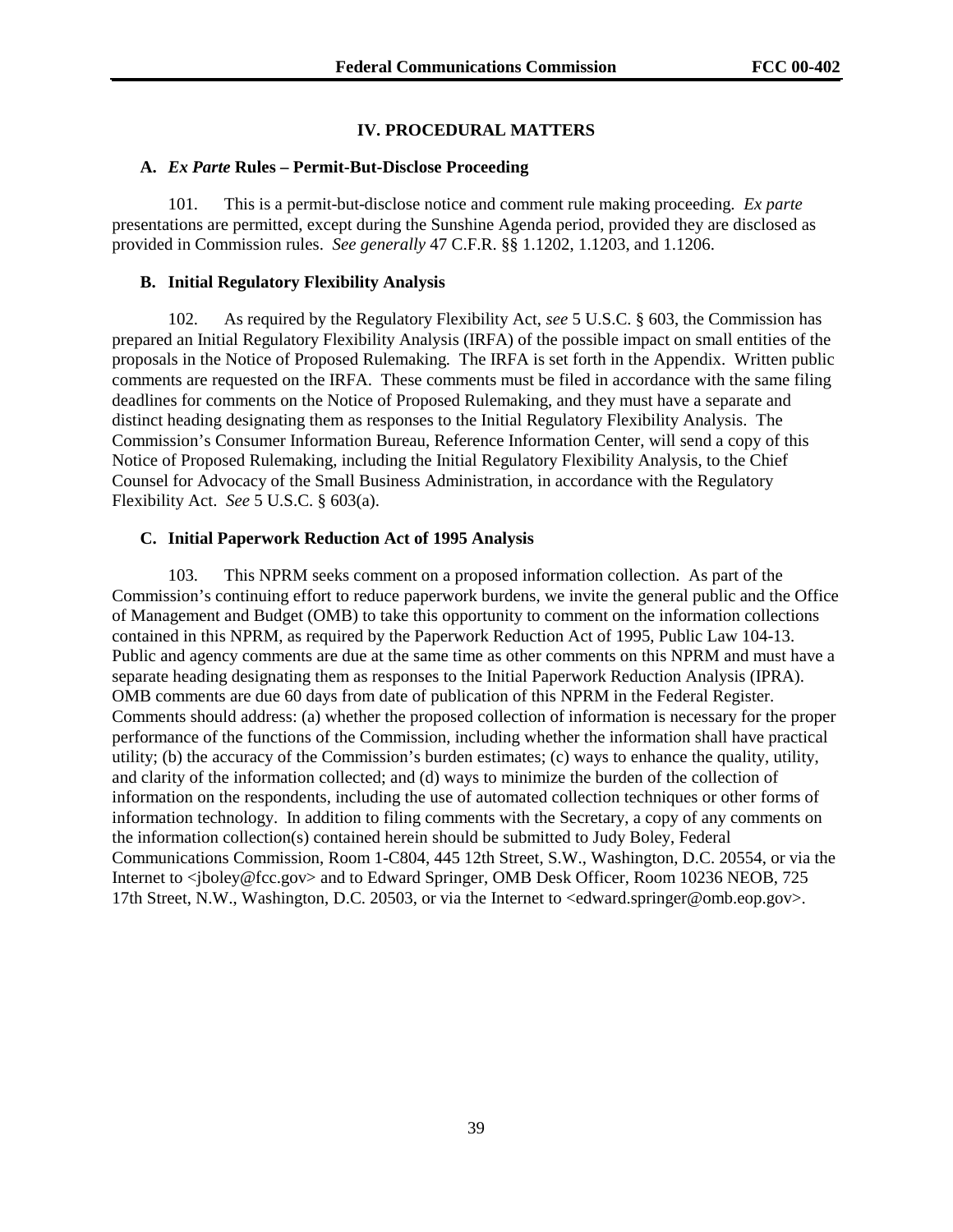## IV. PROCEDURAL MATTERS

### A. *Ex Parte* Rules – Permit-But-Disclose Proceeding

101. This is a permit-but-disclose notice and comment rule making proceeding. *Ex parte* presentations are permitted, except during the Sunshine Agenda period, provided they are disclosed as provided in Commission rules. *See generally* 47 C.F.R. §§ 1.1202, 1.1203, and 1.1206.

### B. Initial Regulatory Flexibility Analysis

102. As required by the Regulatory Flexibility Act, *see* 5 U.S.C. § 603, the Commission has prepared an Initial Regulatory Flexibility Analysis (IRFA) of the possible impact on small entities of the proposals in the Notice of Proposed Rulemaking. The IRFA is set forth in the Appendix. Written public comments are requested on the IRFA. These comments must be filed in accordance with the same filing deadlines for comments on the Notice of Proposed Rulemaking, and they must have a separate and distinct heading designating them as responses to the Initial Regulatory Flexibility Analysis. The Commission's Consumer Information Bureau, Reference Information Center, will send a copy of this Notice of Proposed Rulemaking, including the Initial Regulatory Flexibility Analysis, to the Chief Counsel for Advocacy of the Small Business Administration, in accordance with the Regulatory Flexibility Act. *See* 5 U.S.C. § 603(a).

### C. Initial Paperwork Reduction Act of 1995 Analysis

103. This NPRM seeks comment on a proposed information collection. As part of the Commission's continuing effort to reduce paperwork burdens, we invite the general public and the Office of Management and Budget (OMB) to take this opportunity to comment on the information collections contained in this NPRM, as required by the Paperwork Reduction Act of 1995, Public Law 104-13. Public and agency comments are due at the same time as other comments on this NPRM and must have a separate heading designating them as responses to the Initial Paperwork Reduction Analysis (IPRA). OMB comments are due 60 days from date of publication of this NPRM in the Federal Register. Comments should address: (a) whether the proposed collection of information is necessary for the proper performance of the functions of the Commission, including whether the information shall have practical utility; (b) the accuracy of the Commission's burden estimates; (c) ways to enhance the quality, utility, and clarity of the information collected; and (d) ways to minimize the burden of the collection of information on the respondents, including the use of automated collection techniques or other forms of information technology. In addition to filing comments with the Secretary, a copy of any comments on the information collection(s) contained herein should be submitted to Judy Boley, Federal Communications Commission, Room 1-C804, 445 12th Street, S.W., Washington, D.C. 20554, or via the Internet to <jboley@fcc.gov> and to Edward Springer, OMB Desk Officer, Room 10236 NEOB, 725 17th Street, N.W., Washington, D.C. 20503, or via the Internet to <edward.springer@omb.eop.gov>.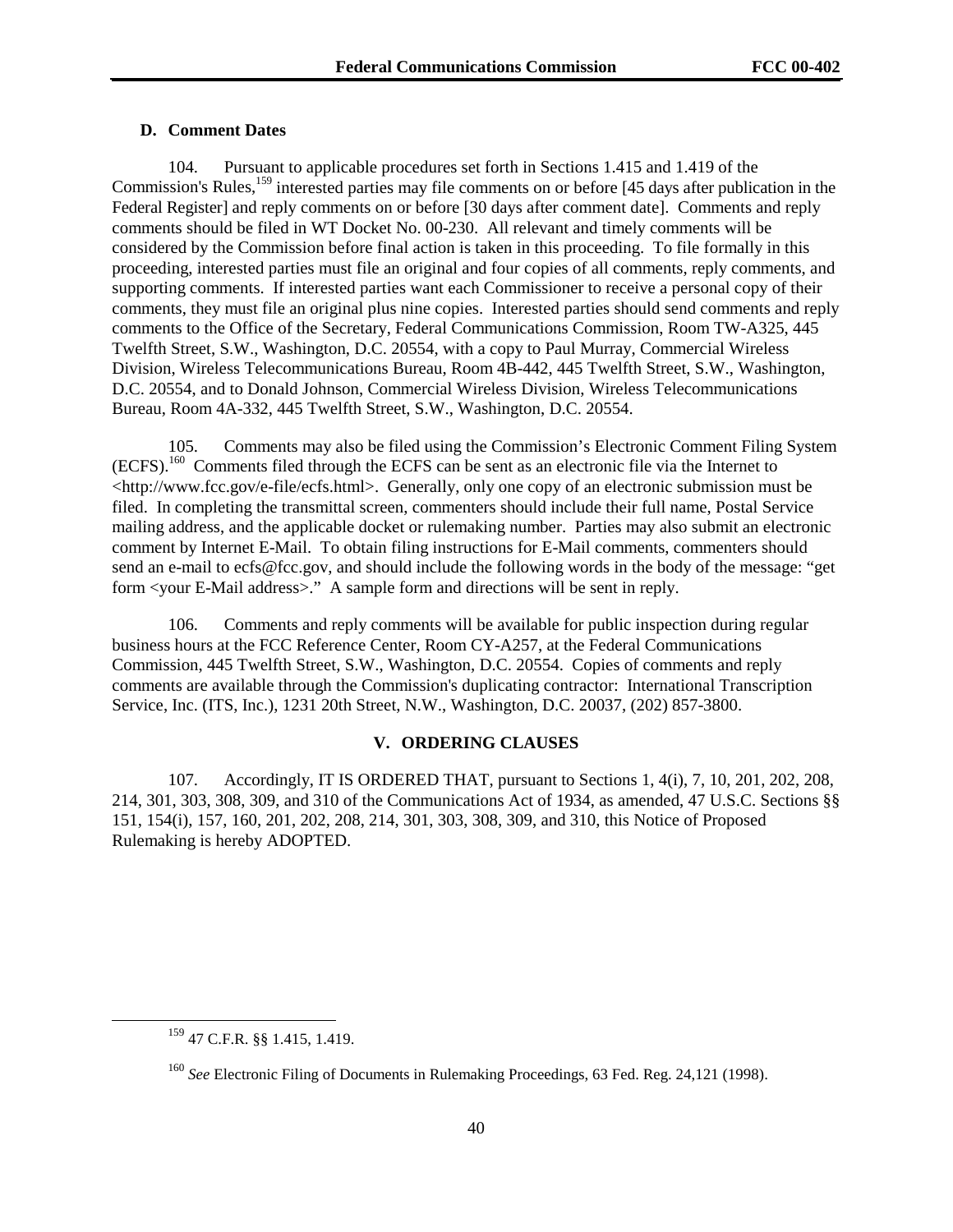### D. Comment Dates

104. Pursuant to applicable procedures set forth in Sections 1.415 and 1.419 of the Commission's Rules,[159] interested parties may file comments on or before [45 days after publication in the Federal Register] and reply comments on or before [30 days after comment date]. Comments and reply comments should be filed in WT Docket No. 00-230. All relevant and timely comments will be considered by the Commission before final action is taken in this proceeding. To file formally in this proceeding, interested parties must file an original and four copies of all comments, reply comments, and supporting comments. If interested parties want each Commissioner to receive a personal copy of their comments, they must file an original plus nine copies. Interested parties should send comments and reply comments to the Office of the Secretary, Federal Communications Commission, Room TW-A325, 445 Twelfth Street, S.W., Washington, D.C. 20554, with a copy to Paul Murray, Commercial Wireless Division, Wireless Telecommunications Bureau, Room 4B-442, 445 Twelfth Street, S.W., Washington, D.C. 20554, and to Donald Johnson, Commercial Wireless Division, Wireless Telecommunications Bureau, Room 4A-332, 445 Twelfth Street, S.W., Washington, D.C. 20554.

105. Comments may also be filed using the Commission's Electronic Comment Filing System (ECFS).[160] Comments filed through the ECFS can be sent as an electronic file via the Internet to <http://www.fcc.gov/e-file/ecfs.html>. Generally, only one copy of an electronic submission must be filed. In completing the transmittal screen, commenters should include their full name, Postal Service mailing address, and the applicable docket or rulemaking number. Parties may also submit an electronic comment by Internet E-Mail. To obtain filing instructions for E-Mail comments, commenters should send an e-mail to ecfs@fcc.gov, and should include the following words in the body of the message: "get form <your E-Mail address>." A sample form and directions will be sent in reply.

106. Comments and reply comments will be available for public inspection during regular business hours at the FCC Reference Center, Room CY-A257, at the Federal Communications Commission, 445 Twelfth Street, S.W., Washington, D.C. 20554. Copies of comments and reply comments are available through the Commission's duplicating contractor: International Transcription Service, Inc. (ITS, Inc.), 1231 20th Street, N.W., Washington, D.C. 20037, (202) 857-3800.

## V. ORDERING CLAUSES

107. Accordingly, IT IS ORDERED THAT, pursuant to Sections 1, 4(i), 7, 10, 201, 202, 208, 214, 301, 303, 308, 309, and 310 of the Communications Act of 1934, as amended, 47 U.S.C. Sections §§ 151, 154(i), 157, 160, 201, 202, 208, 214, 301, 303, 308, 309, and 310, this Notice of Proposed Rulemaking is hereby ADOPTED.

---

[159] 47 C.F.R. §§ 1.415, 1.419.

[160] *See* Electronic Filing of Documents in Rulemaking Proceedings, 63 Fed. Reg. 24,121 (1998).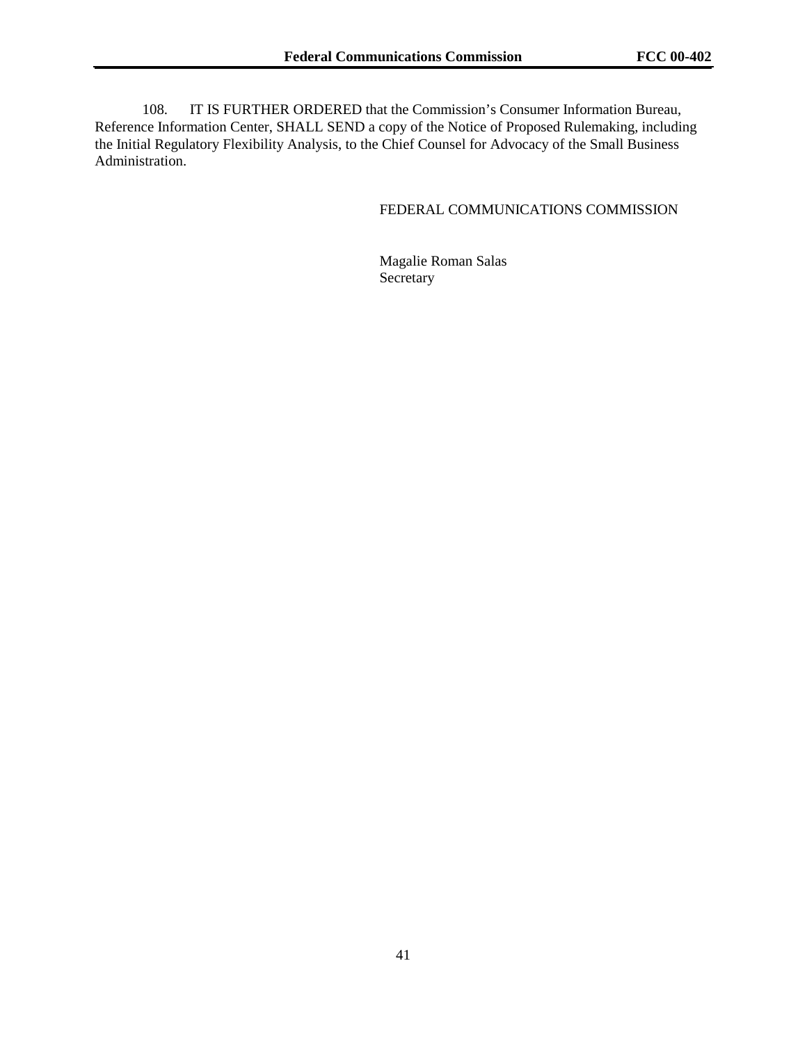108. IT IS FURTHER ORDERED that the Commission's Consumer Information Bureau, Reference Information Center, SHALL SEND a copy of the Notice of Proposed Rulemaking, including the Initial Regulatory Flexibility Analysis, to the Chief Counsel for Advocacy of the Small Business Administration.

FEDERAL COMMUNICATIONS COMMISSION

Magalie Roman Salas
Secretary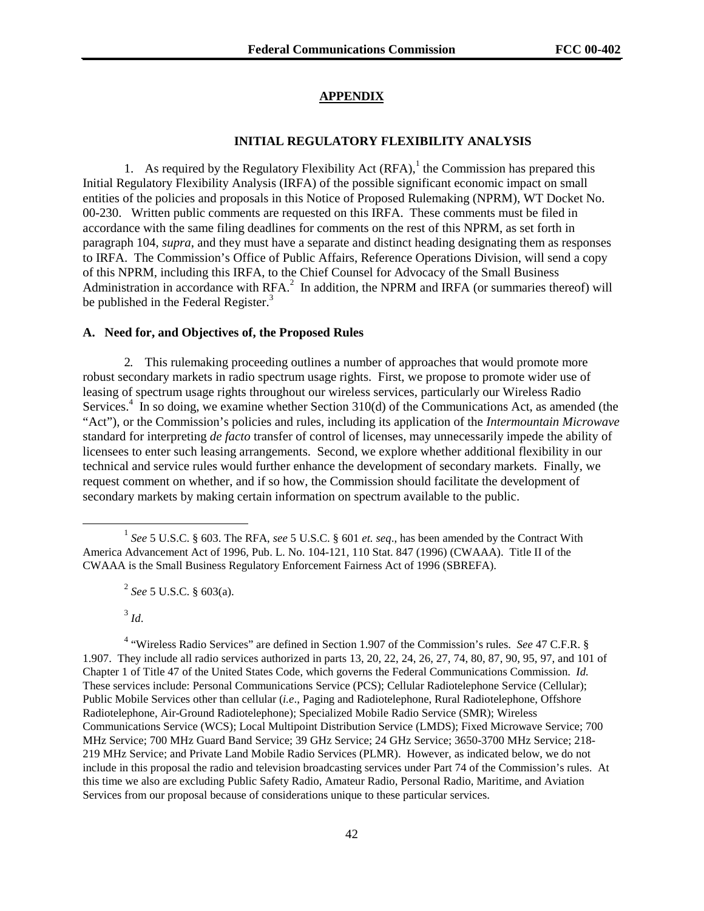## APPENDIX

### INITIAL REGULATORY FLEXIBILITY ANALYSIS

1. As required by the Regulatory Flexibility Act (RFA),[1] the Commission has prepared this Initial Regulatory Flexibility Analysis (IRFA) of the possible significant economic impact on small entities of the policies and proposals in this Notice of Proposed Rulemaking (NPRM), WT Docket No. 00-230. Written public comments are requested on this IRFA. These comments must be filed in accordance with the same filing deadlines for comments on the rest of this NPRM, as set forth in paragraph 104, *supra*, and they must have a separate and distinct heading designating them as responses to IRFA. The Commission's Office of Public Affairs, Reference Operations Division, will send a copy of this NPRM, including this IRFA, to the Chief Counsel for Advocacy of the Small Business Administration in accordance with RFA.[2] In addition, the NPRM and IRFA (or summaries thereof) will be published in the Federal Register.[3]

### A. Need for, and Objectives of, the Proposed Rules

2. This rulemaking proceeding outlines a number of approaches that would promote more robust secondary markets in radio spectrum usage rights. First, we propose to promote wider use of leasing of spectrum usage rights throughout our wireless services, particularly our Wireless Radio Services.[4] In so doing, we examine whether Section 310(d) of the Communications Act, as amended (the "Act"), or the Commission's policies and rules, including its application of the *Intermountain Microwave* standard for interpreting *de facto* transfer of control of licenses, may unnecessarily impede the ability of licensees to enter such leasing arrangements. Second, we explore whether additional flexibility in our technical and service rules would further enhance the development of secondary markets. Finally, we request comment on whether, and if so how, the Commission should facilitate the development of secondary markets by making certain information on spectrum available to the public.

---

[1] *See* 5 U.S.C. § 603. The RFA, *see* 5 U.S.C. § 601 *et. seq*., has been amended by the Contract With America Advancement Act of 1996, Pub. L. No. 104-121, 110 Stat. 847 (1996) (CWAAA). Title II of the CWAAA is the Small Business Regulatory Enforcement Fairness Act of 1996 (SBREFA).

[2] *See* 5 U.S.C. § 603(a).

[3] *Id*.

[4] "Wireless Radio Services" are defined in Section 1.907 of the Commission's rules. *See* 47 C.F.R. § 1.907. They include all radio services authorized in parts 13, 20, 22, 24, 26, 27, 74, 80, 87, 90, 95, 97, and 101 of Chapter 1 of Title 47 of the United States Code, which governs the Federal Communications Commission. *Id.* These services include: Personal Communications Service (PCS); Cellular Radiotelephone Service (Cellular); Public Mobile Services other than cellular (*i.e*., Paging and Radiotelephone, Rural Radiotelephone, Offshore Radiotelephone, Air-Ground Radiotelephone); Specialized Mobile Radio Service (SMR); Wireless Communications Service (WCS); Local Multipoint Distribution Service (LMDS); Fixed Microwave Service; 700 MHz Service; 700 MHz Guard Band Service; 39 GHz Service; 24 GHz Service; 3650-3700 MHz Service; 218-219 MHz Service; and Private Land Mobile Radio Services (PLMR). However, as indicated below, we do not include in this proposal the radio and television broadcasting services under Part 74 of the Commission's rules. At this time we also are excluding Public Safety Radio, Amateur Radio, Personal Radio, Maritime, and Aviation Services from our proposal because of considerations unique to these particular services.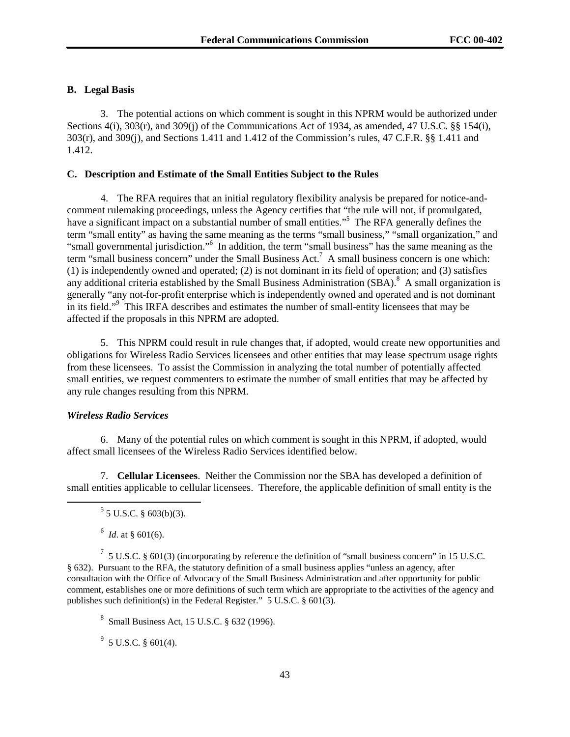### B. Legal Basis

3. The potential actions on which comment is sought in this NPRM would be authorized under Sections 4(i), 303(r), and 309(j) of the Communications Act of 1934, as amended, 47 U.S.C. §§ 154(i), 303(r), and 309(j), and Sections 1.411 and 1.412 of the Commission's rules, 47 C.F.R. §§ 1.411 and 1.412.

### C. Description and Estimate of the Small Entities Subject to the Rules

4. The RFA requires that an initial regulatory flexibility analysis be prepared for notice-and-comment rulemaking proceedings, unless the Agency certifies that "the rule will not, if promulgated, have a significant impact on a substantial number of small entities."[5] The RFA generally defines the term "small entity" as having the same meaning as the terms "small business," "small organization," and "small governmental jurisdiction."[6] In addition, the term "small business" has the same meaning as the term "small business concern" under the Small Business Act.[7] A small business concern is one which: (1) is independently owned and operated; (2) is not dominant in its field of operation; and (3) satisfies any additional criteria established by the Small Business Administration (SBA).[8] A small organization is generally "any not-for-profit enterprise which is independently owned and operated and is not dominant in its field."[9] This IRFA describes and estimates the number of small-entity licensees that may be affected if the proposals in this NPRM are adopted.

5. This NPRM could result in rule changes that, if adopted, would create new opportunities and obligations for Wireless Radio Services licensees and other entities that may lease spectrum usage rights from these licensees. To assist the Commission in analyzing the total number of potentially affected small entities, we request commenters to estimate the number of small entities that may be affected by any rule changes resulting from this NPRM.

*Wireless Radio Services*

6. Many of the potential rules on which comment is sought in this NPRM, if adopted, would affect small licensees of the Wireless Radio Services identified below.

7. **Cellular Licensees**. Neither the Commission nor the SBA has developed a definition of small entities applicable to cellular licensees. Therefore, the applicable definition of small entity is the

---

[5] 5 U.S.C. § 603(b)(3).

[6] *Id*. at § 601(6).

[7] 5 U.S.C. § 601(3) (incorporating by reference the definition of "small business concern" in 15 U.S.C. § 632). Pursuant to the RFA, the statutory definition of a small business applies "unless an agency, after consultation with the Office of Advocacy of the Small Business Administration and after opportunity for public comment, establishes one or more definitions of such term which are appropriate to the activities of the agency and publishes such definition(s) in the Federal Register." 5 U.S.C. § 601(3).

[8] Small Business Act, 15 U.S.C. § 632 (1996).

[9] 5 U.S.C. § 601(4).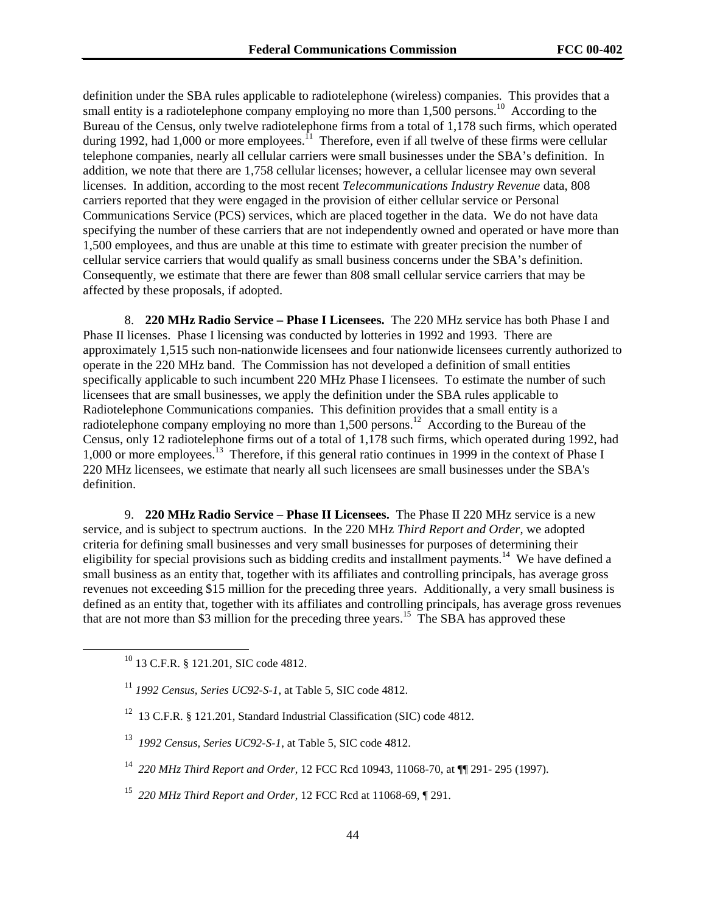definition under the SBA rules applicable to radiotelephone (wireless) companies. This provides that a small entity is a radiotelephone company employing no more than 1,500 persons.[10] According to the Bureau of the Census, only twelve radiotelephone firms from a total of 1,178 such firms, which operated during 1992, had 1,000 or more employees.[11] Therefore, even if all twelve of these firms were cellular telephone companies, nearly all cellular carriers were small businesses under the SBA's definition. In addition, we note that there are 1,758 cellular licenses; however, a cellular licensee may own several licenses. In addition, according to the most recent *Telecommunications Industry Revenue* data, 808 carriers reported that they were engaged in the provision of either cellular service or Personal Communications Service (PCS) services, which are placed together in the data. We do not have data specifying the number of these carriers that are not independently owned and operated or have more than 1,500 employees, and thus are unable at this time to estimate with greater precision the number of cellular service carriers that would qualify as small business concerns under the SBA's definition. Consequently, we estimate that there are fewer than 808 small cellular service carriers that may be affected by these proposals, if adopted.

8. **220 MHz Radio Service – Phase I Licensees.** The 220 MHz service has both Phase I and Phase II licenses. Phase I licensing was conducted by lotteries in 1992 and 1993. There are approximately 1,515 such non-nationwide licensees and four nationwide licensees currently authorized to operate in the 220 MHz band. The Commission has not developed a definition of small entities specifically applicable to such incumbent 220 MHz Phase I licensees. To estimate the number of such licensees that are small businesses, we apply the definition under the SBA rules applicable to Radiotelephone Communications companies. This definition provides that a small entity is a radiotelephone company employing no more than 1,500 persons.[12] According to the Bureau of the Census, only 12 radiotelephone firms out of a total of 1,178 such firms, which operated during 1992, had 1,000 or more employees.[13] Therefore, if this general ratio continues in 1999 in the context of Phase I 220 MHz licensees, we estimate that nearly all such licensees are small businesses under the SBA's definition.

9. **220 MHz Radio Service – Phase II Licensees.** The Phase II 220 MHz service is a new service, and is subject to spectrum auctions. In the 220 MHz *Third Report and Order*, we adopted criteria for defining small businesses and very small businesses for purposes of determining their eligibility for special provisions such as bidding credits and installment payments.[14] We have defined a small business as an entity that, together with its affiliates and controlling principals, has average gross revenues not exceeding $15 million for the preceding three years. Additionally, a very small business is defined as an entity that, together with its affiliates and controlling principals, has average gross revenues that are not more than $3 million for the preceding three years.[15] The SBA has approved these

---

[10] 13 C.F.R. § 121.201, SIC code 4812.

[11] *1992 Census, Series UC92-S-1*, at Table 5, SIC code 4812.

[12] 13 C.F.R. § 121.201, Standard Industrial Classification (SIC) code 4812.

[13] *1992 Census, Series UC92-S-1*, at Table 5, SIC code 4812.

[14] *220 MHz Third Report and Order*, 12 FCC Rcd 10943, 11068-70, at ¶¶ 291- 295 (1997).

[15] *220 MHz Third Report and Order*, 12 FCC Rcd at 11068-69, ¶ 291.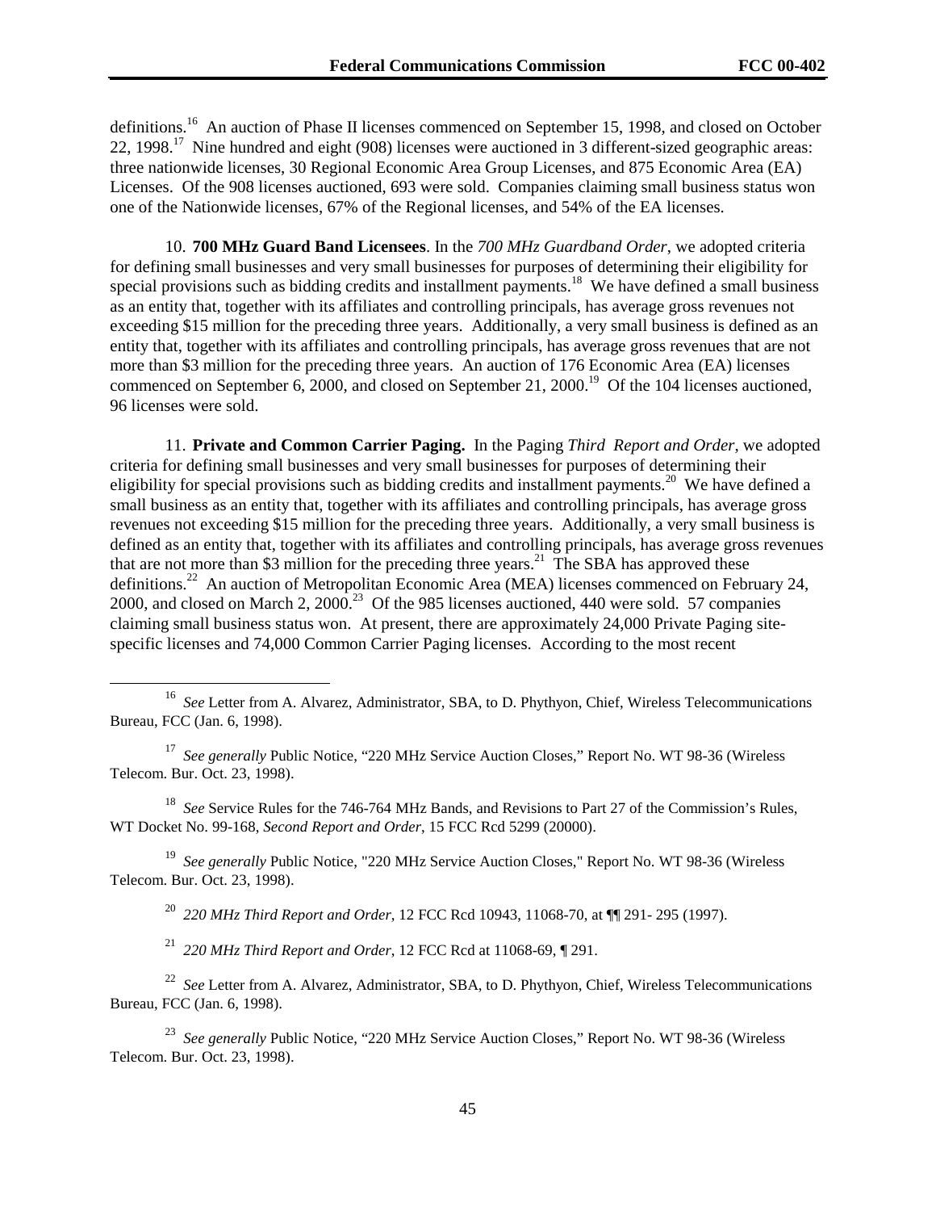definitions.[16] An auction of Phase II licenses commenced on September 15, 1998, and closed on October 22, 1998.[17] Nine hundred and eight (908) licenses were auctioned in 3 different-sized geographic areas: three nationwide licenses, 30 Regional Economic Area Group Licenses, and 875 Economic Area (EA) Licenses. Of the 908 licenses auctioned, 693 were sold. Companies claiming small business status won one of the Nationwide licenses, 67% of the Regional licenses, and 54% of the EA licenses.

10. **700 MHz Guard Band Licensees**. In the *700 MHz Guardband Order*, we adopted criteria for defining small businesses and very small businesses for purposes of determining their eligibility for special provisions such as bidding credits and installment payments.[18] We have defined a small business as an entity that, together with its affiliates and controlling principals, has average gross revenues not exceeding $15 million for the preceding three years. Additionally, a very small business is defined as an entity that, together with its affiliates and controlling principals, has average gross revenues that are not more than $3 million for the preceding three years. An auction of 176 Economic Area (EA) licenses commenced on September 6, 2000, and closed on September 21, 2000.[19] Of the 104 licenses auctioned, 96 licenses were sold.

11. **Private and Common Carrier Paging.** In the Paging *Third Report and Order*, we adopted criteria for defining small businesses and very small businesses for purposes of determining their eligibility for special provisions such as bidding credits and installment payments.[20] We have defined a small business as an entity that, together with its affiliates and controlling principals, has average gross revenues not exceeding $15 million for the preceding three years. Additionally, a very small business is defined as an entity that, together with its affiliates and controlling principals, has average gross revenues that are not more than $3 million for the preceding three years.[21] The SBA has approved these definitions.[22] An auction of Metropolitan Economic Area (MEA) licenses commenced on February 24, 2000, and closed on March 2, 2000.[23] Of the 985 licenses auctioned, 440 were sold. 57 companies claiming small business status won. At present, there are approximately 24,000 Private Paging site-specific licenses and 74,000 Common Carrier Paging licenses. According to the most recent

---

[16] *See* Letter from A. Alvarez, Administrator, SBA, to D. Phythyon, Chief, Wireless Telecommunications Bureau, FCC (Jan. 6, 1998).

[17] *See generally* Public Notice, "220 MHz Service Auction Closes," Report No. WT 98-36 (Wireless Telecom. Bur. Oct. 23, 1998).

[18] *See* Service Rules for the 746-764 MHz Bands, and Revisions to Part 27 of the Commission's Rules, WT Docket No. 99-168, *Second Report and Order*, 15 FCC Rcd 5299 (20000).

[19] *See generally* Public Notice, "220 MHz Service Auction Closes," Report No. WT 98-36 (Wireless Telecom. Bur. Oct. 23, 1998).

[20] *220 MHz Third Report and Order*, 12 FCC Rcd 10943, 11068-70, at ¶¶ 291- 295 (1997).

[21] *220 MHz Third Report and Order*, 12 FCC Rcd at 11068-69, ¶ 291.

[22] *See* Letter from A. Alvarez, Administrator, SBA, to D. Phythyon, Chief, Wireless Telecommunications Bureau, FCC (Jan. 6, 1998).

[23] *See generally* Public Notice, "220 MHz Service Auction Closes," Report No. WT 98-36 (Wireless Telecom. Bur. Oct. 23, 1998).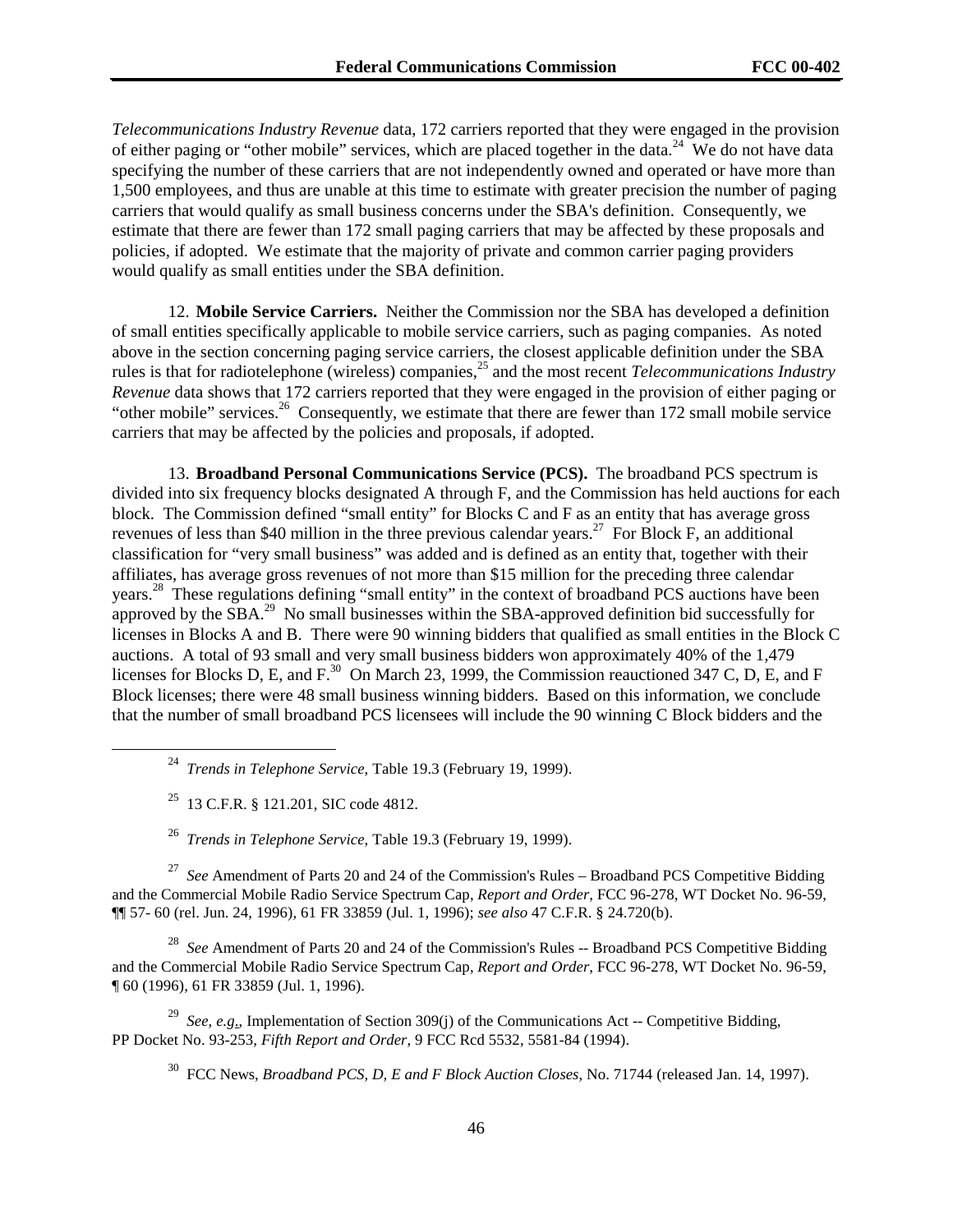*Telecommunications Industry Revenue* data, 172 carriers reported that they were engaged in the provision of either paging or "other mobile" services, which are placed together in the data.[24] We do not have data specifying the number of these carriers that are not independently owned and operated or have more than 1,500 employees, and thus are unable at this time to estimate with greater precision the number of paging carriers that would qualify as small business concerns under the SBA's definition. Consequently, we estimate that there are fewer than 172 small paging carriers that may be affected by these proposals and policies, if adopted. We estimate that the majority of private and common carrier paging providers would qualify as small entities under the SBA definition.

12. **Mobile Service Carriers.** Neither the Commission nor the SBA has developed a definition of small entities specifically applicable to mobile service carriers, such as paging companies. As noted above in the section concerning paging service carriers, the closest applicable definition under the SBA rules is that for radiotelephone (wireless) companies,[25] and the most recent *Telecommunications Industry Revenue* data shows that 172 carriers reported that they were engaged in the provision of either paging or "other mobile" services.[26] Consequently, we estimate that there are fewer than 172 small mobile service carriers that may be affected by the policies and proposals, if adopted.

13. **Broadband Personal Communications Service (PCS).** The broadband PCS spectrum is divided into six frequency blocks designated A through F, and the Commission has held auctions for each block. The Commission defined "small entity" for Blocks C and F as an entity that has average gross revenues of less than \$40 million in the three previous calendar years.[27] For Block F, an additional classification for "very small business" was added and is defined as an entity that, together with their affiliates, has average gross revenues of not more than \$15 million for the preceding three calendar years.[28] These regulations defining "small entity" in the context of broadband PCS auctions have been approved by the SBA.[29] No small businesses within the SBA-approved definition bid successfully for licenses in Blocks A and B. There were 90 winning bidders that qualified as small entities in the Block C auctions. A total of 93 small and very small business bidders won approximately 40% of the 1,479 licenses for Blocks D, E, and F.[30] On March 23, 1999, the Commission reauctioned 347 C, D, E, and F Block licenses; there were 48 small business winning bidders. Based on this information, we conclude that the number of small broadband PCS licensees will include the 90 winning C Block bidders and the

---

[24] *Trends in Telephone Service*, Table 19.3 (February 19, 1999).

[25] 13 C.F.R. § 121.201, SIC code 4812.

[26] *Trends in Telephone Service*, Table 19.3 (February 19, 1999).

[27] *See* Amendment of Parts 20 and 24 of the Commission's Rules – Broadband PCS Competitive Bidding and the Commercial Mobile Radio Service Spectrum Cap, *Report and Order*, FCC 96-278, WT Docket No. 96-59, ¶¶ 57- 60 (rel. Jun. 24, 1996), 61 FR 33859 (Jul. 1, 1996); *see also* 47 C.F.R. § 24.720(b).

[28] *See* Amendment of Parts 20 and 24 of the Commission's Rules -- Broadband PCS Competitive Bidding and the Commercial Mobile Radio Service Spectrum Cap, *Report and Order*, FCC 96-278, WT Docket No. 96-59, ¶ 60 (1996), 61 FR 33859 (Jul. 1, 1996).

[29] *See, e.g.*, Implementation of Section 309(j) of the Communications Act -- Competitive Bidding, PP Docket No. 93-253, *Fifth Report and Order*, 9 FCC Rcd 5532, 5581-84 (1994).

[30] FCC News, *Broadband PCS, D, E and F Block Auction Closes*, No. 71744 (released Jan. 14, 1997).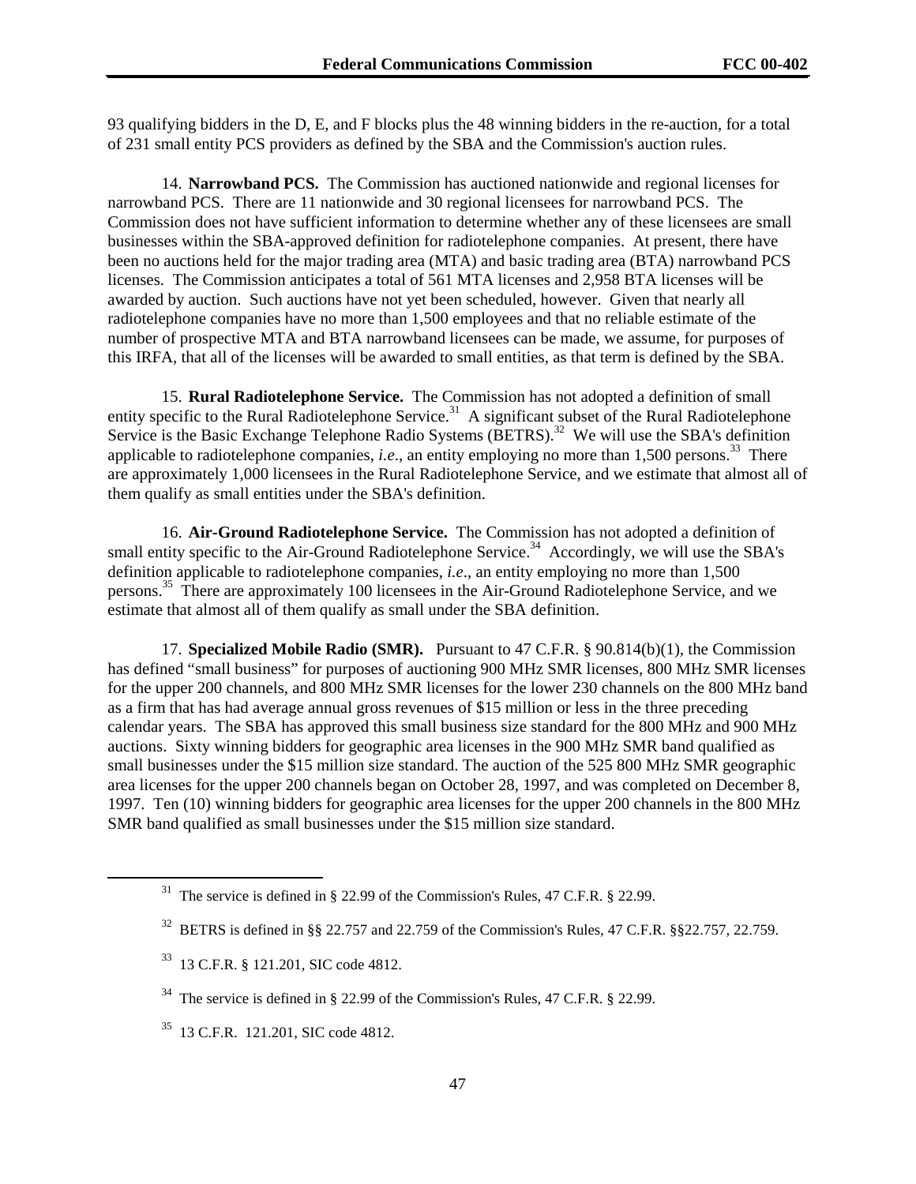93 qualifying bidders in the D, E, and F blocks plus the 48 winning bidders in the re-auction, for a total of 231 small entity PCS providers as defined by the SBA and the Commission's auction rules.

14. **Narrowband PCS.** The Commission has auctioned nationwide and regional licenses for narrowband PCS. There are 11 nationwide and 30 regional licensees for narrowband PCS. The Commission does not have sufficient information to determine whether any of these licensees are small businesses within the SBA-approved definition for radiotelephone companies. At present, there have been no auctions held for the major trading area (MTA) and basic trading area (BTA) narrowband PCS licenses. The Commission anticipates a total of 561 MTA licenses and 2,958 BTA licenses will be awarded by auction. Such auctions have not yet been scheduled, however. Given that nearly all radiotelephone companies have no more than 1,500 employees and that no reliable estimate of the number of prospective MTA and BTA narrowband licensees can be made, we assume, for purposes of this IRFA, that all of the licenses will be awarded to small entities, as that term is defined by the SBA.

15. **Rural Radiotelephone Service.** The Commission has not adopted a definition of small entity specific to the Rural Radiotelephone Service.[31] A significant subset of the Rural Radiotelephone Service is the Basic Exchange Telephone Radio Systems (BETRS).[32] We will use the SBA's definition applicable to radiotelephone companies, *i.e*., an entity employing no more than 1,500 persons.[33] There are approximately 1,000 licensees in the Rural Radiotelephone Service, and we estimate that almost all of them qualify as small entities under the SBA's definition.

16. **Air-Ground Radiotelephone Service.** The Commission has not adopted a definition of small entity specific to the Air-Ground Radiotelephone Service.[34] Accordingly, we will use the SBA's definition applicable to radiotelephone companies, *i.e*., an entity employing no more than 1,500 persons.[35] There are approximately 100 licensees in the Air-Ground Radiotelephone Service, and we estimate that almost all of them qualify as small under the SBA definition.

17. **Specialized Mobile Radio (SMR).** Pursuant to 47 C.F.R. § 90.814(b)(1), the Commission has defined "small business" for purposes of auctioning 900 MHz SMR licenses, 800 MHz SMR licenses for the upper 200 channels, and 800 MHz SMR licenses for the lower 230 channels on the 800 MHz band as a firm that has had average annual gross revenues of $15 million or less in the three preceding calendar years. The SBA has approved this small business size standard for the 800 MHz and 900 MHz auctions. Sixty winning bidders for geographic area licenses in the 900 MHz SMR band qualified as small businesses under the $15 million size standard. The auction of the 525 800 MHz SMR geographic area licenses for the upper 200 channels began on October 28, 1997, and was completed on December 8, 1997. Ten (10) winning bidders for geographic area licenses for the upper 200 channels in the 800 MHz SMR band qualified as small businesses under the $15 million size standard.

---

[31] The service is defined in § 22.99 of the Commission's Rules, 47 C.F.R. § 22.99.

[32] BETRS is defined in §§ 22.757 and 22.759 of the Commission's Rules, 47 C.F.R. §§22.757, 22.759.

[33] 13 C.F.R. § 121.201, SIC code 4812.

[34] The service is defined in § 22.99 of the Commission's Rules, 47 C.F.R. § 22.99.

[35] 13 C.F.R. 121.201, SIC code 4812.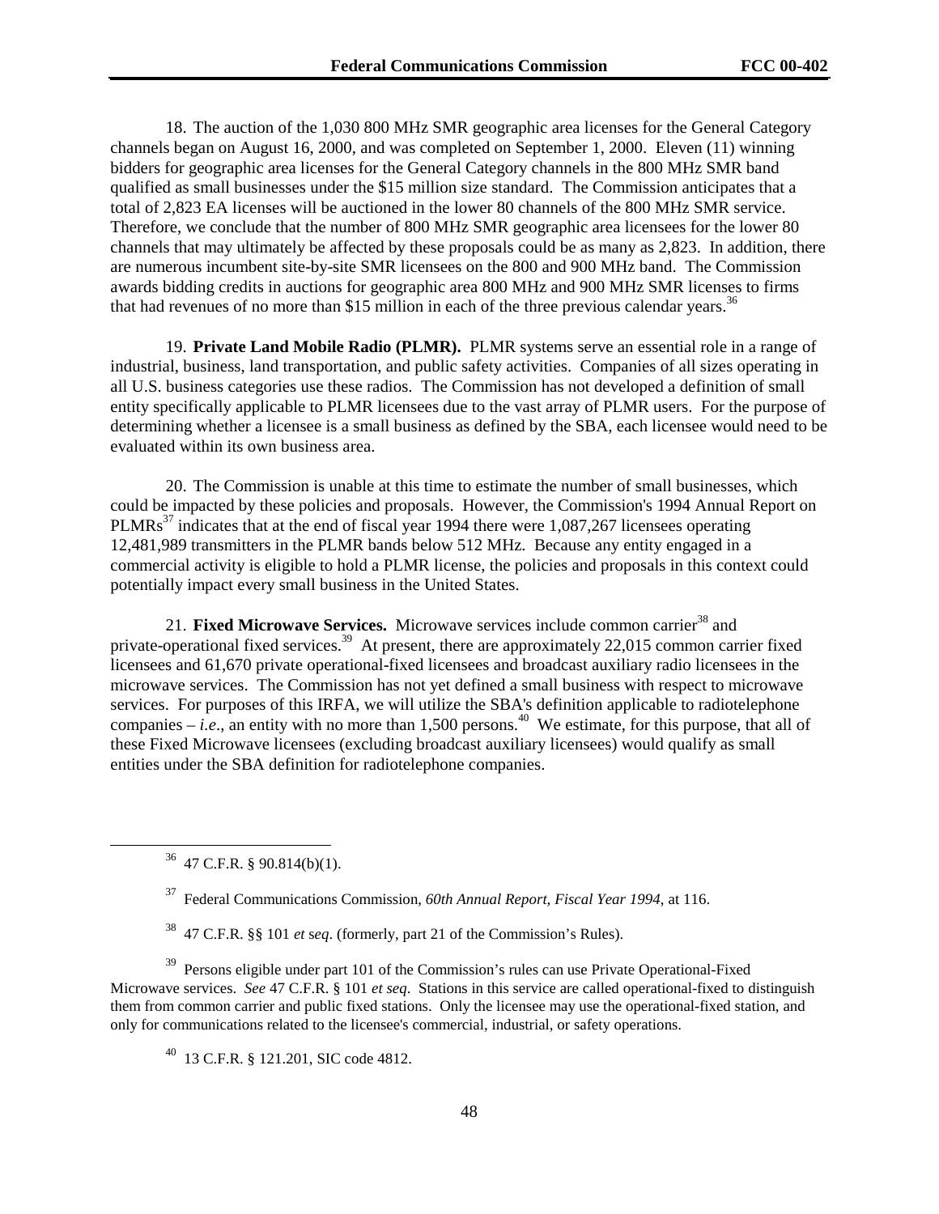18. The auction of the 1,030 800 MHz SMR geographic area licenses for the General Category channels began on August 16, 2000, and was completed on September 1, 2000. Eleven (11) winning bidders for geographic area licenses for the General Category channels in the 800 MHz SMR band qualified as small businesses under the $15 million size standard. The Commission anticipates that a total of 2,823 EA licenses will be auctioned in the lower 80 channels of the 800 MHz SMR service. Therefore, we conclude that the number of 800 MHz SMR geographic area licensees for the lower 80 channels that may ultimately be affected by these proposals could be as many as 2,823. In addition, there are numerous incumbent site-by-site SMR licensees on the 800 and 900 MHz band. The Commission awards bidding credits in auctions for geographic area 800 MHz and 900 MHz SMR licenses to firms that had revenues of no more than $15 million in each of the three previous calendar years.[36]

19. **Private Land Mobile Radio (PLMR).** PLMR systems serve an essential role in a range of industrial, business, land transportation, and public safety activities. Companies of all sizes operating in all U.S. business categories use these radios. The Commission has not developed a definition of small entity specifically applicable to PLMR licensees due to the vast array of PLMR users. For the purpose of determining whether a licensee is a small business as defined by the SBA, each licensee would need to be evaluated within its own business area.

20. The Commission is unable at this time to estimate the number of small businesses, which could be impacted by these policies and proposals. However, the Commission's 1994 Annual Report on PLMRs[37] indicates that at the end of fiscal year 1994 there were 1,087,267 licensees operating 12,481,989 transmitters in the PLMR bands below 512 MHz. Because any entity engaged in a commercial activity is eligible to hold a PLMR license, the policies and proposals in this context could potentially impact every small business in the United States.

21. **Fixed Microwave Services.** Microwave services include common carrier[38] and private-operational fixed services.[39] At present, there are approximately 22,015 common carrier fixed licensees and 61,670 private operational-fixed licensees and broadcast auxiliary radio licensees in the microwave services. The Commission has not yet defined a small business with respect to microwave services. For purposes of this IRFA, we will utilize the SBA's definition applicable to radiotelephone companies – *i.e*., an entity with no more than 1,500 persons.[40] We estimate, for this purpose, that all of these Fixed Microwave licensees (excluding broadcast auxiliary licensees) would qualify as small entities under the SBA definition for radiotelephone companies.

---

[36] 47 C.F.R. § 90.814(b)(1).

[37] Federal Communications Commission, *60th Annual Report, Fiscal Year 1994,* at 116.

[38] 47 C.F.R. §§ 101 *et seq*. (formerly, part 21 of the Commission's Rules).

[39] Persons eligible under part 101 of the Commission's rules can use Private Operational-Fixed Microwave services. *See* 47 C.F.R. § 101 *et seq*. Stations in this service are called operational-fixed to distinguish them from common carrier and public fixed stations. Only the licensee may use the operational-fixed station, and only for communications related to the licensee's commercial, industrial, or safety operations.

[40] 13 C.F.R. § 121.201, SIC code 4812.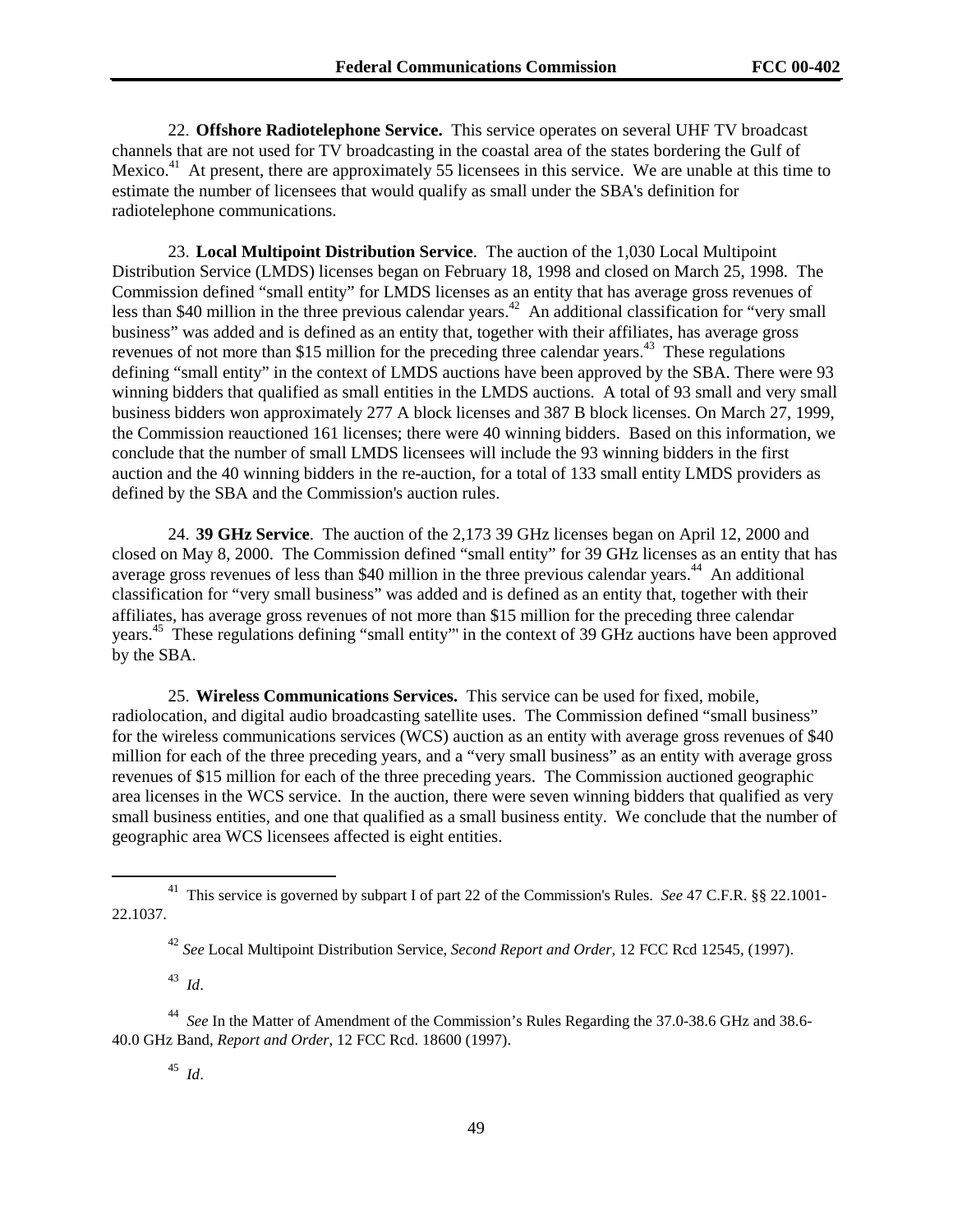22. **Offshore Radiotelephone Service.** This service operates on several UHF TV broadcast channels that are not used for TV broadcasting in the coastal area of the states bordering the Gulf of Mexico.[41] At present, there are approximately 55 licensees in this service. We are unable at this time to estimate the number of licensees that would qualify as small under the SBA's definition for radiotelephone communications.

23. **Local Multipoint Distribution Service**. The auction of the 1,030 Local Multipoint Distribution Service (LMDS) licenses began on February 18, 1998 and closed on March 25, 1998. The Commission defined "small entity" for LMDS licenses as an entity that has average gross revenues of less than $40 million in the three previous calendar years.[42] An additional classification for "very small business" was added and is defined as an entity that, together with their affiliates, has average gross revenues of not more than $15 million for the preceding three calendar years.[43] These regulations defining "small entity" in the context of LMDS auctions have been approved by the SBA. There were 93 winning bidders that qualified as small entities in the LMDS auctions. A total of 93 small and very small business bidders won approximately 277 A block licenses and 387 B block licenses. On March 27, 1999, the Commission reauctioned 161 licenses; there were 40 winning bidders. Based on this information, we conclude that the number of small LMDS licensees will include the 93 winning bidders in the first auction and the 40 winning bidders in the re-auction, for a total of 133 small entity LMDS providers as defined by the SBA and the Commission's auction rules.

24. **39 GHz Service**. The auction of the 2,173 39 GHz licenses began on April 12, 2000 and closed on May 8, 2000. The Commission defined "small entity" for 39 GHz licenses as an entity that has average gross revenues of less than $40 million in the three previous calendar years.[44] An additional classification for "very small business" was added and is defined as an entity that, together with their affiliates, has average gross revenues of not more than $15 million for the preceding three calendar years.[45] These regulations defining "small entity"' in the context of 39 GHz auctions have been approved by the SBA.

25. **Wireless Communications Services.** This service can be used for fixed, mobile, radiolocation, and digital audio broadcasting satellite uses. The Commission defined "small business" for the wireless communications services (WCS) auction as an entity with average gross revenues of $40 million for each of the three preceding years, and a "very small business" as an entity with average gross revenues of $15 million for each of the three preceding years. The Commission auctioned geographic area licenses in the WCS service. In the auction, there were seven winning bidders that qualified as very small business entities, and one that qualified as a small business entity. We conclude that the number of geographic area WCS licensees affected is eight entities.

---

[41] This service is governed by subpart I of part 22 of the Commission's Rules. *See* 47 C.F.R. §§ 22.1001-22.1037.

[42] *See* Local Multipoint Distribution Service, *Second Report and Order*, 12 FCC Rcd 12545, (1997).

[43] *Id*.

[44] *See* In the Matter of Amendment of the Commission's Rules Regarding the 37.0-38.6 GHz and 38.6-40.0 GHz Band, *Report and Order*, 12 FCC Rcd. 18600 (1997).

[45] *Id*.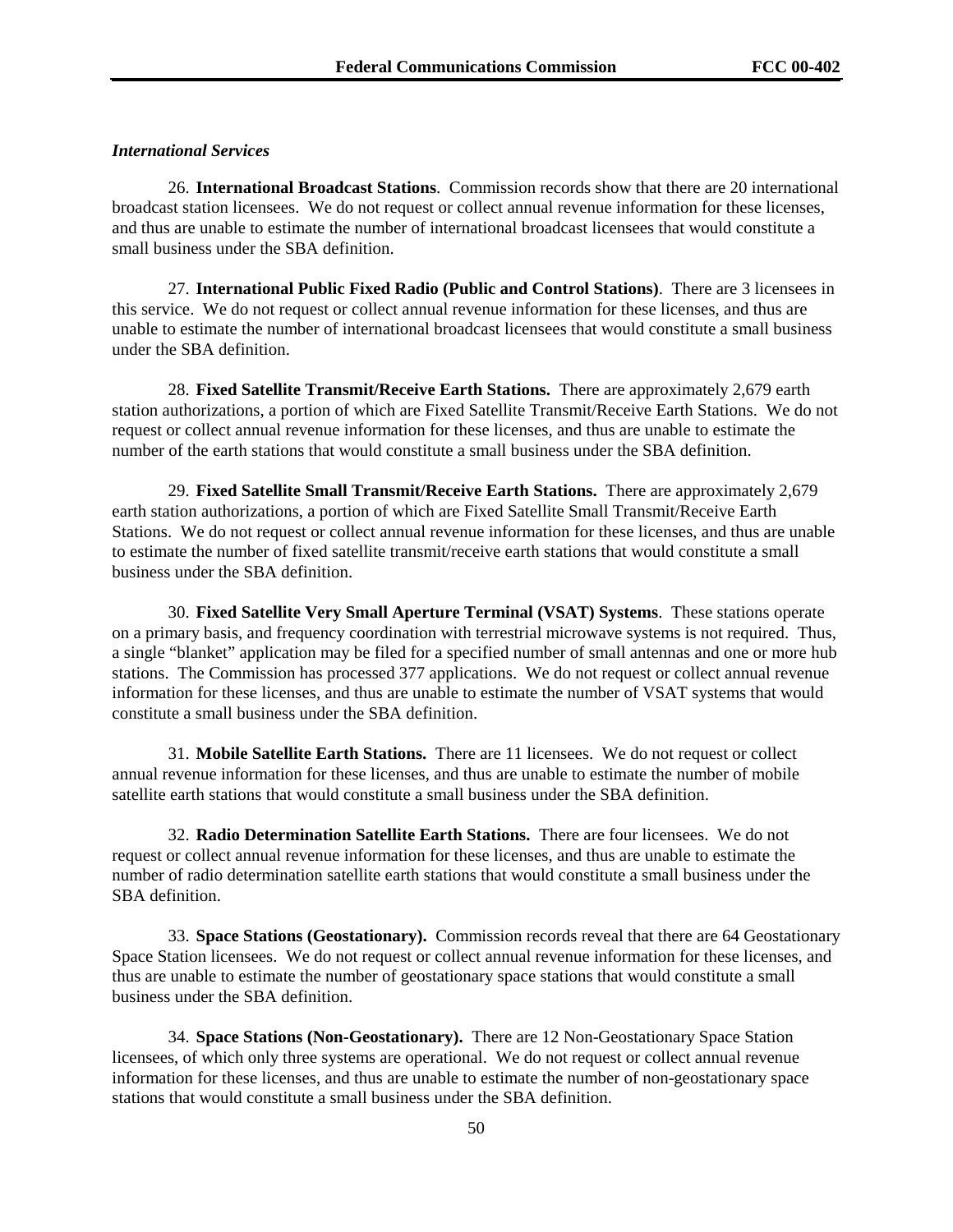*International Services*

26. **International Broadcast Stations**. Commission records show that there are 20 international broadcast station licensees. We do not request or collect annual revenue information for these licenses, and thus are unable to estimate the number of international broadcast licensees that would constitute a small business under the SBA definition.

27. **International Public Fixed Radio (Public and Control Stations)**. There are 3 licensees in this service. We do not request or collect annual revenue information for these licenses, and thus are unable to estimate the number of international broadcast licensees that would constitute a small business under the SBA definition.

28. **Fixed Satellite Transmit/Receive Earth Stations.** There are approximately 2,679 earth station authorizations, a portion of which are Fixed Satellite Transmit/Receive Earth Stations. We do not request or collect annual revenue information for these licenses, and thus are unable to estimate the number of the earth stations that would constitute a small business under the SBA definition.

29. **Fixed Satellite Small Transmit/Receive Earth Stations.** There are approximately 2,679 earth station authorizations, a portion of which are Fixed Satellite Small Transmit/Receive Earth Stations. We do not request or collect annual revenue information for these licenses, and thus are unable to estimate the number of fixed satellite transmit/receive earth stations that would constitute a small business under the SBA definition.

30. **Fixed Satellite Very Small Aperture Terminal (VSAT) Systems**. These stations operate on a primary basis, and frequency coordination with terrestrial microwave systems is not required. Thus, a single "blanket" application may be filed for a specified number of small antennas and one or more hub stations. The Commission has processed 377 applications. We do not request or collect annual revenue information for these licenses, and thus are unable to estimate the number of VSAT systems that would constitute a small business under the SBA definition.

31. **Mobile Satellite Earth Stations.** There are 11 licensees. We do not request or collect annual revenue information for these licenses, and thus are unable to estimate the number of mobile satellite earth stations that would constitute a small business under the SBA definition.

32. **Radio Determination Satellite Earth Stations.** There are four licensees. We do not request or collect annual revenue information for these licenses, and thus are unable to estimate the number of radio determination satellite earth stations that would constitute a small business under the SBA definition.

33. **Space Stations (Geostationary).** Commission records reveal that there are 64 Geostationary Space Station licensees. We do not request or collect annual revenue information for these licenses, and thus are unable to estimate the number of geostationary space stations that would constitute a small business under the SBA definition.

34. **Space Stations (Non-Geostationary).** There are 12 Non-Geostationary Space Station licensees, of which only three systems are operational. We do not request or collect annual revenue information for these licenses, and thus are unable to estimate the number of non-geostationary space stations that would constitute a small business under the SBA definition.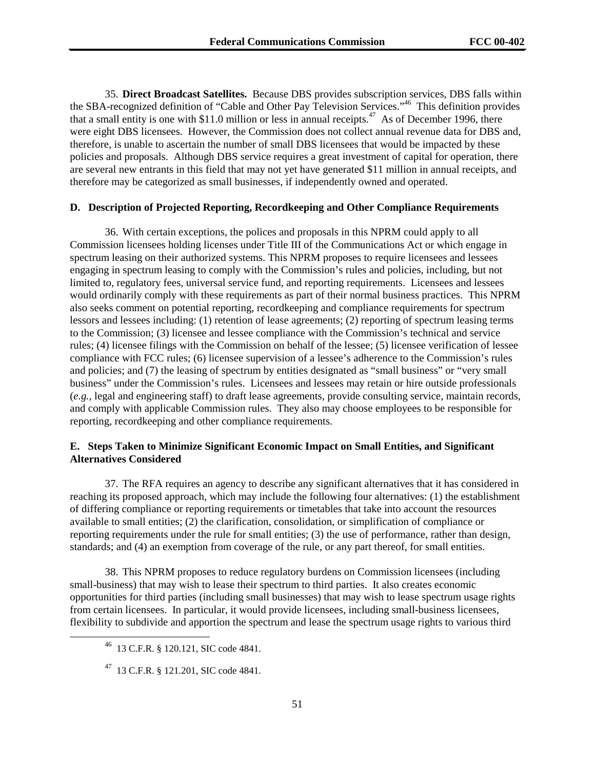35. **Direct Broadcast Satellites.** Because DBS provides subscription services, DBS falls within the SBA-recognized definition of "Cable and Other Pay Television Services."[46] This definition provides that a small entity is one with $11.0 million or less in annual receipts.[47] As of December 1996, there were eight DBS licensees. However, the Commission does not collect annual revenue data for DBS and, therefore, is unable to ascertain the number of small DBS licensees that would be impacted by these policies and proposals. Although DBS service requires a great investment of capital for operation, there are several new entrants in this field that may not yet have generated $11 million in annual receipts, and therefore may be categorized as small businesses, if independently owned and operated.

### D. Description of Projected Reporting, Recordkeeping and Other Compliance Requirements

36. With certain exceptions, the polices and proposals in this NPRM could apply to all Commission licensees holding licenses under Title III of the Communications Act or which engage in spectrum leasing on their authorized systems. This NPRM proposes to require licensees and lessees engaging in spectrum leasing to comply with the Commission's rules and policies, including, but not limited to, regulatory fees, universal service fund, and reporting requirements. Licensees and lessees would ordinarily comply with these requirements as part of their normal business practices. This NPRM also seeks comment on potential reporting, recordkeeping and compliance requirements for spectrum lessors and lessees including: (1) retention of lease agreements; (2) reporting of spectrum leasing terms to the Commission; (3) licensee and lessee compliance with the Commission's technical and service rules; (4) licensee filings with the Commission on behalf of the lessee; (5) licensee verification of lessee compliance with FCC rules; (6) licensee supervision of a lessee's adherence to the Commission's rules and policies; and (7) the leasing of spectrum by entities designated as "small business" or "very small business" under the Commission's rules. Licensees and lessees may retain or hire outside professionals (*e.g.*, legal and engineering staff) to draft lease agreements, provide consulting service, maintain records, and comply with applicable Commission rules. They also may choose employees to be responsible for reporting, recordkeeping and other compliance requirements.

### E. Steps Taken to Minimize Significant Economic Impact on Small Entities, and Significant Alternatives Considered

37. The RFA requires an agency to describe any significant alternatives that it has considered in reaching its proposed approach, which may include the following four alternatives: (1) the establishment of differing compliance or reporting requirements or timetables that take into account the resources available to small entities; (2) the clarification, consolidation, or simplification of compliance or reporting requirements under the rule for small entities; (3) the use of performance, rather than design, standards; and (4) an exemption from coverage of the rule, or any part thereof, for small entities.

38. This NPRM proposes to reduce regulatory burdens on Commission licensees (including small-business) that may wish to lease their spectrum to third parties. It also creates economic opportunities for third parties (including small businesses) that may wish to lease spectrum usage rights from certain licensees. In particular, it would provide licensees, including small-business licensees, flexibility to subdivide and apportion the spectrum and lease the spectrum usage rights to various third

---

[46] 13 C.F.R. § 120.121, SIC code 4841.

[47] 13 C.F.R. § 121.201, SIC code 4841.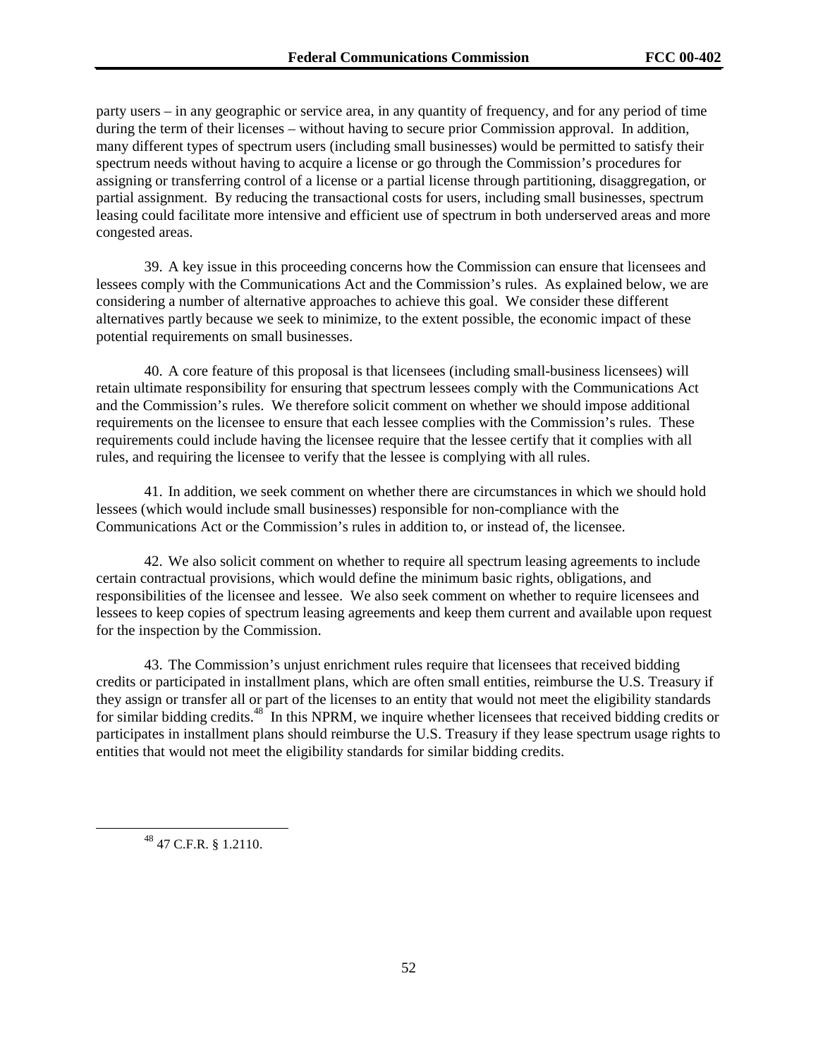party users – in any geographic or service area, in any quantity of frequency, and for any period of time during the term of their licenses – without having to secure prior Commission approval. In addition, many different types of spectrum users (including small businesses) would be permitted to satisfy their spectrum needs without having to acquire a license or go through the Commission's procedures for assigning or transferring control of a license or a partial license through partitioning, disaggregation, or partial assignment. By reducing the transactional costs for users, including small businesses, spectrum leasing could facilitate more intensive and efficient use of spectrum in both underserved areas and more congested areas.

39. A key issue in this proceeding concerns how the Commission can ensure that licensees and lessees comply with the Communications Act and the Commission's rules. As explained below, we are considering a number of alternative approaches to achieve this goal. We consider these different alternatives partly because we seek to minimize, to the extent possible, the economic impact of these potential requirements on small businesses.

40. A core feature of this proposal is that licensees (including small-business licensees) will retain ultimate responsibility for ensuring that spectrum lessees comply with the Communications Act and the Commission's rules. We therefore solicit comment on whether we should impose additional requirements on the licensee to ensure that each lessee complies with the Commission's rules. These requirements could include having the licensee require that the lessee certify that it complies with all rules, and requiring the licensee to verify that the lessee is complying with all rules.

41. In addition, we seek comment on whether there are circumstances in which we should hold lessees (which would include small businesses) responsible for non-compliance with the Communications Act or the Commission's rules in addition to, or instead of, the licensee.

42. We also solicit comment on whether to require all spectrum leasing agreements to include certain contractual provisions, which would define the minimum basic rights, obligations, and responsibilities of the licensee and lessee. We also seek comment on whether to require licensees and lessees to keep copies of spectrum leasing agreements and keep them current and available upon request for the inspection by the Commission.

43. The Commission's unjust enrichment rules require that licensees that received bidding credits or participated in installment plans, which are often small entities, reimburse the U.S. Treasury if they assign or transfer all or part of the licenses to an entity that would not meet the eligibility standards for similar bidding credits.[48] In this NPRM, we inquire whether licensees that received bidding credits or participates in installment plans should reimburse the U.S. Treasury if they lease spectrum usage rights to entities that would not meet the eligibility standards for similar bidding credits.

[48] 47 C.F.R. § 1.2110.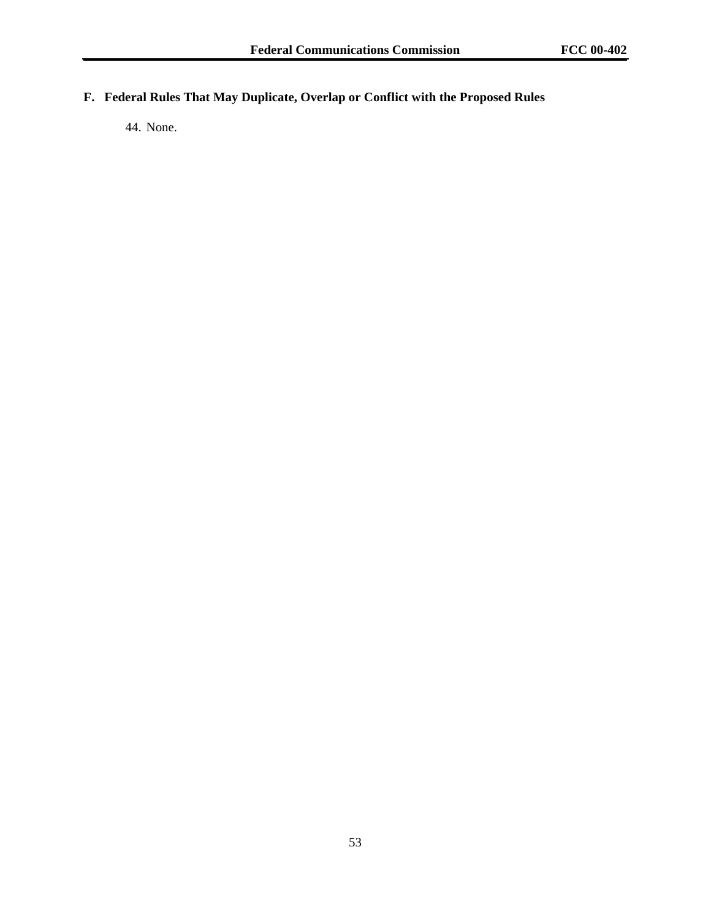### F. Federal Rules That May Duplicate, Overlap or Conflict with the Proposed Rules

44. None.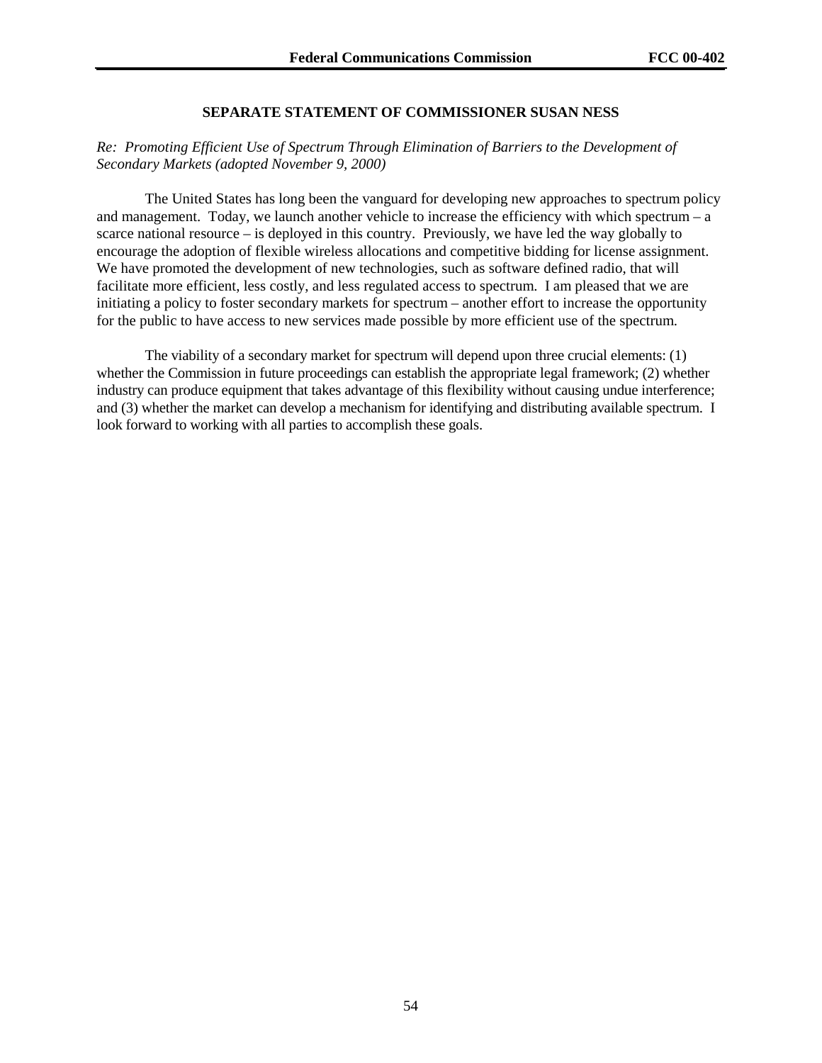## SEPARATE STATEMENT OF COMMISSIONER SUSAN NESS

*Re: Promoting Efficient Use of Spectrum Through Elimination of Barriers to the Development of Secondary Markets (adopted November 9, 2000)*

The United States has long been the vanguard for developing new approaches to spectrum policy and management. Today, we launch another vehicle to increase the efficiency with which spectrum – a scarce national resource – is deployed in this country. Previously, we have led the way globally to encourage the adoption of flexible wireless allocations and competitive bidding for license assignment. We have promoted the development of new technologies, such as software defined radio, that will facilitate more efficient, less costly, and less regulated access to spectrum. I am pleased that we are initiating a policy to foster secondary markets for spectrum – another effort to increase the opportunity for the public to have access to new services made possible by more efficient use of the spectrum.

The viability of a secondary market for spectrum will depend upon three crucial elements: (1) whether the Commission in future proceedings can establish the appropriate legal framework; (2) whether industry can produce equipment that takes advantage of this flexibility without causing undue interference; and (3) whether the market can develop a mechanism for identifying and distributing available spectrum. I look forward to working with all parties to accomplish these goals.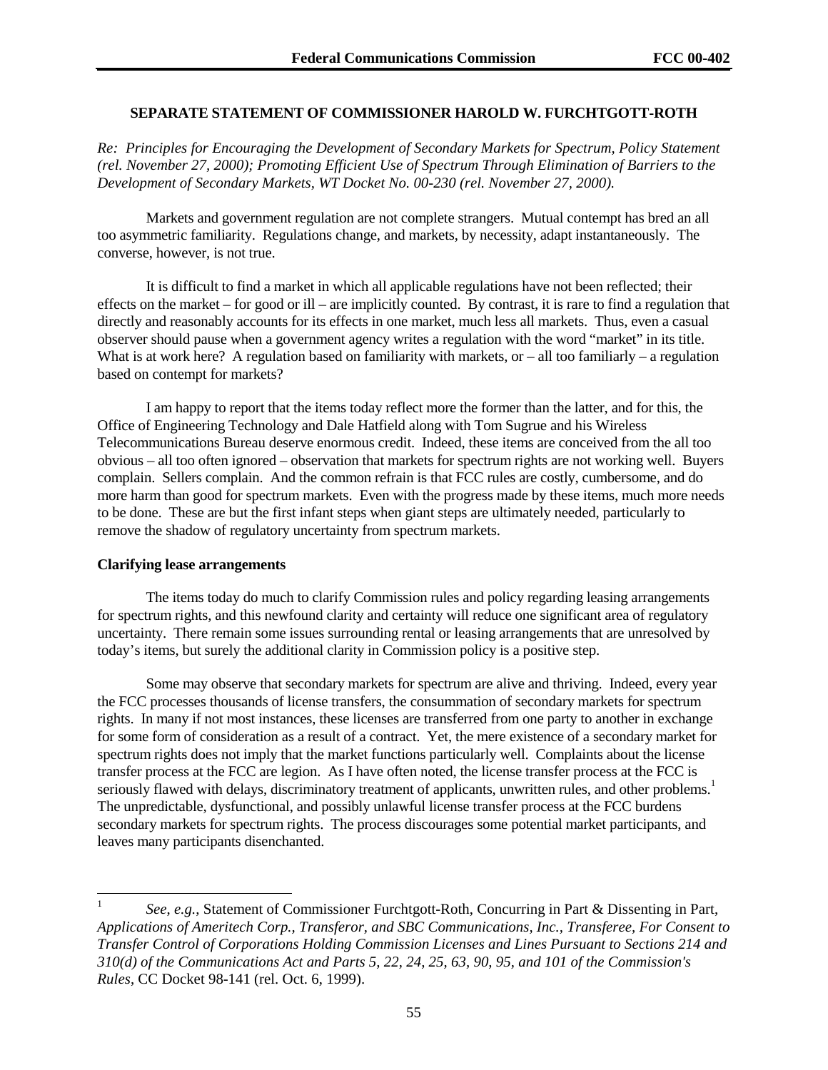**SEPARATE STATEMENT OF COMMISSIONER HAROLD W. FURCHTGOTT-ROTH**

*Re: Principles for Encouraging the Development of Secondary Markets for Spectrum, Policy Statement (rel. November 27, 2000); Promoting Efficient Use of Spectrum Through Elimination of Barriers to the Development of Secondary Markets, WT Docket No. 00-230 (rel. November 27, 2000).*

Markets and government regulation are not complete strangers. Mutual contempt has bred an all too asymmetric familiarity. Regulations change, and markets, by necessity, adapt instantaneously. The converse, however, is not true.

It is difficult to find a market in which all applicable regulations have not been reflected; their effects on the market – for good or ill – are implicitly counted. By contrast, it is rare to find a regulation that directly and reasonably accounts for its effects in one market, much less all markets. Thus, even a casual observer should pause when a government agency writes a regulation with the word "market" in its title. What is at work here? A regulation based on familiarity with markets, or – all too familiarly – a regulation based on contempt for markets?

I am happy to report that the items today reflect more the former than the latter, and for this, the Office of Engineering Technology and Dale Hatfield along with Tom Sugrue and his Wireless Telecommunications Bureau deserve enormous credit. Indeed, these items are conceived from the all too obvious – all too often ignored – observation that markets for spectrum rights are not working well. Buyers complain. Sellers complain. And the common refrain is that FCC rules are costly, cumbersome, and do more harm than good for spectrum markets. Even with the progress made by these items, much more needs to be done. These are but the first infant steps when giant steps are ultimately needed, particularly to remove the shadow of regulatory uncertainty from spectrum markets.

**Clarifying lease arrangements**

The items today do much to clarify Commission rules and policy regarding leasing arrangements for spectrum rights, and this newfound clarity and certainty will reduce one significant area of regulatory uncertainty. There remain some issues surrounding rental or leasing arrangements that are unresolved by today's items, but surely the additional clarity in Commission policy is a positive step.

Some may observe that secondary markets for spectrum are alive and thriving. Indeed, every year the FCC processes thousands of license transfers, the consummation of secondary markets for spectrum rights. In many if not most instances, these licenses are transferred from one party to another in exchange for some form of consideration as a result of a contract. Yet, the mere existence of a secondary market for spectrum rights does not imply that the market functions particularly well. Complaints about the license transfer process at the FCC are legion. As I have often noted, the license transfer process at the FCC is seriously flawed with delays, discriminatory treatment of applicants, unwritten rules, and other problems.[1] The unpredictable, dysfunctional, and possibly unlawful license transfer process at the FCC burdens secondary markets for spectrum rights. The process discourages some potential market participants, and leaves many participants disenchanted.

---

[1] *See, e.g.*, Statement of Commissioner Furchtgott-Roth, Concurring in Part & Dissenting in Part, *Applications of Ameritech Corp., Transferor, and SBC Communications, Inc., Transferee, For Consent to Transfer Control of Corporations Holding Commission Licenses and Lines Pursuant to Sections 214 and 310(d) of the Communications Act and Parts 5, 22, 24, 25, 63, 90, 95, and 101 of the Commission's Rules*, CC Docket 98-141 (rel. Oct. 6, 1999).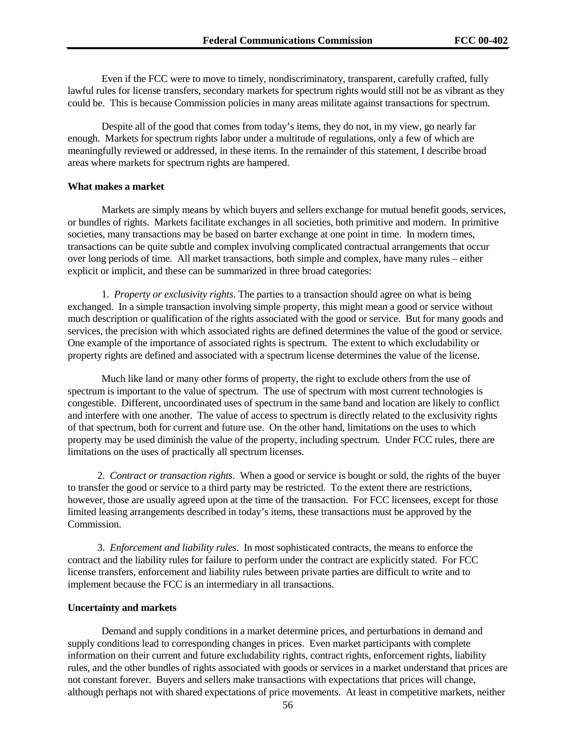Even if the FCC were to move to timely, nondiscriminatory, transparent, carefully crafted, fully lawful rules for license transfers, secondary markets for spectrum rights would still not be as vibrant as they could be. This is because Commission policies in many areas militate against transactions for spectrum.

Despite all of the good that comes from today's items, they do not, in my view, go nearly far enough. Markets for spectrum rights labor under a multitude of regulations, only a few of which are meaningfully reviewed or addressed, in these items. In the remainder of this statement, I describe broad areas where markets for spectrum rights are hampered.

**What makes a market**

Markets are simply means by which buyers and sellers exchange for mutual benefit goods, services, or bundles of rights. Markets facilitate exchanges in all societies, both primitive and modern. In primitive societies, many transactions may be based on barter exchange at one point in time. In modern times, transactions can be quite subtle and complex involving complicated contractual arrangements that occur over long periods of time. All market transactions, both simple and complex, have many rules – either explicit or implicit, and these can be summarized in three broad categories:

1. *Property or exclusivity rights*. The parties to a transaction should agree on what is being exchanged. In a simple transaction involving simple property, this might mean a good or service without much description or qualification of the rights associated with the good or service. But for many goods and services, the precision with which associated rights are defined determines the value of the good or service. One example of the importance of associated rights is spectrum. The extent to which excludability or property rights are defined and associated with a spectrum license determines the value of the license.

Much like land or many other forms of property, the right to exclude others from the use of spectrum is important to the value of spectrum. The use of spectrum with most current technologies is congestible. Different, uncoordinated uses of spectrum in the same band and location are likely to conflict and interfere with one another. The value of access to spectrum is directly related to the exclusivity rights of that spectrum, both for current and future use. On the other hand, limitations on the uses to which property may be used diminish the value of the property, including spectrum. Under FCC rules, there are limitations on the uses of practically all spectrum licenses.

2. *Contract or transaction rights*. When a good or service is bought or sold, the rights of the buyer to transfer the good or service to a third party may be restricted. To the extent there are restrictions, however, those are usually agreed upon at the time of the transaction. For FCC licensees, except for those limited leasing arrangements described in today's items, these transactions must be approved by the Commission.

3. *Enforcement and liability rules*. In most sophisticated contracts, the means to enforce the contract and the liability rules for failure to perform under the contract are explicitly stated. For FCC license transfers, enforcement and liability rules between private parties are difficult to write and to implement because the FCC is an intermediary in all transactions.

**Uncertainty and markets**

Demand and supply conditions in a market determine prices, and perturbations in demand and supply conditions lead to corresponding changes in prices. Even market participants with complete information on their current and future excludability rights, contract rights, enforcement rights, liability rules, and the other bundles of rights associated with goods or services in a market understand that prices are not constant forever. Buyers and sellers make transactions with expectations that prices will change, although perhaps not with shared expectations of price movements. At least in competitive markets, neither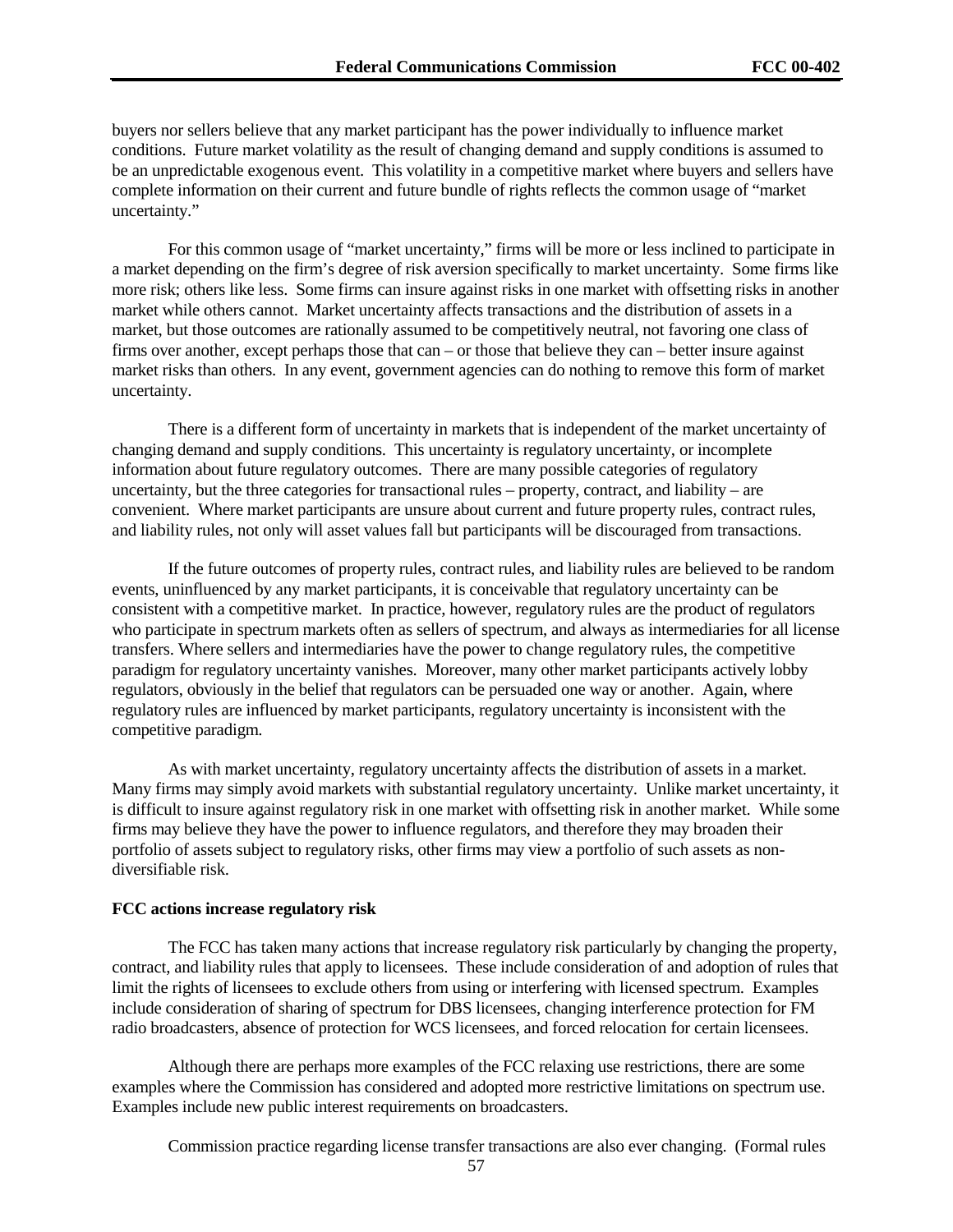buyers nor sellers believe that any market participant has the power individually to influence market conditions. Future market volatility as the result of changing demand and supply conditions is assumed to be an unpredictable exogenous event. This volatility in a competitive market where buyers and sellers have complete information on their current and future bundle of rights reflects the common usage of "market uncertainty."

For this common usage of "market uncertainty," firms will be more or less inclined to participate in a market depending on the firm's degree of risk aversion specifically to market uncertainty. Some firms like more risk; others like less. Some firms can insure against risks in one market with offsetting risks in another market while others cannot. Market uncertainty affects transactions and the distribution of assets in a market, but those outcomes are rationally assumed to be competitively neutral, not favoring one class of firms over another, except perhaps those that can – or those that believe they can – better insure against market risks than others. In any event, government agencies can do nothing to remove this form of market uncertainty.

There is a different form of uncertainty in markets that is independent of the market uncertainty of changing demand and supply conditions. This uncertainty is regulatory uncertainty, or incomplete information about future regulatory outcomes. There are many possible categories of regulatory uncertainty, but the three categories for transactional rules – property, contract, and liability – are convenient. Where market participants are unsure about current and future property rules, contract rules, and liability rules, not only will asset values fall but participants will be discouraged from transactions.

If the future outcomes of property rules, contract rules, and liability rules are believed to be random events, uninfluenced by any market participants, it is conceivable that regulatory uncertainty can be consistent with a competitive market. In practice, however, regulatory rules are the product of regulators who participate in spectrum markets often as sellers of spectrum, and always as intermediaries for all license transfers. Where sellers and intermediaries have the power to change regulatory rules, the competitive paradigm for regulatory uncertainty vanishes. Moreover, many other market participants actively lobby regulators, obviously in the belief that regulators can be persuaded one way or another. Again, where regulatory rules are influenced by market participants, regulatory uncertainty is inconsistent with the competitive paradigm.

As with market uncertainty, regulatory uncertainty affects the distribution of assets in a market. Many firms may simply avoid markets with substantial regulatory uncertainty. Unlike market uncertainty, it is difficult to insure against regulatory risk in one market with offsetting risk in another market. While some firms may believe they have the power to influence regulators, and therefore they may broaden their portfolio of assets subject to regulatory risks, other firms may view a portfolio of such assets as non-diversifiable risk.

**FCC actions increase regulatory risk**

The FCC has taken many actions that increase regulatory risk particularly by changing the property, contract, and liability rules that apply to licensees. These include consideration of and adoption of rules that limit the rights of licensees to exclude others from using or interfering with licensed spectrum. Examples include consideration of sharing of spectrum for DBS licensees, changing interference protection for FM radio broadcasters, absence of protection for WCS licensees, and forced relocation for certain licensees.

Although there are perhaps more examples of the FCC relaxing use restrictions, there are some examples where the Commission has considered and adopted more restrictive limitations on spectrum use. Examples include new public interest requirements on broadcasters.

Commission practice regarding license transfer transactions are also ever changing. (Formal rules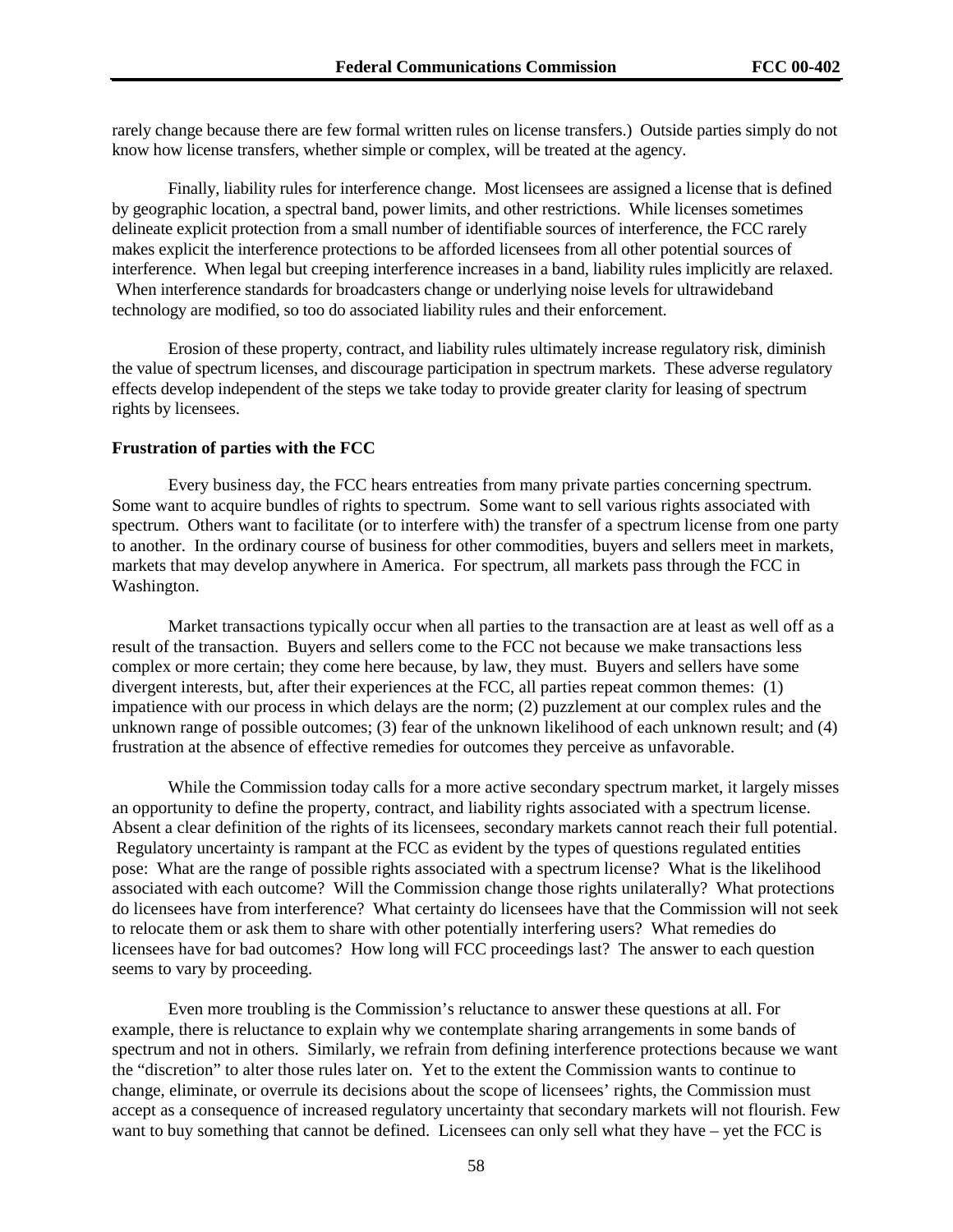rarely change because there are few formal written rules on license transfers.) Outside parties simply do not know how license transfers, whether simple or complex, will be treated at the agency.

Finally, liability rules for interference change. Most licensees are assigned a license that is defined by geographic location, a spectral band, power limits, and other restrictions. While licenses sometimes delineate explicit protection from a small number of identifiable sources of interference, the FCC rarely makes explicit the interference protections to be afforded licensees from all other potential sources of interference. When legal but creeping interference increases in a band, liability rules implicitly are relaxed. When interference standards for broadcasters change or underlying noise levels for ultrawideband technology are modified, so too do associated liability rules and their enforcement.

Erosion of these property, contract, and liability rules ultimately increase regulatory risk, diminish the value of spectrum licenses, and discourage participation in spectrum markets. These adverse regulatory effects develop independent of the steps we take today to provide greater clarity for leasing of spectrum rights by licensees.

**Frustration of parties with the FCC**

Every business day, the FCC hears entreaties from many private parties concerning spectrum. Some want to acquire bundles of rights to spectrum. Some want to sell various rights associated with spectrum. Others want to facilitate (or to interfere with) the transfer of a spectrum license from one party to another. In the ordinary course of business for other commodities, buyers and sellers meet in markets, markets that may develop anywhere in America. For spectrum, all markets pass through the FCC in Washington.

Market transactions typically occur when all parties to the transaction are at least as well off as a result of the transaction. Buyers and sellers come to the FCC not because we make transactions less complex or more certain; they come here because, by law, they must. Buyers and sellers have some divergent interests, but, after their experiences at the FCC, all parties repeat common themes: (1) impatience with our process in which delays are the norm; (2) puzzlement at our complex rules and the unknown range of possible outcomes; (3) fear of the unknown likelihood of each unknown result; and (4) frustration at the absence of effective remedies for outcomes they perceive as unfavorable.

While the Commission today calls for a more active secondary spectrum market, it largely misses an opportunity to define the property, contract, and liability rights associated with a spectrum license. Absent a clear definition of the rights of its licensees, secondary markets cannot reach their full potential. Regulatory uncertainty is rampant at the FCC as evident by the types of questions regulated entities pose: What are the range of possible rights associated with a spectrum license? What is the likelihood associated with each outcome? Will the Commission change those rights unilaterally? What protections do licensees have from interference? What certainty do licensees have that the Commission will not seek to relocate them or ask them to share with other potentially interfering users? What remedies do licensees have for bad outcomes? How long will FCC proceedings last? The answer to each question seems to vary by proceeding.

Even more troubling is the Commission's reluctance to answer these questions at all. For example, there is reluctance to explain why we contemplate sharing arrangements in some bands of spectrum and not in others. Similarly, we refrain from defining interference protections because we want the "discretion" to alter those rules later on. Yet to the extent the Commission wants to continue to change, eliminate, or overrule its decisions about the scope of licensees' rights, the Commission must accept as a consequence of increased regulatory uncertainty that secondary markets will not flourish. Few want to buy something that cannot be defined. Licensees can only sell what they have – yet the FCC is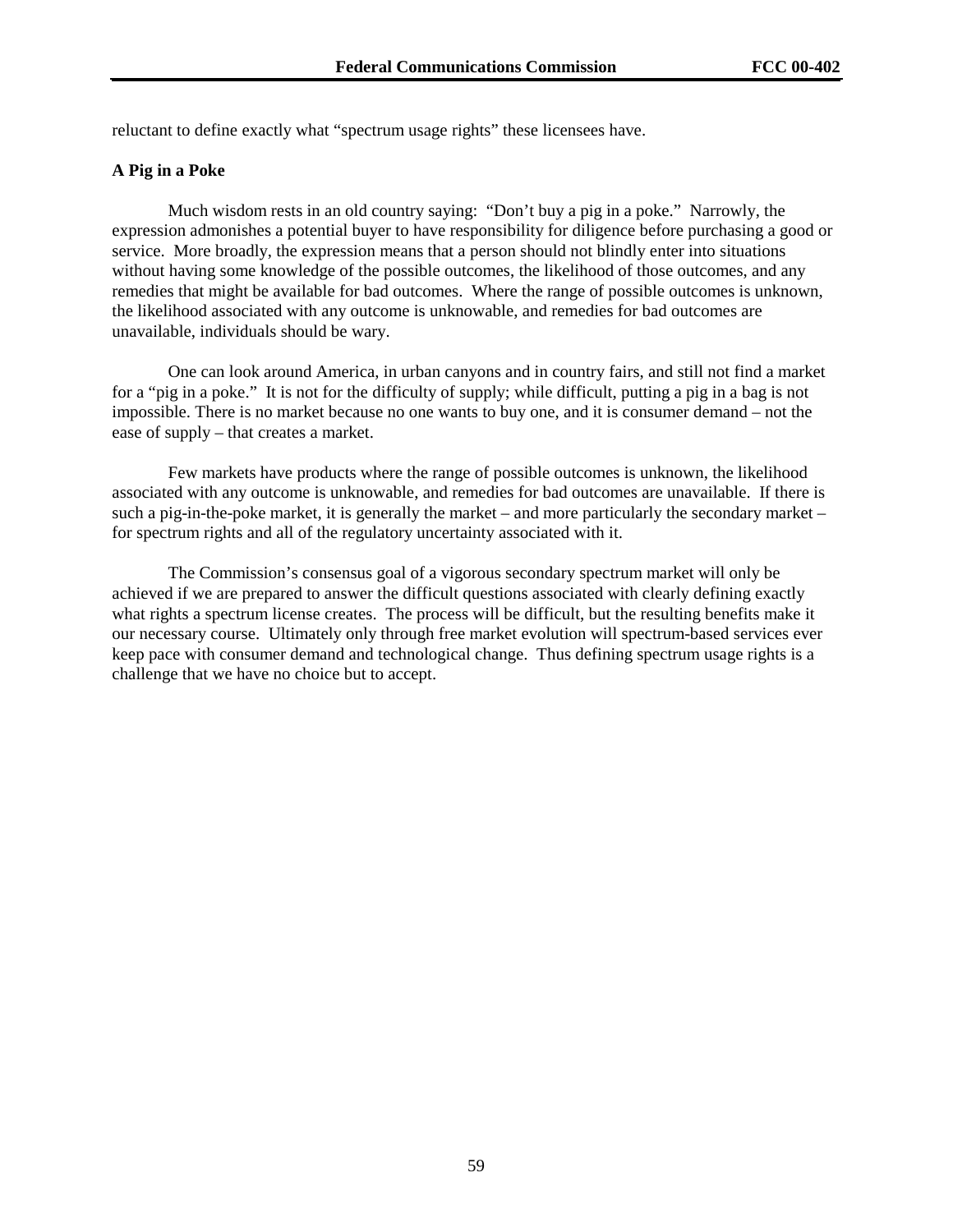reluctant to define exactly what "spectrum usage rights" these licensees have.

**A Pig in a Poke**

Much wisdom rests in an old country saying: "Don't buy a pig in a poke." Narrowly, the expression admonishes a potential buyer to have responsibility for diligence before purchasing a good or service. More broadly, the expression means that a person should not blindly enter into situations without having some knowledge of the possible outcomes, the likelihood of those outcomes, and any remedies that might be available for bad outcomes. Where the range of possible outcomes is unknown, the likelihood associated with any outcome is unknowable, and remedies for bad outcomes are unavailable, individuals should be wary.

One can look around America, in urban canyons and in country fairs, and still not find a market for a "pig in a poke." It is not for the difficulty of supply; while difficult, putting a pig in a bag is not impossible. There is no market because no one wants to buy one, and it is consumer demand – not the ease of supply – that creates a market.

Few markets have products where the range of possible outcomes is unknown, the likelihood associated with any outcome is unknowable, and remedies for bad outcomes are unavailable. If there is such a pig-in-the-poke market, it is generally the market – and more particularly the secondary market – for spectrum rights and all of the regulatory uncertainty associated with it.

The Commission's consensus goal of a vigorous secondary spectrum market will only be achieved if we are prepared to answer the difficult questions associated with clearly defining exactly what rights a spectrum license creates. The process will be difficult, but the resulting benefits make it our necessary course. Ultimately only through free market evolution will spectrum-based services ever keep pace with consumer demand and technological change. Thus defining spectrum usage rights is a challenge that we have no choice but to accept.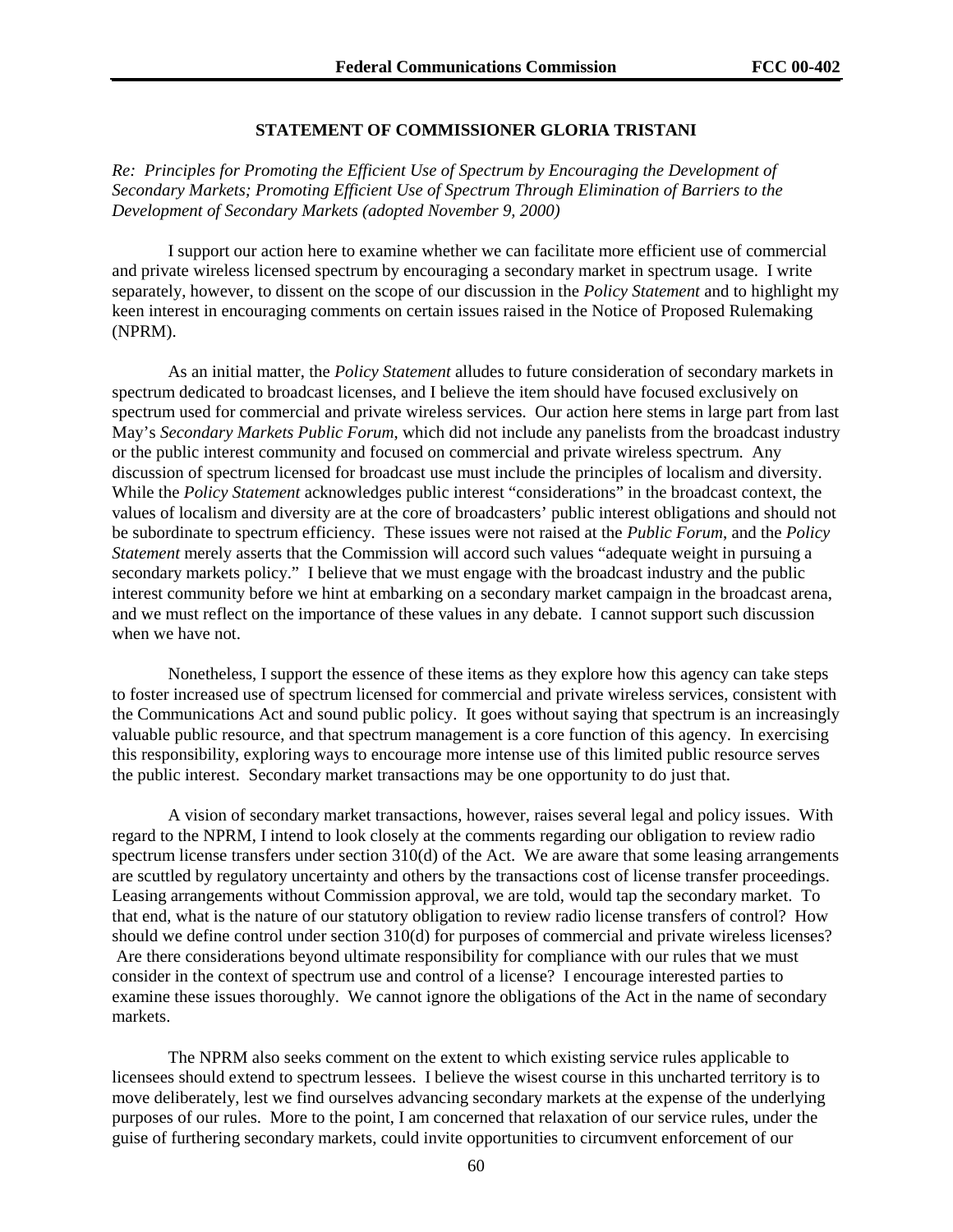## STATEMENT OF COMMISSIONER GLORIA TRISTANI

*Re: Principles for Promoting the Efficient Use of Spectrum by Encouraging the Development of Secondary Markets; Promoting Efficient Use of Spectrum Through Elimination of Barriers to the Development of Secondary Markets (adopted November 9, 2000)*

I support our action here to examine whether we can facilitate more efficient use of commercial and private wireless licensed spectrum by encouraging a secondary market in spectrum usage. I write separately, however, to dissent on the scope of our discussion in the *Policy Statement* and to highlight my keen interest in encouraging comments on certain issues raised in the Notice of Proposed Rulemaking (NPRM).

As an initial matter, the *Policy Statement* alludes to future consideration of secondary markets in spectrum dedicated to broadcast licenses, and I believe the item should have focused exclusively on spectrum used for commercial and private wireless services. Our action here stems in large part from last May's *Secondary Markets Public Forum*, which did not include any panelists from the broadcast industry or the public interest community and focused on commercial and private wireless spectrum. Any discussion of spectrum licensed for broadcast use must include the principles of localism and diversity. While the *Policy Statement* acknowledges public interest "considerations" in the broadcast context, the values of localism and diversity are at the core of broadcasters' public interest obligations and should not be subordinate to spectrum efficiency. These issues were not raised at the *Public Forum*, and the *Policy Statement* merely asserts that the Commission will accord such values "adequate weight in pursuing a secondary markets policy." I believe that we must engage with the broadcast industry and the public interest community before we hint at embarking on a secondary market campaign in the broadcast arena, and we must reflect on the importance of these values in any debate. I cannot support such discussion when we have not.

Nonetheless, I support the essence of these items as they explore how this agency can take steps to foster increased use of spectrum licensed for commercial and private wireless services, consistent with the Communications Act and sound public policy. It goes without saying that spectrum is an increasingly valuable public resource, and that spectrum management is a core function of this agency. In exercising this responsibility, exploring ways to encourage more intense use of this limited public resource serves the public interest. Secondary market transactions may be one opportunity to do just that.

A vision of secondary market transactions, however, raises several legal and policy issues. With regard to the NPRM, I intend to look closely at the comments regarding our obligation to review radio spectrum license transfers under section 310(d) of the Act. We are aware that some leasing arrangements are scuttled by regulatory uncertainty and others by the transactions cost of license transfer proceedings. Leasing arrangements without Commission approval, we are told, would tap the secondary market. To that end, what is the nature of our statutory obligation to review radio license transfers of control? How should we define control under section 310(d) for purposes of commercial and private wireless licenses? Are there considerations beyond ultimate responsibility for compliance with our rules that we must consider in the context of spectrum use and control of a license? I encourage interested parties to examine these issues thoroughly. We cannot ignore the obligations of the Act in the name of secondary markets.

The NPRM also seeks comment on the extent to which existing service rules applicable to licensees should extend to spectrum lessees. I believe the wisest course in this uncharted territory is to move deliberately, lest we find ourselves advancing secondary markets at the expense of the underlying purposes of our rules. More to the point, I am concerned that relaxation of our service rules, under the guise of furthering secondary markets, could invite opportunities to circumvent enforcement of our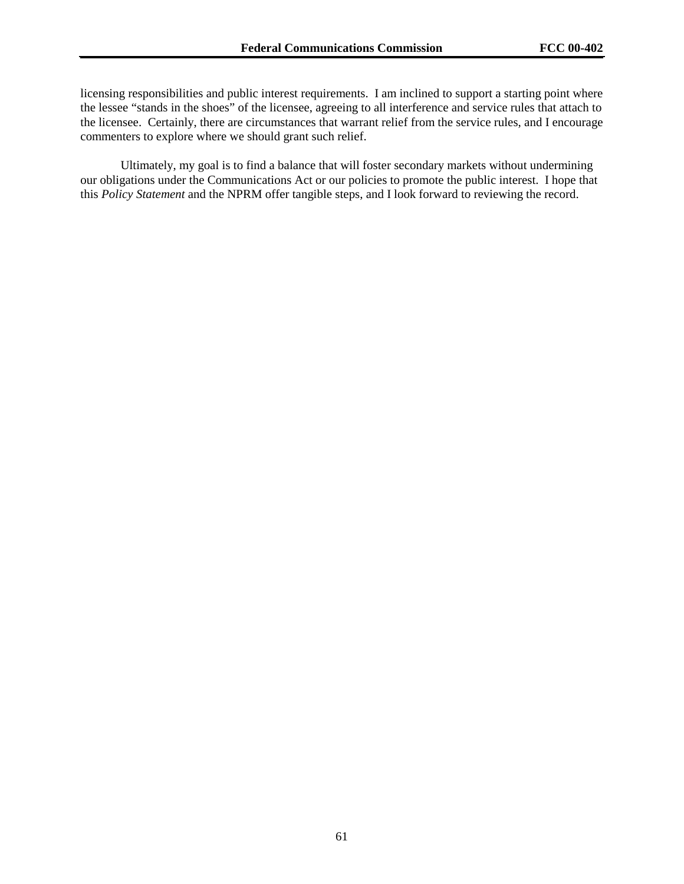licensing responsibilities and public interest requirements. I am inclined to support a starting point where the lessee "stands in the shoes" of the licensee, agreeing to all interference and service rules that attach to the licensee. Certainly, there are circumstances that warrant relief from the service rules, and I encourage commenters to explore where we should grant such relief.

Ultimately, my goal is to find a balance that will foster secondary markets without undermining our obligations under the Communications Act or our policies to promote the public interest. I hope that this *Policy Statement* and the NPRM offer tangible steps, and I look forward to reviewing the record.